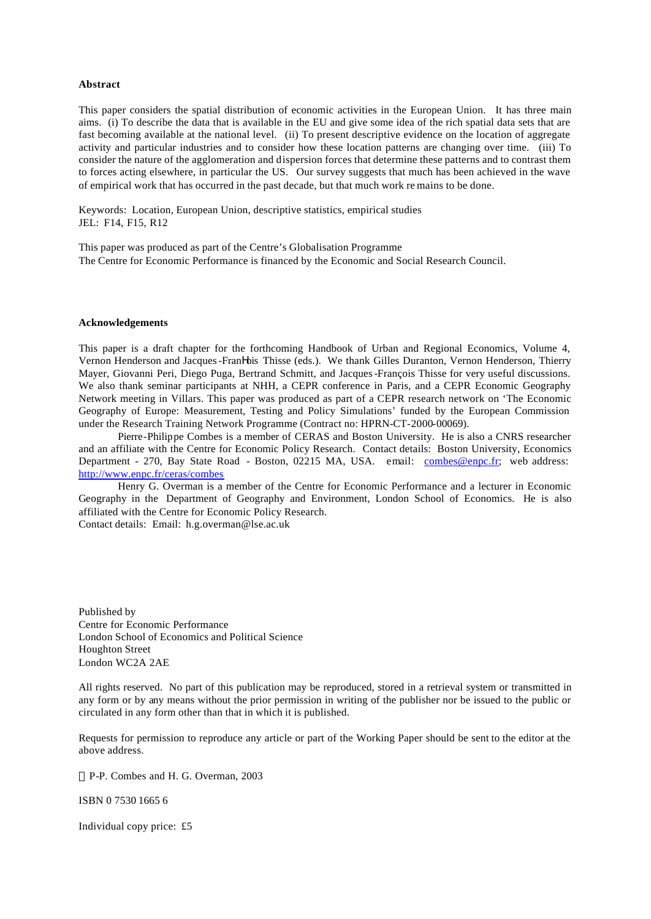**Abstract**

This paper considers the spatial distribution of economic activities in the European Union. It has three main aims. (i) To describe the data that is available in the EU and give some idea of the rich spatial data sets that are fast becoming available at the national level. (ii) To present descriptive evidence on the location of aggregate activity and particular industries and to consider how these location patterns are changing over time. (iii) To consider the nature of the agglomeration and dispersion forces that determine these patterns and to contrast them to forces acting elsewhere, in particular the US. Our survey suggests that much has been achieved in the wave of empirical work that has occurred in the past decade, but that much work remains to be done.

Keywords: Location, European Union, descriptive statistics, empirical studies
JEL: F14, F15, R12

This paper was produced as part of the Centre's Globalisation Programme
The Centre for Economic Performance is financed by the Economic and Social Research Council.

**Acknowledgements**

This paper is a draft chapter for the forthcoming Handbook of Urban and Regional Economics, Volume 4, Vernon Henderson and Jacques-François Thisse (eds.). We thank Gilles Duranton, Vernon Henderson, Thierry Mayer, Giovanni Peri, Diego Puga, Bertrand Schmitt, and Jacques-François Thisse for very useful discussions. We also thank seminar participants at NHH, a CEPR conference in Paris, and a CEPR Economic Geography Network meeting in Villars. This paper was produced as part of a CEPR research network on 'The Economic Geography of Europe: Measurement, Testing and Policy Simulations' funded by the European Commission under the Research Training Network Programme (Contract no: HPRN-CT-2000-00069).

Pierre-Philippe Combes is a member of CERAS and Boston University. He is also a CNRS researcher and an affiliate with the Centre for Economic Policy Research. Contact details: Boston University, Economics Department - 270, Bay State Road - Boston, 02215 MA, USA. email: combes@enpc.fr; web address: http://www.enpc.fr/ceras/combes

Henry G. Overman is a member of the Centre for Economic Performance and a lecturer in Economic Geography in the Department of Geography and Environment, London School of Economics. He is also affiliated with the Centre for Economic Policy Research.
Contact details: Email: h.g.overman@lse.ac.uk

Published by
Centre for Economic Performance
London School of Economics and Political Science
Houghton Street
London WC2A 2AE

All rights reserved. No part of this publication may be reproduced, stored in a retrieval system or transmitted in any form or by any means without the prior permission in writing of the publisher nor be issued to the public or circulated in any form other than that in which it is published.

Requests for permission to reproduce any article or part of the Working Paper should be sent to the editor at the above address.

© P-P. Combes and H. G. Overman, 2003

ISBN 0 7530 1665 6

Individual copy price: £5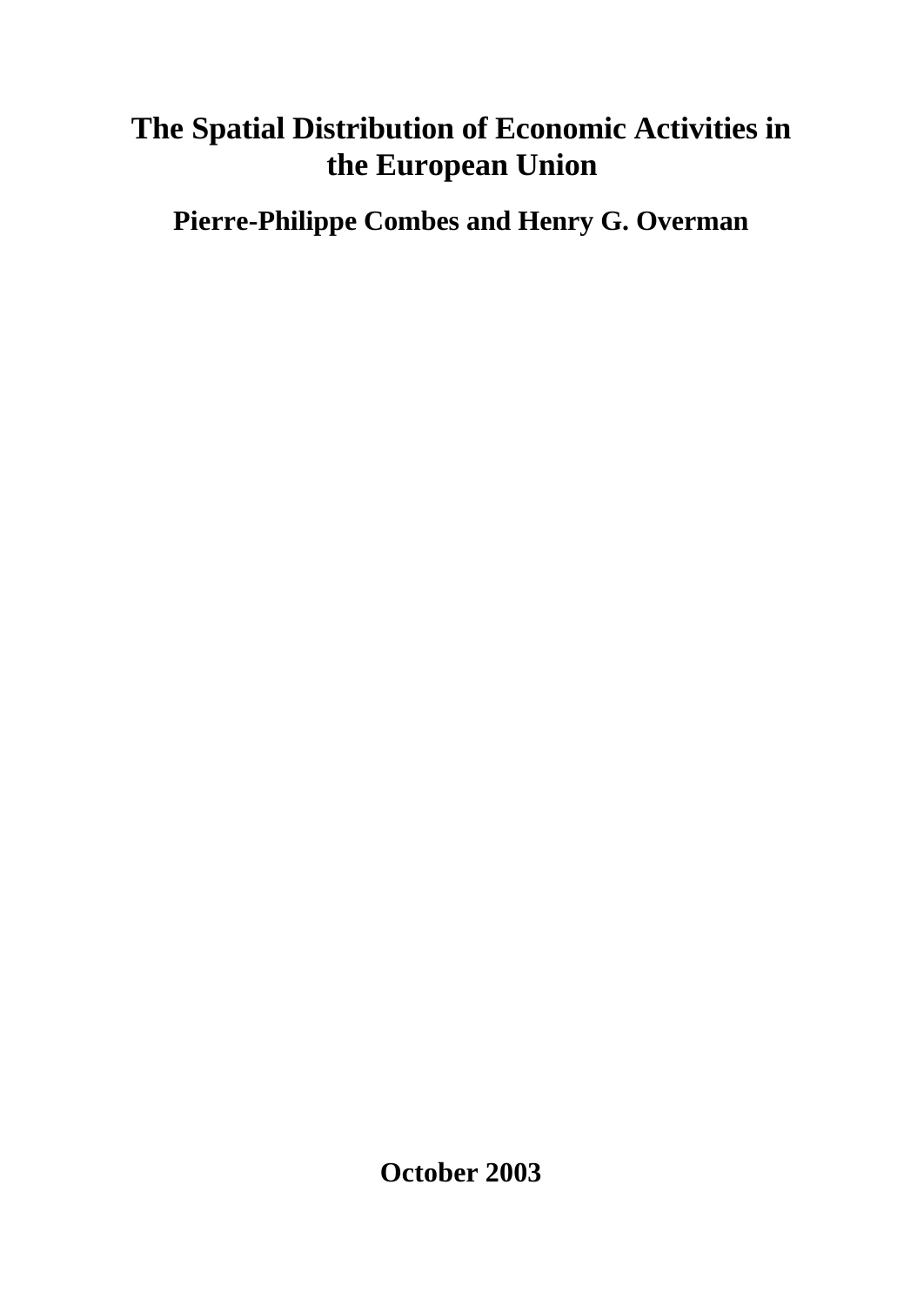# The Spatial Distribution of Economic Activities in the European Union

**Pierre-Philippe Combes and Henry G. Overman**

**October 2003**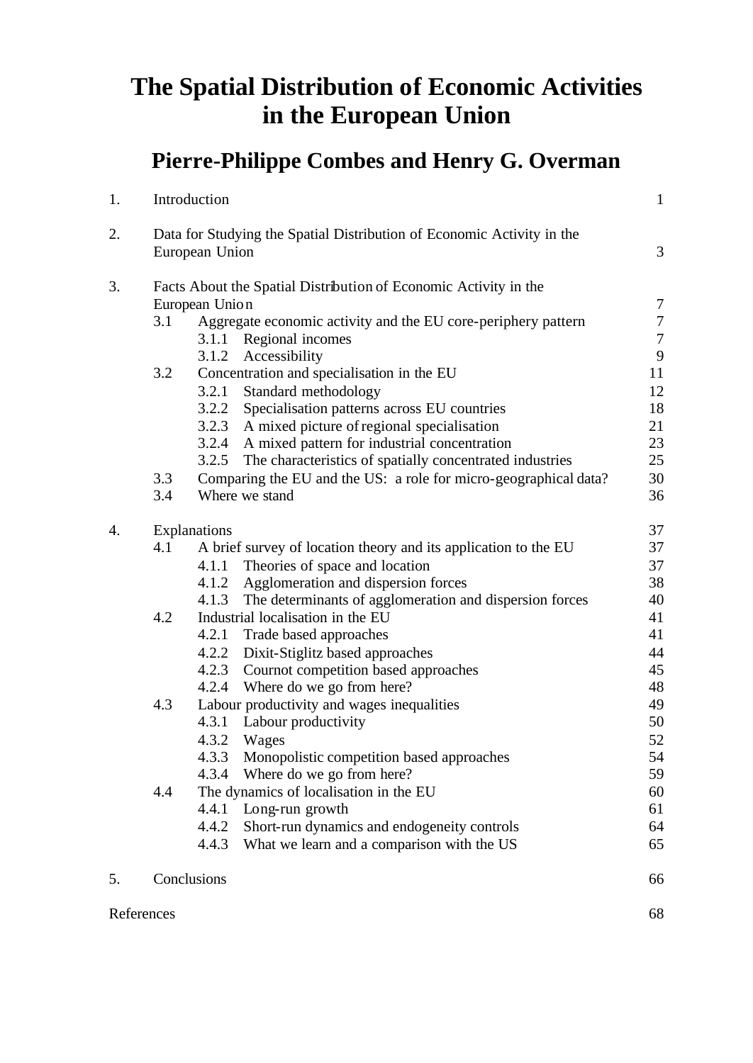# The Spatial Distribution of Economic Activities in the European Union

## Pierre-Philippe Combes and Henry G. Overman

| | | |
|---|---|---|
| 1. | Introduction | 1 |
| 2. | Data for Studying the Spatial Distribution of Economic Activity in the European Union | 3 |
| 3. | Facts About the Spatial Distribution of Economic Activity in the European Union | 7 |
| | 3.1 Aggregate economic activity and the EU core-periphery pattern | 7 |
| | 3.1.1 Regional incomes | 7 |
| | 3.1.2 Accessibility | 9 |
| | 3.2 Concentration and specialisation in the EU | 11 |
| | 3.2.1 Standard methodology | 12 |
| | 3.2.2 Specialisation patterns across EU countries | 18 |
| | 3.2.3 A mixed picture of regional specialisation | 21 |
| | 3.2.4 A mixed pattern for industrial concentration | 23 |
| | 3.2.5 The characteristics of spatially concentrated industries | 25 |
| | 3.3 Comparing the EU and the US: a role for micro-geographical data? | 30 |
| | 3.4 Where we stand | 36 |
| 4. | Explanations | 37 |
| | 4.1 A brief survey of location theory and its application to the EU | 37 |
| | 4.1.1 Theories of space and location | 37 |
| | 4.1.2 Agglomeration and dispersion forces | 38 |
| | 4.1.3 The determinants of agglomeration and dispersion forces | 40 |
| | 4.2 Industrial localisation in the EU | 41 |
| | 4.2.1 Trade based approaches | 41 |
| | 4.2.2 Dixit-Stiglitz based approaches | 44 |
| | 4.2.3 Cournot competition based approaches | 45 |
| | 4.2.4 Where do we go from here? | 48 |
| | 4.3 Labour productivity and wages inequalities | 49 |
| | 4.3.1 Labour productivity | 50 |
| | 4.3.2 Wages | 52 |
| | 4.3.3 Monopolistic competition based approaches | 54 |
| | 4.3.4 Where do we go from here? | 59 |
| | 4.4 The dynamics of localisation in the EU | 60 |
| | 4.4.1 Long-run growth | 61 |
| | 4.4.2 Short-run dynamics and endogeneity controls | 64 |
| | 4.4.3 What we learn and a comparison with the US | 65 |
| 5. | Conclusions | 66 |
| | References | 68 |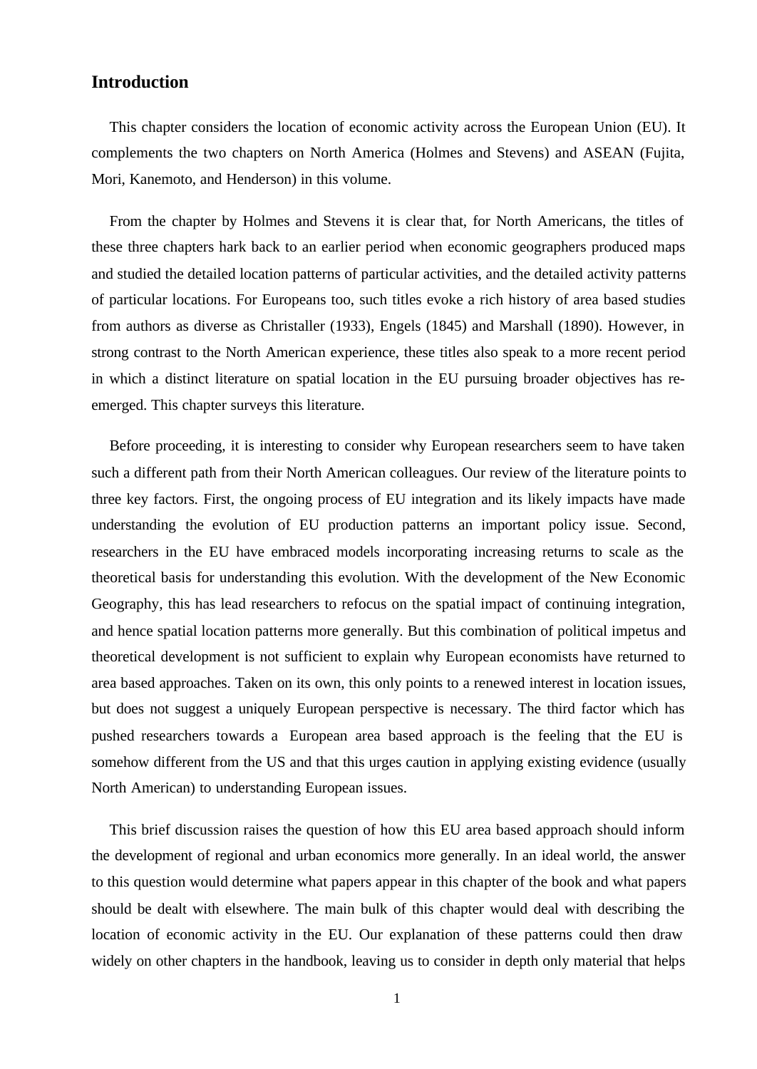## Introduction

This chapter considers the location of economic activity across the European Union (EU). It complements the two chapters on North America (Holmes and Stevens) and ASEAN (Fujita, Mori, Kanemoto, and Henderson) in this volume.

From the chapter by Holmes and Stevens it is clear that, for North Americans, the titles of these three chapters hark back to an earlier period when economic geographers produced maps and studied the detailed location patterns of particular activities, and the detailed activity patterns of particular locations. For Europeans too, such titles evoke a rich history of area based studies from authors as diverse as Christaller (1933), Engels (1845) and Marshall (1890). However, in strong contrast to the North American experience, these titles also speak to a more recent period in which a distinct literature on spatial location in the EU pursuing broader objectives has re-emerged. This chapter surveys this literature.

Before proceeding, it is interesting to consider why European researchers seem to have taken such a different path from their North American colleagues. Our review of the literature points to three key factors. First, the ongoing process of EU integration and its likely impacts have made understanding the evolution of EU production patterns an important policy issue. Second, researchers in the EU have embraced models incorporating increasing returns to scale as the theoretical basis for understanding this evolution. With the development of the New Economic Geography, this has lead researchers to refocus on the spatial impact of continuing integration, and hence spatial location patterns more generally. But this combination of political impetus and theoretical development is not sufficient to explain why European economists have returned to area based approaches. Taken on its own, this only points to a renewed interest in location issues, but does not suggest a uniquely European perspective is necessary. The third factor which has pushed researchers towards a European area based approach is the feeling that the EU is somehow different from the US and that this urges caution in applying existing evidence (usually North American) to understanding European issues.

This brief discussion raises the question of how this EU area based approach should inform the development of regional and urban economics more generally. In an ideal world, the answer to this question would determine what papers appear in this chapter of the book and what papers should be dealt with elsewhere. The main bulk of this chapter would deal with describing the location of economic activity in the EU. Our explanation of these patterns could then draw widely on other chapters in the handbook, leaving us to consider in depth only material that helps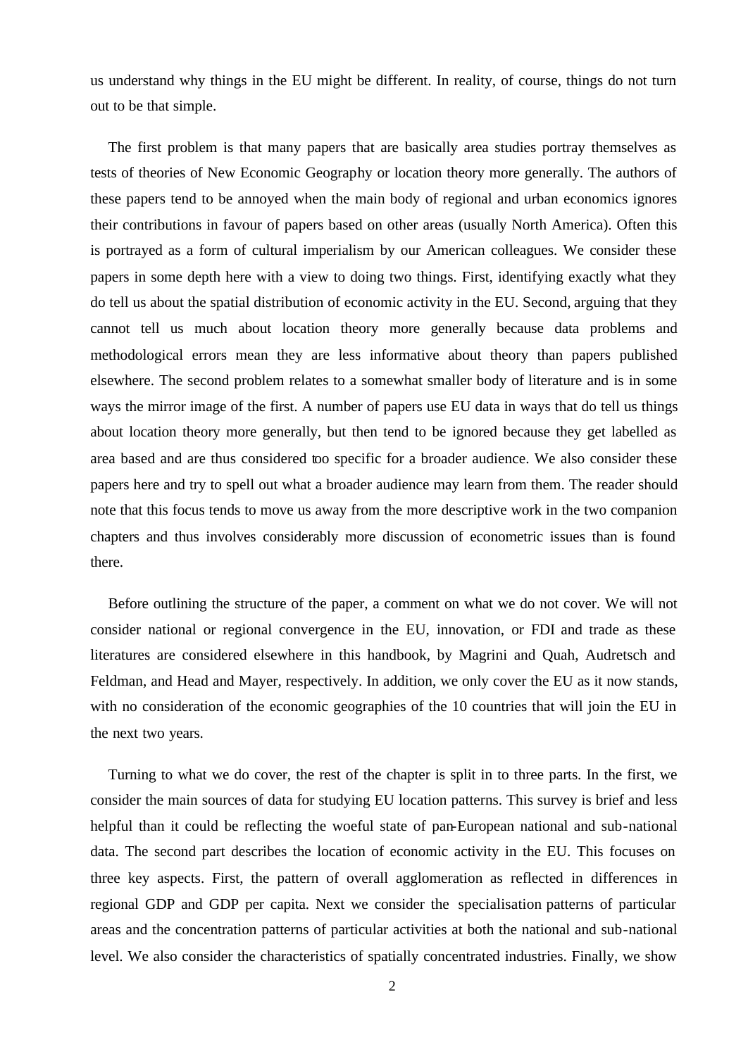us understand why things in the EU might be different. In reality, of course, things do not turn out to be that simple.

The first problem is that many papers that are basically area studies portray themselves as tests of theories of New Economic Geography or location theory more generally. The authors of these papers tend to be annoyed when the main body of regional and urban economics ignores their contributions in favour of papers based on other areas (usually North America). Often this is portrayed as a form of cultural imperialism by our American colleagues. We consider these papers in some depth here with a view to doing two things. First, identifying exactly what they do tell us about the spatial distribution of economic activity in the EU. Second, arguing that they cannot tell us much about location theory more generally because data problems and methodological errors mean they are less informative about theory than papers published elsewhere. The second problem relates to a somewhat smaller body of literature and is in some ways the mirror image of the first. A number of papers use EU data in ways that do tell us things about location theory more generally, but then tend to be ignored because they get labelled as area based and are thus considered too specific for a broader audience. We also consider these papers here and try to spell out what a broader audience may learn from them. The reader should note that this focus tends to move us away from the more descriptive work in the two companion chapters and thus involves considerably more discussion of econometric issues than is found there.

Before outlining the structure of the paper, a comment on what we do not cover. We will not consider national or regional convergence in the EU, innovation, or FDI and trade as these literatures are considered elsewhere in this handbook, by Magrini and Quah, Audretsch and Feldman, and Head and Mayer, respectively. In addition, we only cover the EU as it now stands, with no consideration of the economic geographies of the 10 countries that will join the EU in the next two years.

Turning to what we do cover, the rest of the chapter is split in to three parts. In the first, we consider the main sources of data for studying EU location patterns. This survey is brief and less helpful than it could be reflecting the woeful state of pan-European national and sub-national data. The second part describes the location of economic activity in the EU. This focuses on three key aspects. First, the pattern of overall agglomeration as reflected in differences in regional GDP and GDP per capita. Next we consider the specialisation patterns of particular areas and the concentration patterns of particular activities at both the national and sub-national level. We also consider the characteristics of spatially concentrated industries. Finally, we show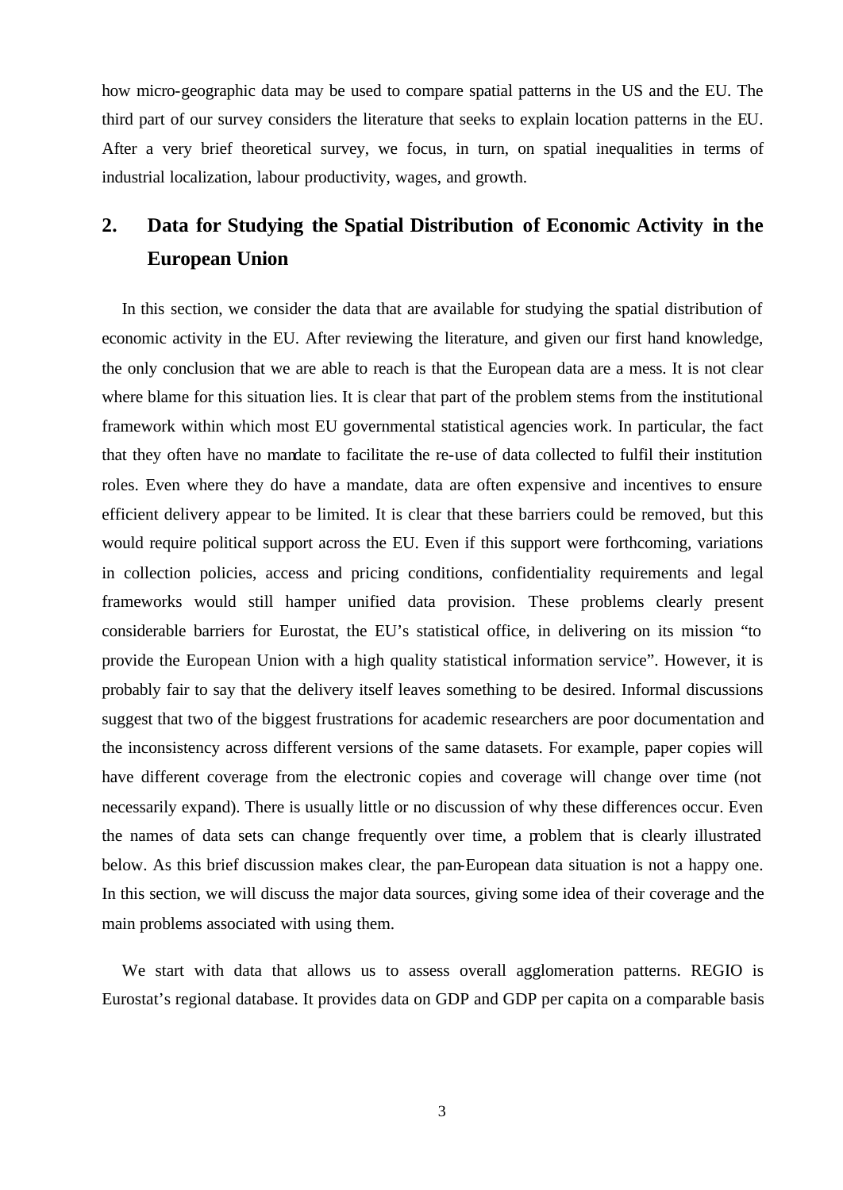how micro-geographic data may be used to compare spatial patterns in the US and the EU. The third part of our survey considers the literature that seeks to explain location patterns in the EU. After a very brief theoretical survey, we focus, in turn, on spatial inequalities in terms of industrial localization, labour productivity, wages, and growth.

## 2. Data for Studying the Spatial Distribution of Economic Activity in the European Union

In this section, we consider the data that are available for studying the spatial distribution of economic activity in the EU. After reviewing the literature, and given our first hand knowledge, the only conclusion that we are able to reach is that the European data are a mess. It is not clear where blame for this situation lies. It is clear that part of the problem stems from the institutional framework within which most EU governmental statistical agencies work. In particular, the fact that they often have no mandate to facilitate the re-use of data collected to fulfil their institution roles. Even where they do have a mandate, data are often expensive and incentives to ensure efficient delivery appear to be limited. It is clear that these barriers could be removed, but this would require political support across the EU. Even if this support were forthcoming, variations in collection policies, access and pricing conditions, confidentiality requirements and legal frameworks would still hamper unified data provision. These problems clearly present considerable barriers for Eurostat, the EU's statistical office, in delivering on its mission "to provide the European Union with a high quality statistical information service". However, it is probably fair to say that the delivery itself leaves something to be desired. Informal discussions suggest that two of the biggest frustrations for academic researchers are poor documentation and the inconsistency across different versions of the same datasets. For example, paper copies will have different coverage from the electronic copies and coverage will change over time (not necessarily expand). There is usually little or no discussion of why these differences occur. Even the names of data sets can change frequently over time, a problem that is clearly illustrated below. As this brief discussion makes clear, the pan-European data situation is not a happy one. In this section, we will discuss the major data sources, giving some idea of their coverage and the main problems associated with using them.

We start with data that allows us to assess overall agglomeration patterns. REGIO is Eurostat's regional database. It provides data on GDP and GDP per capita on a comparable basis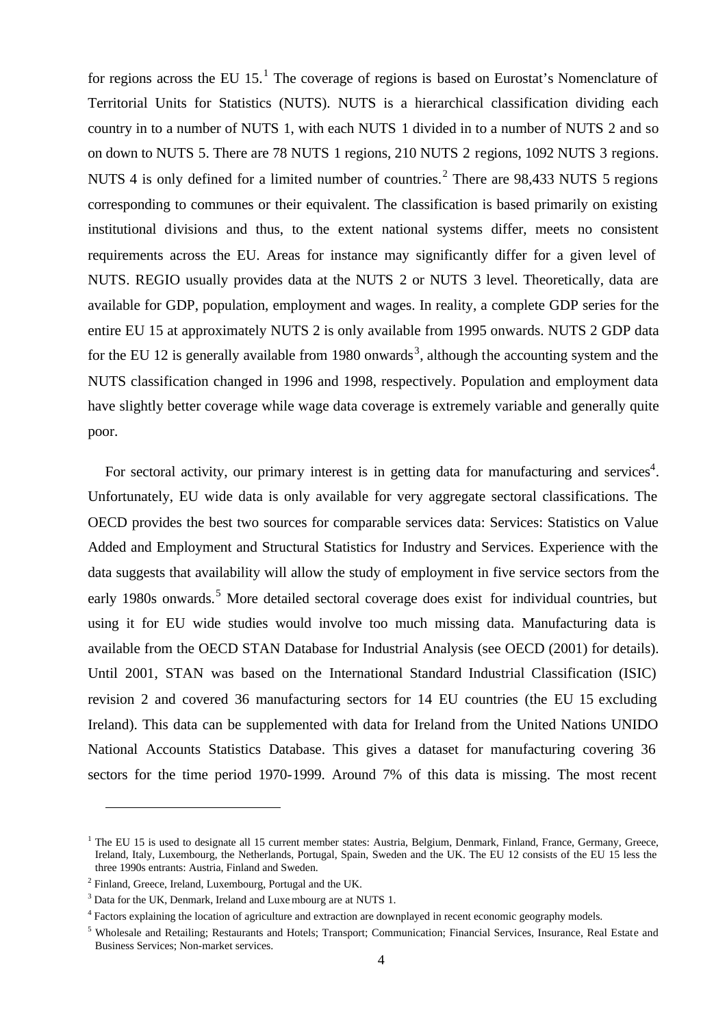for regions across the EU 15.[1] The coverage of regions is based on Eurostat's Nomenclature of Territorial Units for Statistics (NUTS). NUTS is a hierarchical classification dividing each country in to a number of NUTS 1, with each NUTS 1 divided in to a number of NUTS 2 and so on down to NUTS 5. There are 78 NUTS 1 regions, 210 NUTS 2 regions, 1092 NUTS 3 regions. NUTS 4 is only defined for a limited number of countries.[2] There are 98,433 NUTS 5 regions corresponding to communes or their equivalent. The classification is based primarily on existing institutional divisions and thus, to the extent national systems differ, meets no consistent requirements across the EU. Areas for instance may significantly differ for a given level of NUTS. REGIO usually provides data at the NUTS 2 or NUTS 3 level. Theoretically, data are available for GDP, population, employment and wages. In reality, a complete GDP series for the entire EU 15 at approximately NUTS 2 is only available from 1995 onwards. NUTS 2 GDP data for the EU 12 is generally available from 1980 onwards[3], although the accounting system and the NUTS classification changed in 1996 and 1998, respectively. Population and employment data have slightly better coverage while wage data coverage is extremely variable and generally quite poor.

For sectoral activity, our primary interest is in getting data for manufacturing and services[4]. Unfortunately, EU wide data is only available for very aggregate sectoral classifications. The OECD provides the best two sources for comparable services data: Services: Statistics on Value Added and Employment and Structural Statistics for Industry and Services. Experience with the data suggests that availability will allow the study of employment in five service sectors from the early 1980s onwards.[5] More detailed sectoral coverage does exist for individual countries, but using it for EU wide studies would involve too much missing data. Manufacturing data is available from the OECD STAN Database for Industrial Analysis (see OECD (2001) for details). Until 2001, STAN was based on the International Standard Industrial Classification (ISIC) revision 2 and covered 36 manufacturing sectors for 14 EU countries (the EU 15 excluding Ireland). This data can be supplemented with data for Ireland from the United Nations UNIDO National Accounts Statistics Database. This gives a dataset for manufacturing covering 36 sectors for the time period 1970-1999. Around 7% of this data is missing. The most recent

---

[1] The EU 15 is used to designate all 15 current member states: Austria, Belgium, Denmark, Finland, France, Germany, Greece, Ireland, Italy, Luxembourg, the Netherlands, Portugal, Spain, Sweden and the UK. The EU 12 consists of the EU 15 less the three 1990s entrants: Austria, Finland and Sweden.

[2] Finland, Greece, Ireland, Luxembourg, Portugal and the UK.

[3] Data for the UK, Denmark, Ireland and Luxembourg are at NUTS 1.

[4] Factors explaining the location of agriculture and extraction are downplayed in recent economic geography models.

[5] Wholesale and Retailing; Restaurants and Hotels; Transport; Communication; Financial Services, Insurance, Real Estate and Business Services; Non-market services.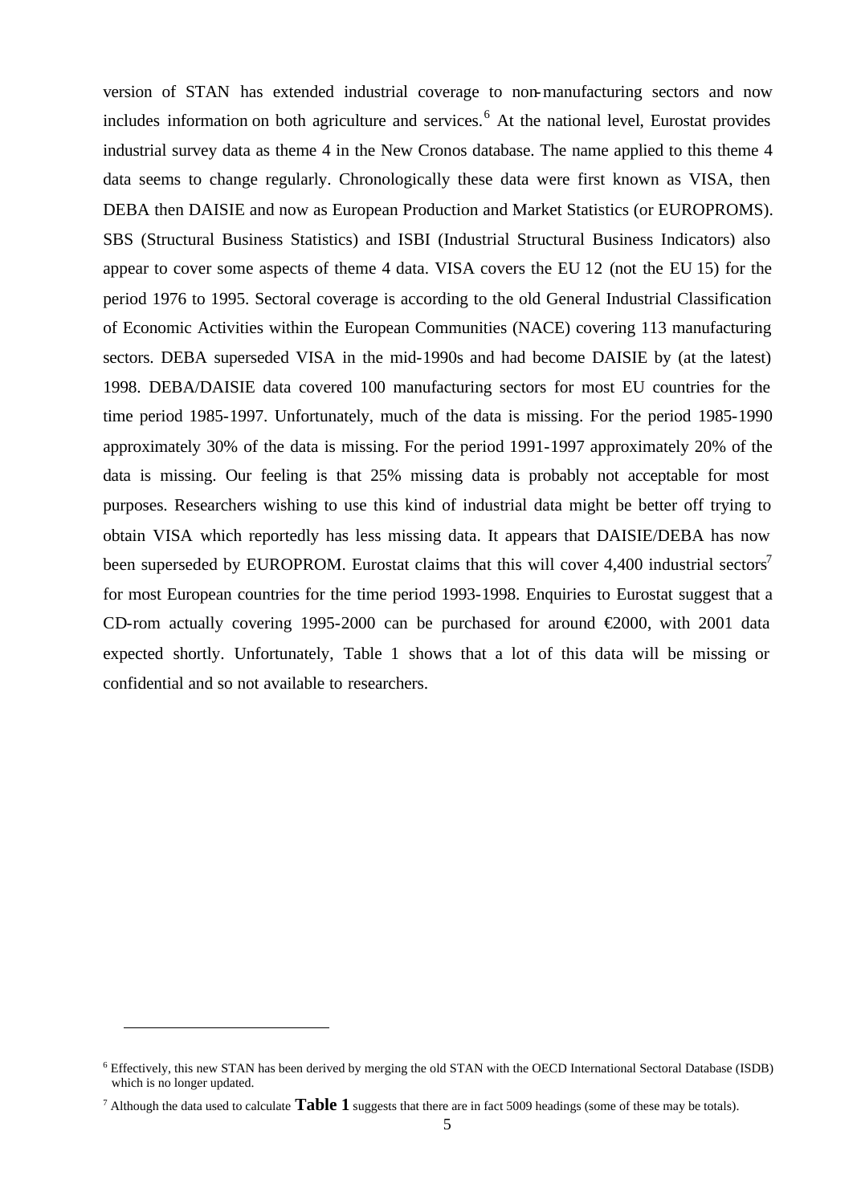version of STAN has extended industrial coverage to non-manufacturing sectors and now includes information on both agriculture and services.[6] At the national level, Eurostat provides industrial survey data as theme 4 in the New Cronos database. The name applied to this theme 4 data seems to change regularly. Chronologically these data were first known as VISA, then DEBA then DAISIE and now as European Production and Market Statistics (or EUROPROMS). SBS (Structural Business Statistics) and ISBI (Industrial Structural Business Indicators) also appear to cover some aspects of theme 4 data. VISA covers the EU 12 (not the EU 15) for the period 1976 to 1995. Sectoral coverage is according to the old General Industrial Classification of Economic Activities within the European Communities (NACE) covering 113 manufacturing sectors. DEBA superseded VISA in the mid-1990s and had become DAISIE by (at the latest) 1998. DEBA/DAISIE data covered 100 manufacturing sectors for most EU countries for the time period 1985-1997. Unfortunately, much of the data is missing. For the period 1985-1990 approximately 30% of the data is missing. For the period 1991-1997 approximately 20% of the data is missing. Our feeling is that 25% missing data is probably not acceptable for most purposes. Researchers wishing to use this kind of industrial data might be better off trying to obtain VISA which reportedly has less missing data. It appears that DAISIE/DEBA has now been superseded by EUROPROM. Eurostat claims that this will cover 4,400 industrial sectors[7] for most European countries for the time period 1993-1998. Enquiries to Eurostat suggest that a CD-rom actually covering 1995-2000 can be purchased for around €2000, with 2001 data expected shortly. Unfortunately, Table 1 shows that a lot of this data will be missing or confidential and so not available to researchers.

[6] Effectively, this new STAN has been derived by merging the old STAN with the OECD International Sectoral Database (ISDB) which is no longer updated.

[7] Although the data used to calculate **Table 1** suggests that there are in fact 5009 headings (some of these may be totals).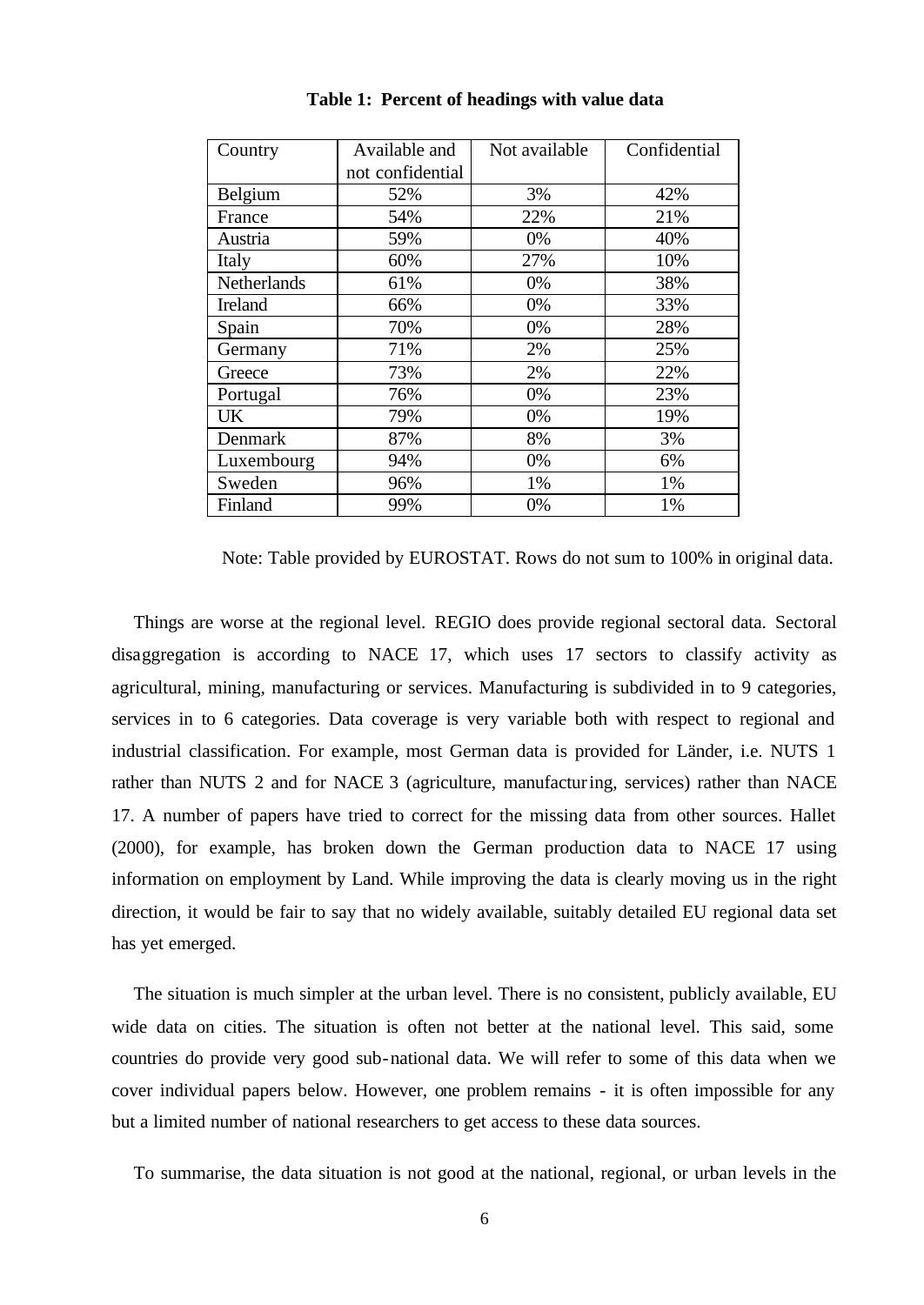**Table 1: Percent of headings with value data**

| Country | Available and not confidential | Not available | Confidential |
|---|---|---|---|
| Belgium | 52% | 3% | 42% |
| France | 54% | 22% | 21% |
| Austria | 59% | 0% | 40% |
| Italy | 60% | 27% | 10% |
| Netherlands | 61% | 0% | 38% |
| Ireland | 66% | 0% | 33% |
| Spain | 70% | 0% | 28% |
| Germany | 71% | 2% | 25% |
| Greece | 73% | 2% | 22% |
| Portugal | 76% | 0% | 23% |
| UK | 79% | 0% | 19% |
| Denmark | 87% | 8% | 3% |
| Luxembourg | 94% | 0% | 6% |
| Sweden | 96% | 1% | 1% |
| Finland | 99% | 0% | 1% |

Note: Table provided by EUROSTAT. Rows do not sum to 100% in original data.

Things are worse at the regional level. REGIO does provide regional sectoral data. Sectoral disaggregation is according to NACE 17, which uses 17 sectors to classify activity as agricultural, mining, manufacturing or services. Manufacturing is subdivided in to 9 categories, services in to 6 categories. Data coverage is very variable both with respect to regional and industrial classification. For example, most German data is provided for Länder, i.e. NUTS 1 rather than NUTS 2 and for NACE 3 (agriculture, manufacturing, services) rather than NACE 17. A number of papers have tried to correct for the missing data from other sources. Hallet (2000), for example, has broken down the German production data to NACE 17 using information on employment by Land. While improving the data is clearly moving us in the right direction, it would be fair to say that no widely available, suitably detailed EU regional data set has yet emerged.

The situation is much simpler at the urban level. There is no consistent, publicly available, EU wide data on cities. The situation is often not better at the national level. This said, some countries do provide very good sub-national data. We will refer to some of this data when we cover individual papers below. However, one problem remains - it is often impossible for any but a limited number of national researchers to get access to these data sources.

To summarise, the data situation is not good at the national, regional, or urban levels in the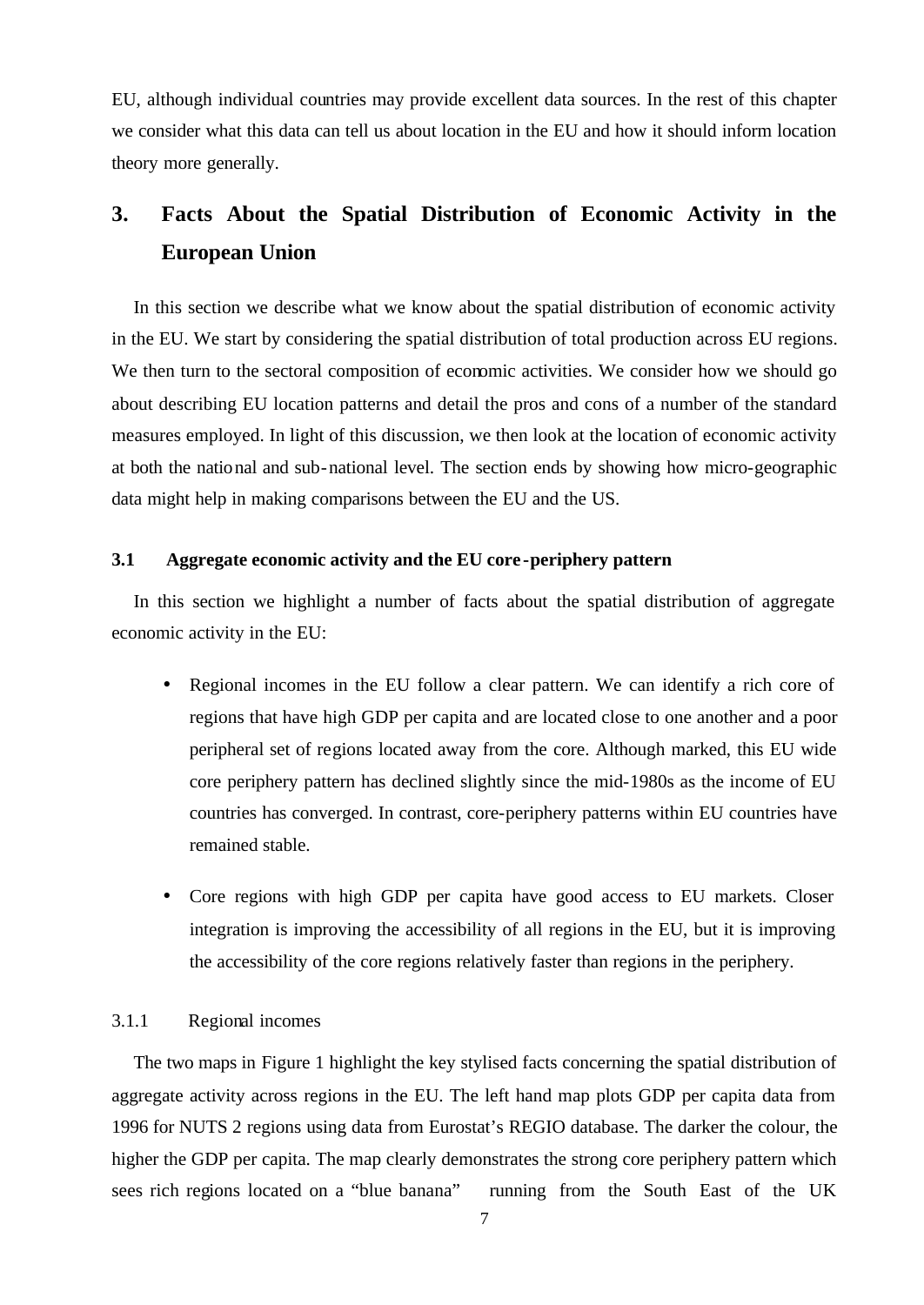EU, although individual countries may provide excellent data sources. In the rest of this chapter we consider what this data can tell us about location in the EU and how it should inform location theory more generally.

# 3. Facts About the Spatial Distribution of Economic Activity in the European Union

In this section we describe what we know about the spatial distribution of economic activity in the EU. We start by considering the spatial distribution of total production across EU regions. We then turn to the sectoral composition of economic activities. We consider how we should go about describing EU location patterns and detail the pros and cons of a number of the standard measures employed. In light of this discussion, we then look at the location of economic activity at both the national and sub-national level. The section ends by showing how micro-geographic data might help in making comparisons between the EU and the US.

## 3.1 Aggregate economic activity and the EU core-periphery pattern

In this section we highlight a number of facts about the spatial distribution of aggregate economic activity in the EU:

- Regional incomes in the EU follow a clear pattern. We can identify a rich core of regions that have high GDP per capita and are located close to one another and a poor peripheral set of regions located away from the core. Although marked, this EU wide core periphery pattern has declined slightly since the mid-1980s as the income of EU countries has converged. In contrast, core-periphery patterns within EU countries have remained stable.
- Core regions with high GDP per capita have good access to EU markets. Closer integration is improving the accessibility of all regions in the EU, but it is improving the accessibility of the core regions relatively faster than regions in the periphery.

### 3.1.1 Regional incomes

The two maps in Figure 1 highlight the key stylised facts concerning the spatial distribution of aggregate activity across regions in the EU. The left hand map plots GDP per capita data from 1996 for NUTS 2 regions using data from Eurostat's REGIO database. The darker the colour, the higher the GDP per capita. The map clearly demonstrates the strong core periphery pattern which sees rich regions located on a "blue banana" running from the South East of the UK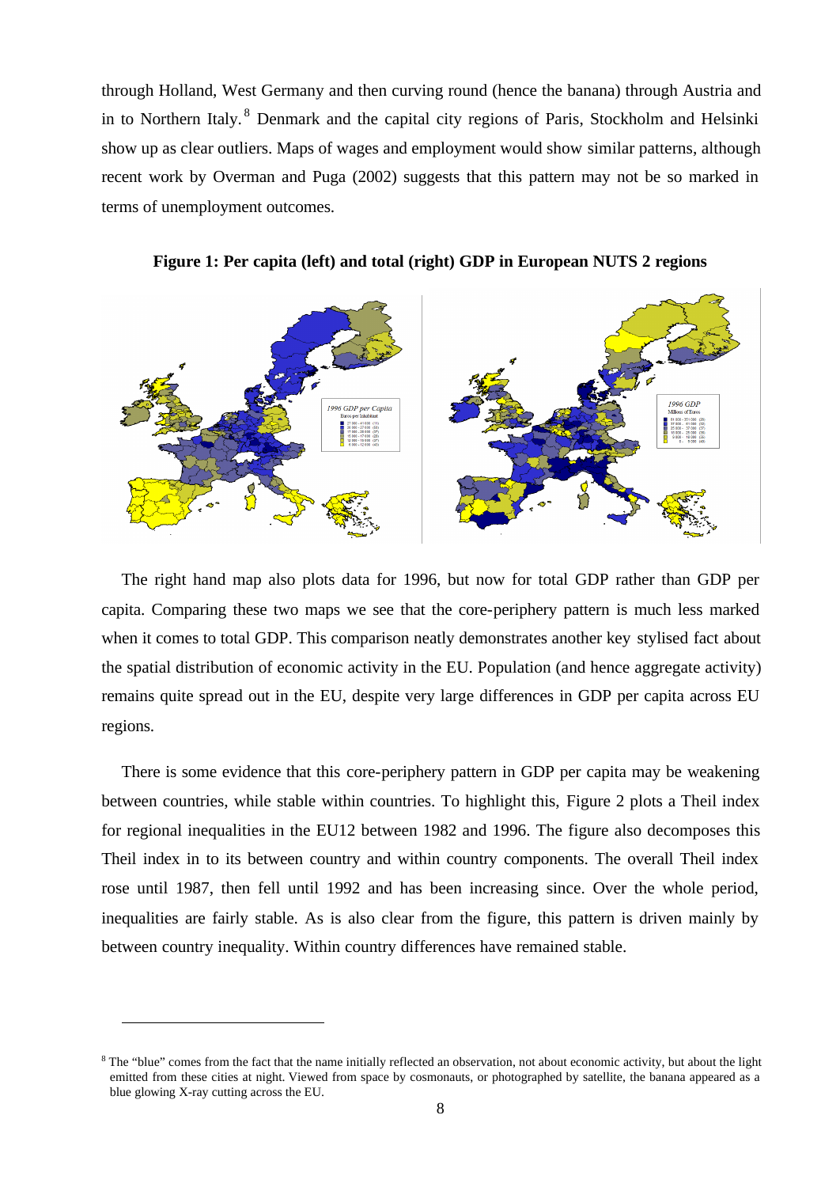through Holland, West Germany and then curving round (hence the banana) through Austria and in to Northern Italy.[8] Denmark and the capital city regions of Paris, Stockholm and Helsinki show up as clear outliers. Maps of wages and employment would show similar patterns, although recent work by Overman and Puga (2002) suggests that this pattern may not be so marked in terms of unemployment outcomes.

**Figure 1: Per capita (left) and total (right) GDP in European NUTS 2 regions**

The right hand map also plots data for 1996, but now for total GDP rather than GDP per capita. Comparing these two maps we see that the core-periphery pattern is much less marked when it comes to total GDP. This comparison neatly demonstrates another key stylised fact about the spatial distribution of economic activity in the EU. Population (and hence aggregate activity) remains quite spread out in the EU, despite very large differences in GDP per capita across EU regions.

There is some evidence that this core-periphery pattern in GDP per capita may be weakening between countries, while stable within countries. To highlight this, Figure 2 plots a Theil index for regional inequalities in the EU12 between 1982 and 1996. The figure also decomposes this Theil index in to its between country and within country components. The overall Theil index rose until 1987, then fell until 1992 and has been increasing since. Over the whole period, inequalities are fairly stable. As is also clear from the figure, this pattern is driven mainly by between country inequality. Within country differences have remained stable.

---

[8] The "blue" comes from the fact that the name initially reflected an observation, not about economic activity, but about the light emitted from these cities at night. Viewed from space by cosmonauts, or photographed by satellite, the banana appeared as a blue glowing X-ray cutting across the EU.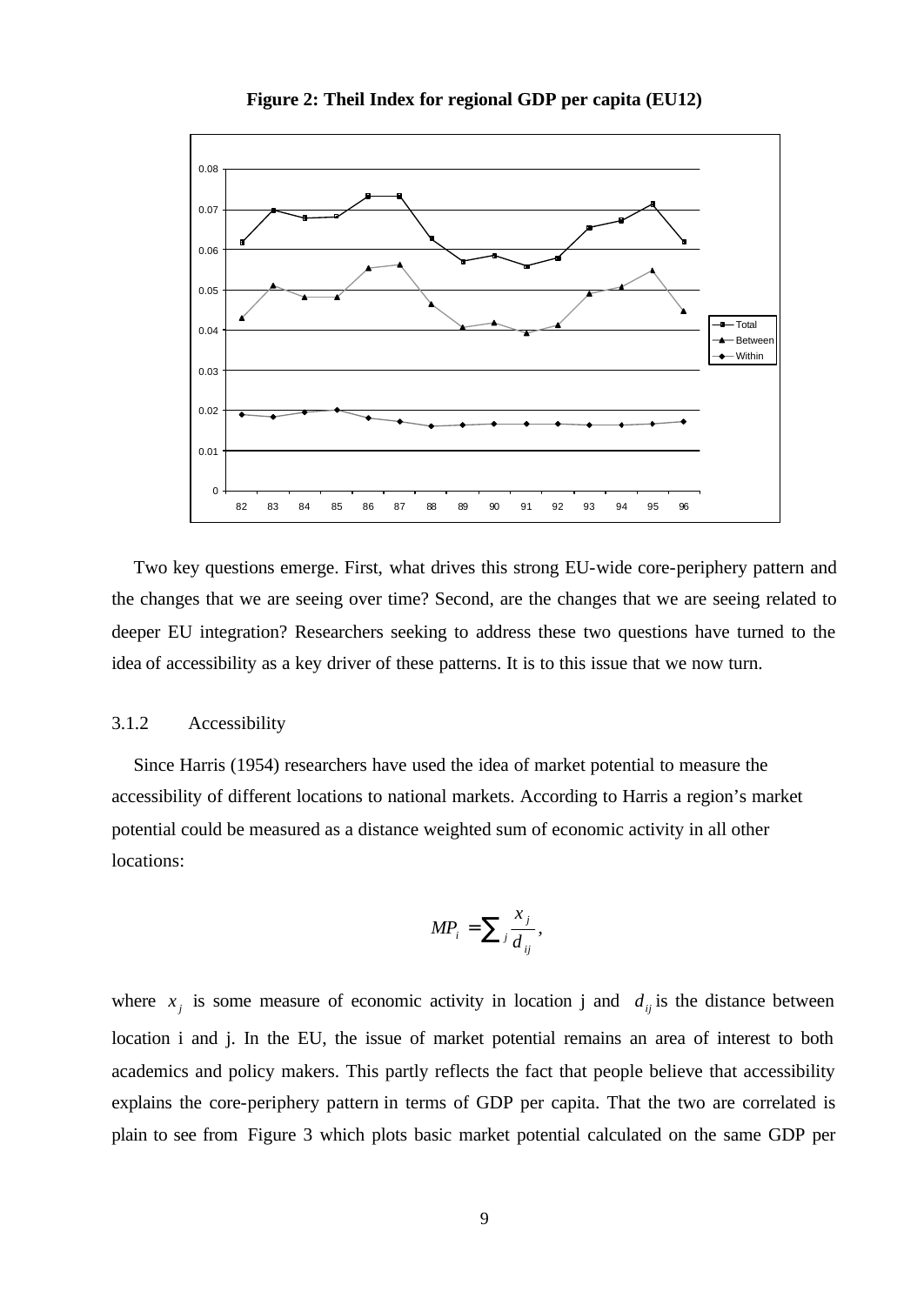**Figure 2: Theil Index for regional GDP per capita (EU12)**

Two key questions emerge. First, what drives this strong EU-wide core-periphery pattern and the changes that we are seeing over time? Second, are the changes that we are seeing related to deeper EU integration? Researchers seeking to address these two questions have turned to the idea of accessibility as a key driver of these patterns. It is to this issue that we now turn.

### 3.1.2 Accessibility

Since Harris (1954) researchers have used the idea of market potential to measure the accessibility of different locations to national markets. According to Harris a region's market potential could be measured as a distance weighted sum of economic activity in all other locations:

$$MP_i = \sum_j \frac{x_j}{d_{ij}},$$

where $x_j$ is some measure of economic activity in location j and $d_{ij}$ is the distance between location i and j. In the EU, the issue of market potential remains an area of interest to both academics and policy makers. This partly reflects the fact that people believe that accessibility explains the core-periphery pattern in terms of GDP per capita. That the two are correlated is plain to see from Figure 3 which plots basic market potential calculated on the same GDP per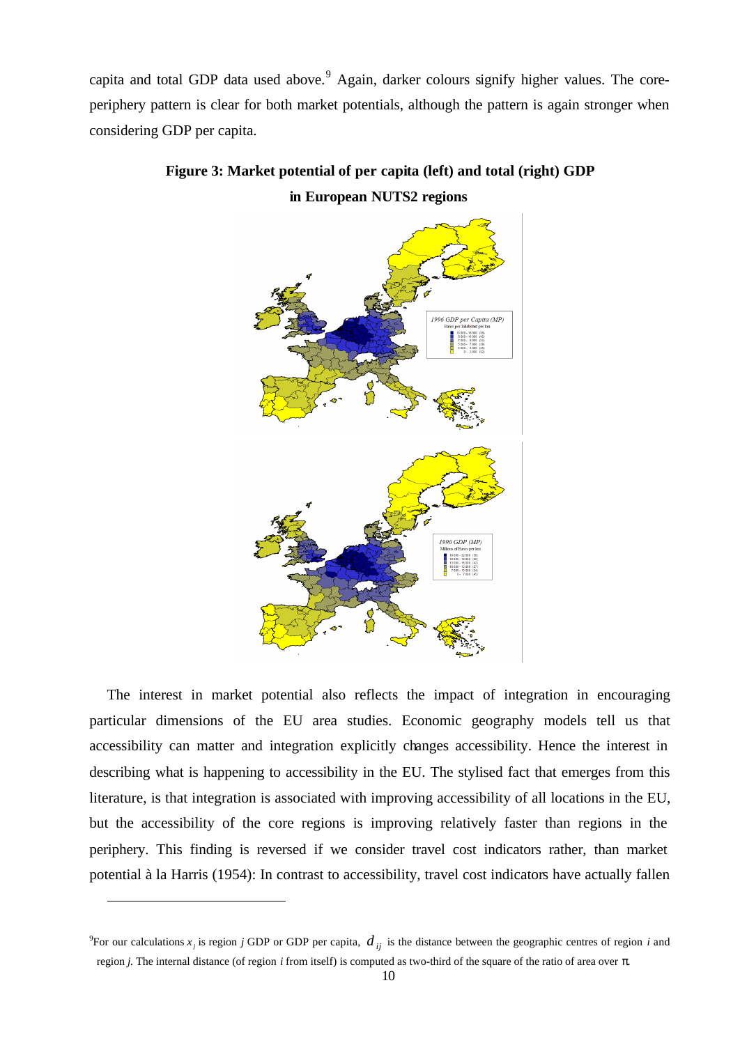capita and total GDP data used above.[9] Again, darker colours signify higher values. The core-periphery pattern is clear for both market potentials, although the pattern is again stronger when considering GDP per capita.

**Figure 3: Market potential of per capita (left) and total (right) GDP in European NUTS2 regions**

The interest in market potential also reflects the impact of integration in encouraging particular dimensions of the EU area studies. Economic geography models tell us that accessibility can matter and integration explicitly changes accessibility. Hence the interest in describing what is happening to accessibility in the EU. The stylised fact that emerges from this literature, is that integration is associated with improving accessibility of all locations in the EU, but the accessibility of the core regions is improving relatively faster than regions in the periphery. This finding is reversed if we consider travel cost indicators rather, than market potential à la Harris (1954): In contrast to accessibility, travel cost indicators have actually fallen

---

[9] For our calculations $x_j$ is region *j* GDP or GDP per capita, $d_{ij}$ is the distance between the geographic centres of region *i* and region *j*. The internal distance (of region *i* from itself) is computed as two-third of the square of the ratio of area over π.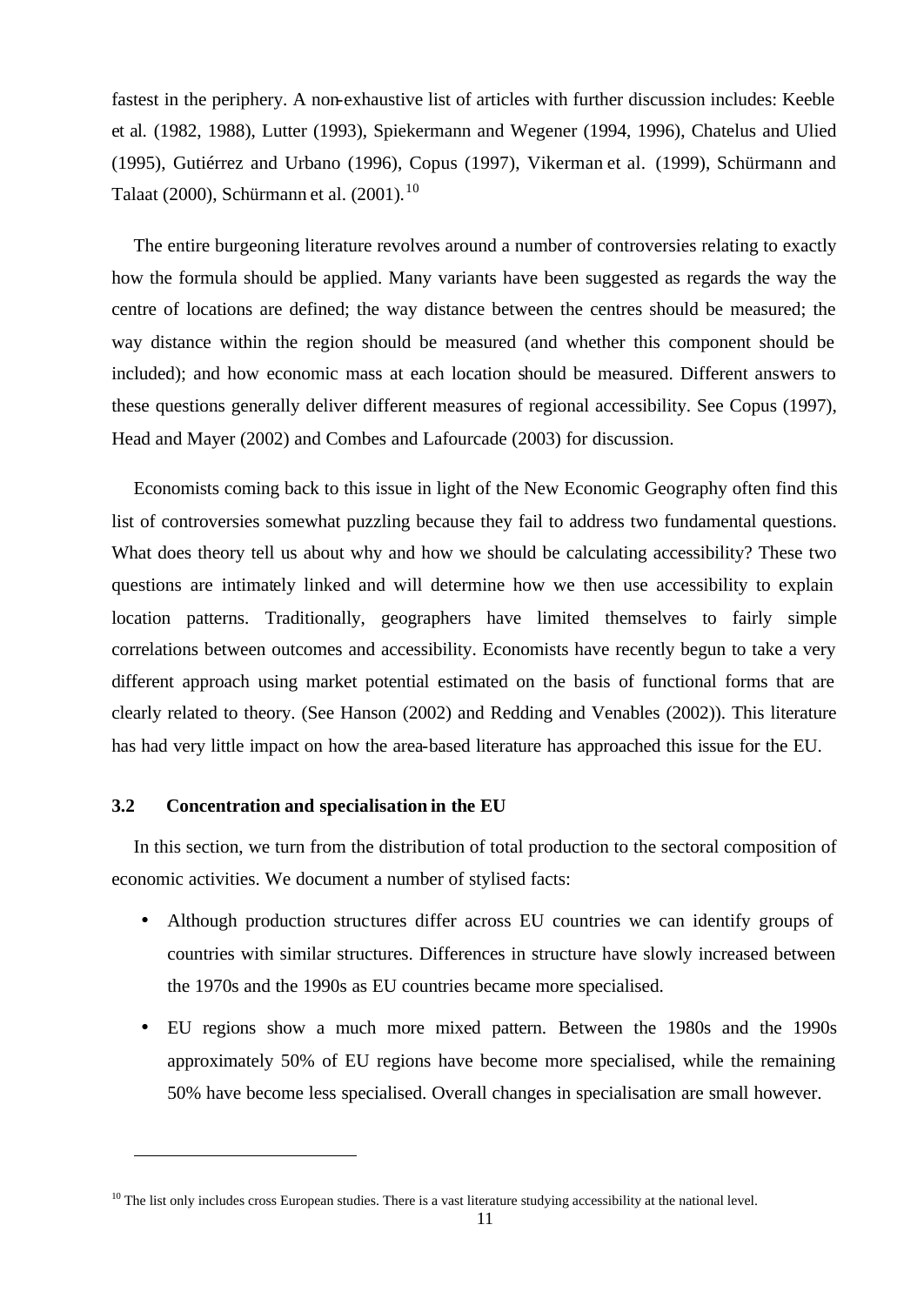fastest in the periphery. A non-exhaustive list of articles with further discussion includes: Keeble et al. (1982, 1988), Lutter (1993), Spiekermann and Wegener (1994, 1996), Chatelus and Ulied (1995), Gutiérrez and Urbano (1996), Copus (1997), Vikerman et al. (1999), Schürmann and Talaat (2000), Schürmann et al. (2001).[10]

The entire burgeoning literature revolves around a number of controversies relating to exactly how the formula should be applied. Many variants have been suggested as regards the way the centre of locations are defined; the way distance between the centres should be measured; the way distance within the region should be measured (and whether this component should be included); and how economic mass at each location should be measured. Different answers to these questions generally deliver different measures of regional accessibility. See Copus (1997), Head and Mayer (2002) and Combes and Lafourcade (2003) for discussion.

Economists coming back to this issue in light of the New Economic Geography often find this list of controversies somewhat puzzling because they fail to address two fundamental questions. What does theory tell us about why and how we should be calculating accessibility? These two questions are intimately linked and will determine how we then use accessibility to explain location patterns. Traditionally, geographers have limited themselves to fairly simple correlations between outcomes and accessibility. Economists have recently begun to take a very different approach using market potential estimated on the basis of functional forms that are clearly related to theory. (See Hanson (2002) and Redding and Venables (2002)). This literature has had very little impact on how the area-based literature has approached this issue for the EU.

### 3.2 Concentration and specialisation in the EU

In this section, we turn from the distribution of total production to the sectoral composition of economic activities. We document a number of stylised facts:

- Although production structures differ across EU countries we can identify groups of countries with similar structures. Differences in structure have slowly increased between the 1970s and the 1990s as EU countries became more specialised.
- EU regions show a much more mixed pattern. Between the 1980s and the 1990s approximately 50% of EU regions have become more specialised, while the remaining 50% have become less specialised. Overall changes in specialisation are small however.

[10] The list only includes cross European studies. There is a vast literature studying accessibility at the national level.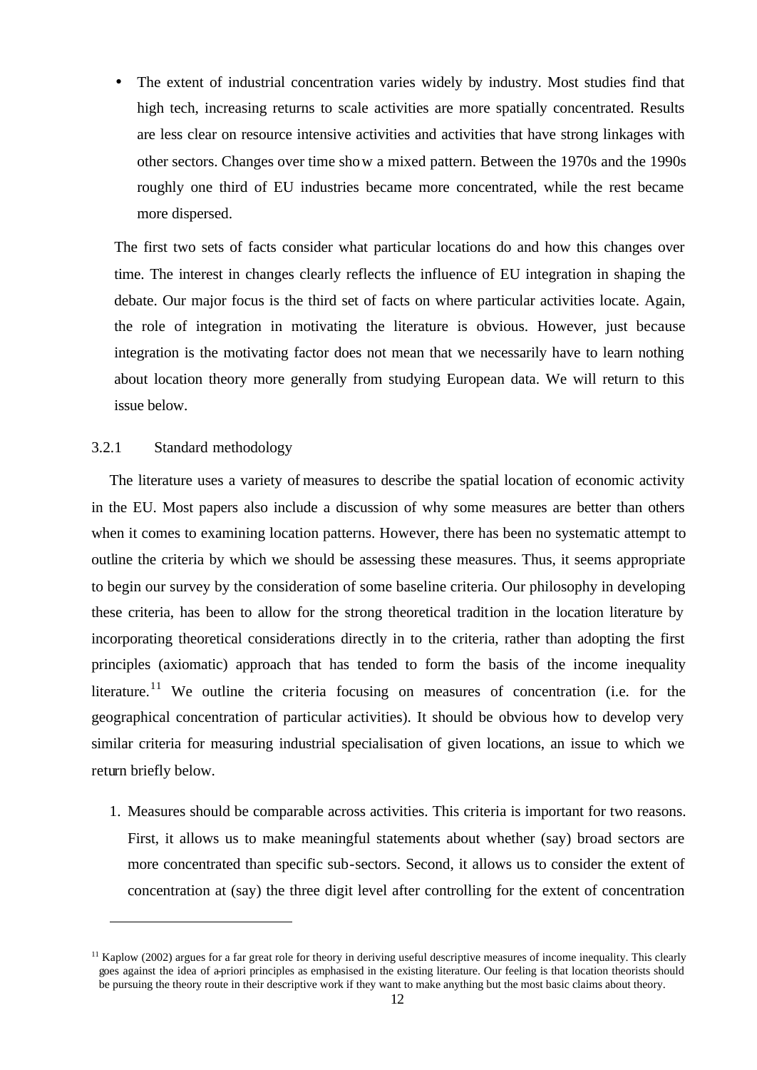- The extent of industrial concentration varies widely by industry. Most studies find that high tech, increasing returns to scale activities are more spatially concentrated. Results are less clear on resource intensive activities and activities that have strong linkages with other sectors. Changes over time show a mixed pattern. Between the 1970s and the 1990s roughly one third of EU industries became more concentrated, while the rest became more dispersed.

The first two sets of facts consider what particular locations do and how this changes over time. The interest in changes clearly reflects the influence of EU integration in shaping the debate. Our major focus is the third set of facts on where particular activities locate. Again, the role of integration in motivating the literature is obvious. However, just because integration is the motivating factor does not mean that we necessarily have to learn nothing about location theory more generally from studying European data. We will return to this issue below.

### 3.2.1 Standard methodology

The literature uses a variety of measures to describe the spatial location of economic activity in the EU. Most papers also include a discussion of why some measures are better than others when it comes to examining location patterns. However, there has been no systematic attempt to outline the criteria by which we should be assessing these measures. Thus, it seems appropriate to begin our survey by the consideration of some baseline criteria. Our philosophy in developing these criteria, has been to allow for the strong theoretical tradition in the location literature by incorporating theoretical considerations directly in to the criteria, rather than adopting the first principles (axiomatic) approach that has tended to form the basis of the income inequality literature.[11] We outline the criteria focusing on measures of concentration (i.e. for the geographical concentration of particular activities). It should be obvious how to develop very similar criteria for measuring industrial specialisation of given locations, an issue to which we return briefly below.

1. Measures should be comparable across activities. This criteria is important for two reasons. First, it allows us to make meaningful statements about whether (say) broad sectors are more concentrated than specific sub-sectors. Second, it allows us to consider the extent of concentration at (say) the three digit level after controlling for the extent of concentration

---

[11] Kaplow (2002) argues for a far great role for theory in deriving useful descriptive measures of income inequality. This clearly goes against the idea of a-priori principles as emphasised in the existing literature. Our feeling is that location theorists should be pursuing the theory route in their descriptive work if they want to make anything but the most basic claims about theory.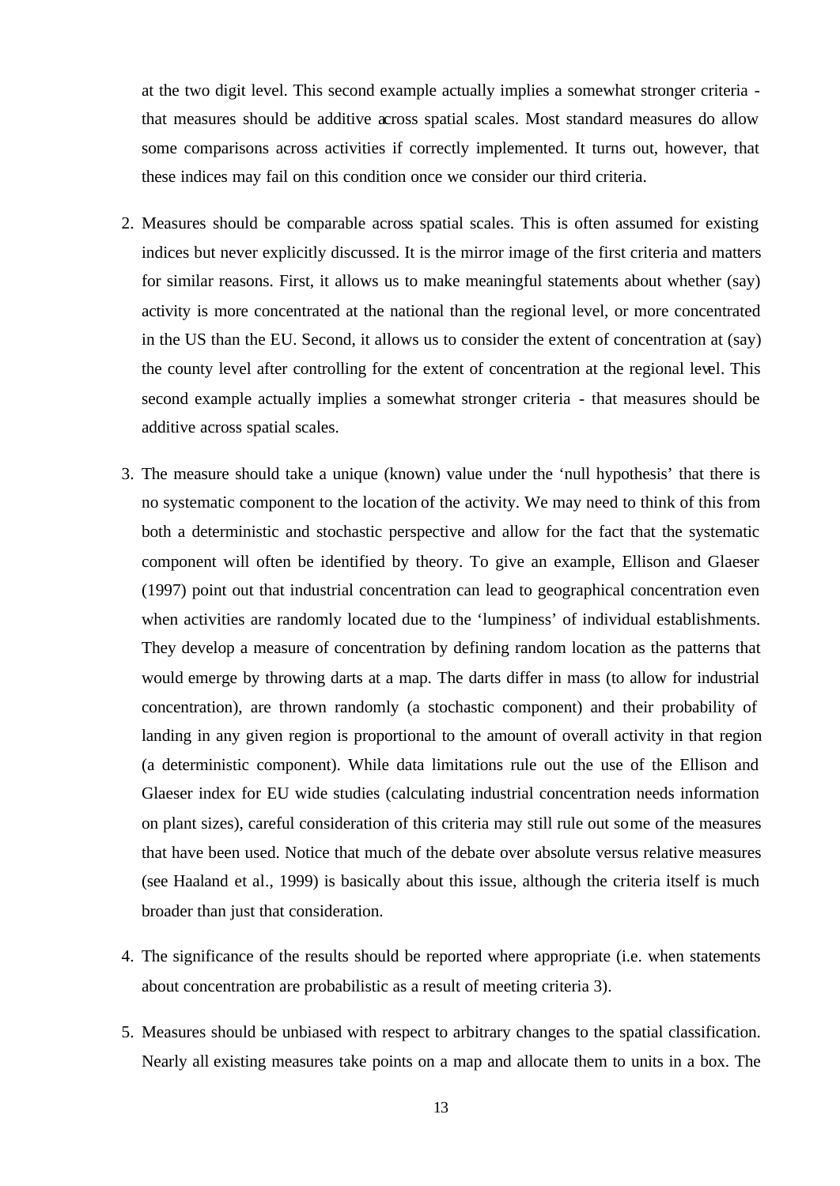at the two digit level. This second example actually implies a somewhat stronger criteria - that measures should be additive across spatial scales. Most standard measures do allow some comparisons across activities if correctly implemented. It turns out, however, that these indices may fail on this condition once we consider our third criteria.

2. Measures should be comparable across spatial scales. This is often assumed for existing indices but never explicitly discussed. It is the mirror image of the first criteria and matters for similar reasons. First, it allows us to make meaningful statements about whether (say) activity is more concentrated at the national than the regional level, or more concentrated in the US than the EU. Second, it allows us to consider the extent of concentration at (say) the county level after controlling for the extent of concentration at the regional level. This second example actually implies a somewhat stronger criteria - that measures should be additive across spatial scales.

3. The measure should take a unique (known) value under the 'null hypothesis' that there is no systematic component to the location of the activity. We may need to think of this from both a deterministic and stochastic perspective and allow for the fact that the systematic component will often be identified by theory. To give an example, Ellison and Glaeser (1997) point out that industrial concentration can lead to geographical concentration even when activities are randomly located due to the 'lumpiness' of individual establishments. They develop a measure of concentration by defining random location as the patterns that would emerge by throwing darts at a map. The darts differ in mass (to allow for industrial concentration), are thrown randomly (a stochastic component) and their probability of landing in any given region is proportional to the amount of overall activity in that region (a deterministic component). While data limitations rule out the use of the Ellison and Glaeser index for EU wide studies (calculating industrial concentration needs information on plant sizes), careful consideration of this criteria may still rule out some of the measures that have been used. Notice that much of the debate over absolute versus relative measures (see Haaland et al., 1999) is basically about this issue, although the criteria itself is much broader than just that consideration.

4. The significance of the results should be reported where appropriate (i.e. when statements about concentration are probabilistic as a result of meeting criteria 3).

5. Measures should be unbiased with respect to arbitrary changes to the spatial classification. Nearly all existing measures take points on a map and allocate them to units in a box. The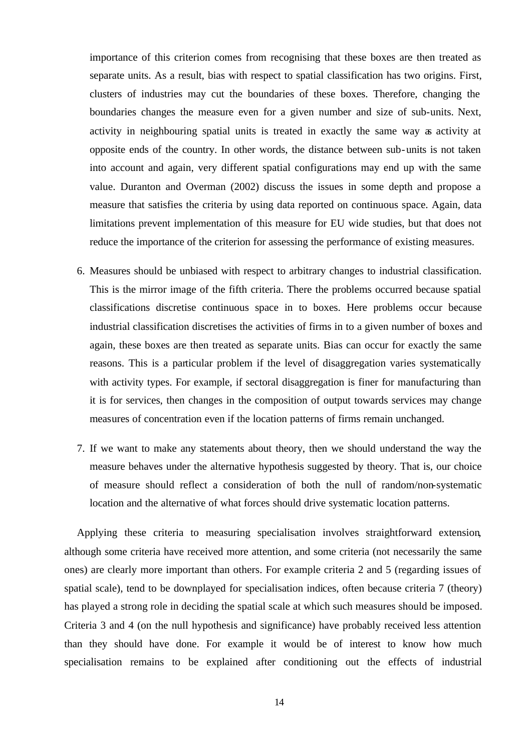importance of this criterion comes from recognising that these boxes are then treated as separate units. As a result, bias with respect to spatial classification has two origins. First, clusters of industries may cut the boundaries of these boxes. Therefore, changing the boundaries changes the measure even for a given number and size of sub-units. Next, activity in neighbouring spatial units is treated in exactly the same way as activity at opposite ends of the country. In other words, the distance between sub-units is not taken into account and again, very different spatial configurations may end up with the same value. Duranton and Overman (2002) discuss the issues in some depth and propose a measure that satisfies the criteria by using data reported on continuous space. Again, data limitations prevent implementation of this measure for EU wide studies, but that does not reduce the importance of the criterion for assessing the performance of existing measures.

6. Measures should be unbiased with respect to arbitrary changes to industrial classification. This is the mirror image of the fifth criteria. There the problems occurred because spatial classifications discretise continuous space in to boxes. Here problems occur because industrial classification discretises the activities of firms in to a given number of boxes and again, these boxes are then treated as separate units. Bias can occur for exactly the same reasons. This is a particular problem if the level of disaggregation varies systematically with activity types. For example, if sectoral disaggregation is finer for manufacturing than it is for services, then changes in the composition of output towards services may change measures of concentration even if the location patterns of firms remain unchanged.

7. If we want to make any statements about theory, then we should understand the way the measure behaves under the alternative hypothesis suggested by theory. That is, our choice of measure should reflect a consideration of both the null of random/non-systematic location and the alternative of what forces should drive systematic location patterns.

Applying these criteria to measuring specialisation involves straightforward extension, although some criteria have received more attention, and some criteria (not necessarily the same ones) are clearly more important than others. For example criteria 2 and 5 (regarding issues of spatial scale), tend to be downplayed for specialisation indices, often because criteria 7 (theory) has played a strong role in deciding the spatial scale at which such measures should be imposed. Criteria 3 and 4 (on the null hypothesis and significance) have probably received less attention than they should have done. For example it would be of interest to know how much specialisation remains to be explained after conditioning out the effects of industrial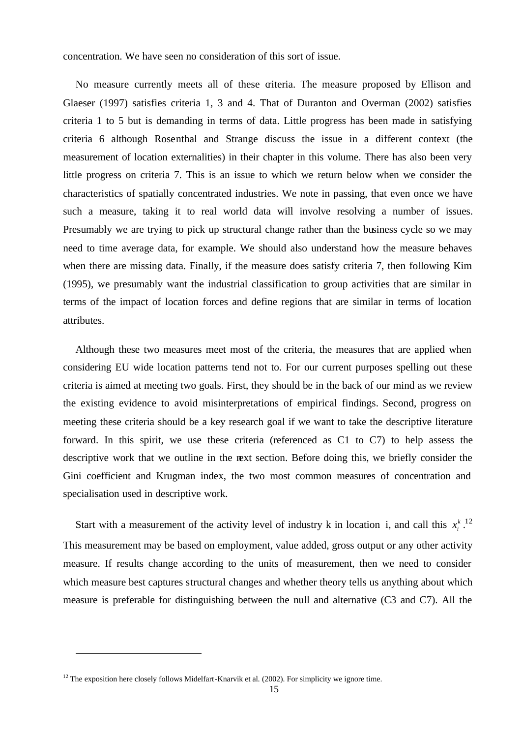concentration. We have seen no consideration of this sort of issue.

No measure currently meets all of these criteria. The measure proposed by Ellison and Glaeser (1997) satisfies criteria 1, 3 and 4. That of Duranton and Overman (2002) satisfies criteria 1 to 5 but is demanding in terms of data. Little progress has been made in satisfying criteria 6 although Rosenthal and Strange discuss the issue in a different context (the measurement of location externalities) in their chapter in this volume. There has also been very little progress on criteria 7. This is an issue to which we return below when we consider the characteristics of spatially concentrated industries. We note in passing, that even once we have such a measure, taking it to real world data will involve resolving a number of issues. Presumably we are trying to pick up structural change rather than the business cycle so we may need to time average data, for example. We should also understand how the measure behaves when there are missing data. Finally, if the measure does satisfy criteria 7, then following Kim (1995), we presumably want the industrial classification to group activities that are similar in terms of the impact of location forces and define regions that are similar in terms of location attributes.

Although these two measures meet most of the criteria, the measures that are applied when considering EU wide location patterns tend not to. For our current purposes spelling out these criteria is aimed at meeting two goals. First, they should be in the back of our mind as we review the existing evidence to avoid misinterpretations of empirical findings. Second, progress on meeting these criteria should be a key research goal if we want to take the descriptive literature forward. In this spirit, we use these criteria (referenced as C1 to C7) to help assess the descriptive work that we outline in the next section. Before doing this, we briefly consider the Gini coefficient and Krugman index, the two most common measures of concentration and specialisation used in descriptive work.

Start with a measurement of the activity level of industry k in location i, and call this $x_i^k$.[12] This measurement may be based on employment, value added, gross output or any other activity measure. If results change according to the units of measurement, then we need to consider which measure best captures structural changes and whether theory tells us anything about which measure is preferable for distinguishing between the null and alternative (C3 and C7). All the

[12] The exposition here closely follows Midelfart-Knarvik et al. (2002). For simplicity we ignore time.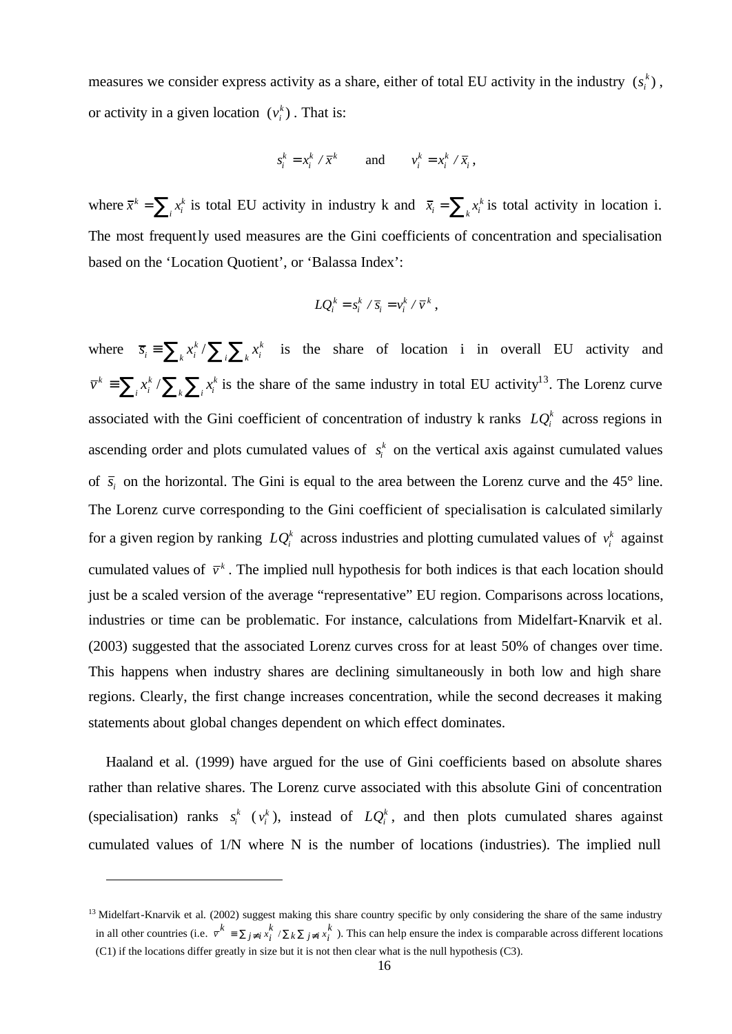measures we consider express activity as a share, either of total EU activity in the industry $(s_i^k)$, or activity in a given location $(v_i^k)$. That is:

$$s_i^k = x_i^k / \bar{x}^k \qquad \text{and} \qquad v_i^k = x_i^k / \bar{x}_i ,$$

where $\bar{x}^k = \sum_i x_i^k$ is total EU activity in industry k and $\bar{x}_i = \sum_k x_i^k$ is total activity in location i. The most frequently used measures are the Gini coefficients of concentration and specialisation based on the 'Location Quotient', or 'Balassa Index':

$$LQ_i^k = s_i^k / \bar{s}_i = v_i^k / \bar{v}^k ,$$

where $\bar{s}_i \equiv \sum_k x_i^k / \sum_i \sum_k x_i^k$ is the share of location i in overall EU activity and $\bar{v}^k \equiv \sum_i x_i^k / \sum_k \sum_i x_i^k$ is the share of the same industry in total EU activity[13]. The Lorenz curve associated with the Gini coefficient of concentration of industry k ranks $LQ_i^k$ across regions in ascending order and plots cumulated values of $s_i^k$ on the vertical axis against cumulated values of $\bar{s}_i$ on the horizontal. The Gini is equal to the area between the Lorenz curve and the 45° line. The Lorenz curve corresponding to the Gini coefficient of specialisation is calculated similarly for a given region by ranking $LQ_i^k$ across industries and plotting cumulated values of $v_i^k$ against cumulated values of $\bar{v}^k$. The implied null hypothesis for both indices is that each location should just be a scaled version of the average "representative" EU region. Comparisons across locations, industries or time can be problematic. For instance, calculations from Midelfart-Knarvik et al. (2003) suggested that the associated Lorenz curves cross for at least 50% of changes over time. This happens when industry shares are declining simultaneously in both low and high share regions. Clearly, the first change increases concentration, while the second decreases it making statements about global changes dependent on which effect dominates.

Haaland et al. (1999) have argued for the use of Gini coefficients based on absolute shares rather than relative shares. The Lorenz curve associated with this absolute Gini of concentration (specialisation) ranks $s_i^k$ $(v_i^k)$, instead of $LQ_i^k$, and then plots cumulated shares against cumulated values of 1/N where N is the number of locations (industries). The implied null

---

[13] Midelfart-Knarvik et al. (2002) suggest making this share country specific by only considering the share of the same industry in all other countries (i.e. $\bar{v}^k \equiv \sum_{j \neq i} x_i^k / \sum_k \sum_{j \neq i} x_i^k$). This can help ensure the index is comparable across different locations (C1) if the locations differ greatly in size but it is not then clear what is the null hypothesis (C3).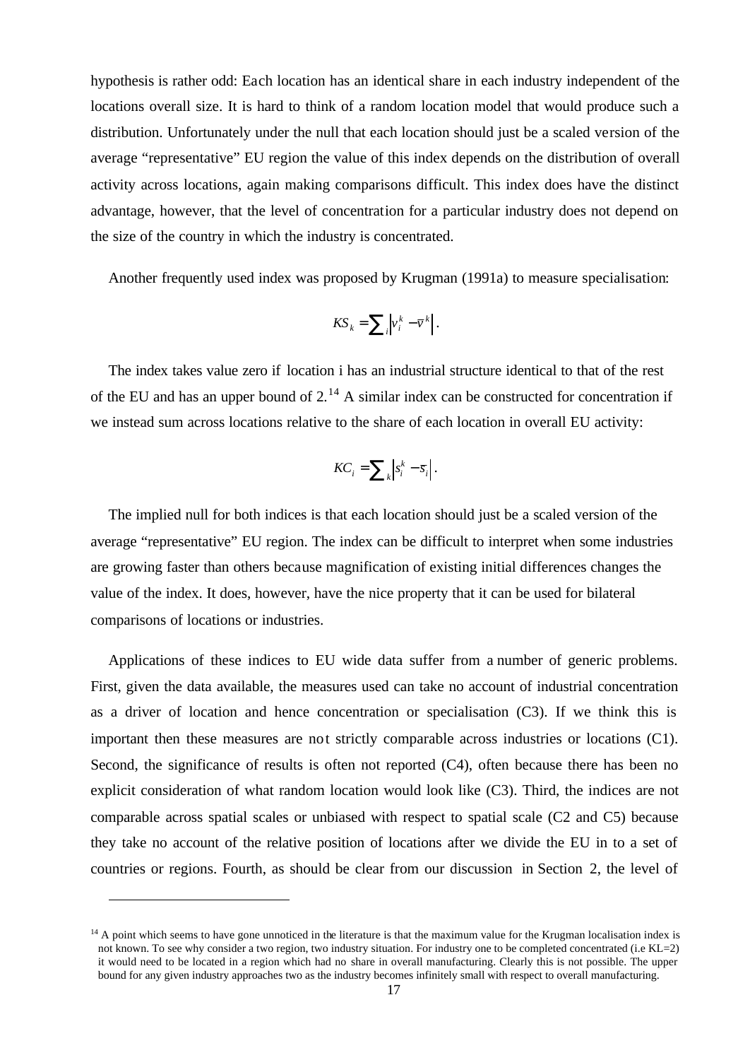hypothesis is rather odd: Each location has an identical share in each industry independent of the locations overall size. It is hard to think of a random location model that would produce such a distribution. Unfortunately under the null that each location should just be a scaled version of the average "representative" EU region the value of this index depends on the distribution of overall activity across locations, again making comparisons difficult. This index does have the distinct advantage, however, that the level of concentration for a particular industry does not depend on the size of the country in which the industry is concentrated.

Another frequently used index was proposed by Krugman (1991a) to measure specialisation:

$$KS_k = \sum_i \left| v_i^k - \bar{v}^k \right|.$$

The index takes value zero if location i has an industrial structure identical to that of the rest of the EU and has an upper bound of 2.[14] A similar index can be constructed for concentration if we instead sum across locations relative to the share of each location in overall EU activity:

$$KC_i = \sum_k \left| s_i^k - \bar{s}_i \right|.$$

The implied null for both indices is that each location should just be a scaled version of the average "representative" EU region. The index can be difficult to interpret when some industries are growing faster than others because magnification of existing initial differences changes the value of the index. It does, however, have the nice property that it can be used for bilateral comparisons of locations or industries.

Applications of these indices to EU wide data suffer from a number of generic problems. First, given the data available, the measures used can take no account of industrial concentration as a driver of location and hence concentration or specialisation (C3). If we think this is important then these measures are not strictly comparable across industries or locations (C1). Second, the significance of results is often not reported (C4), often because there has been no explicit consideration of what random location would look like (C3). Third, the indices are not comparable across spatial scales or unbiased with respect to spatial scale (C2 and C5) because they take no account of the relative position of locations after we divide the EU in to a set of countries or regions. Fourth, as should be clear from our discussion in Section 2, the level of

[14] A point which seems to have gone unnoticed in the literature is that the maximum value for the Krugman localisation index is not known. To see why consider a two region, two industry situation. For industry one to be completed concentrated (i.e KL=2) it would need to be located in a region which had no share in overall manufacturing. Clearly this is not possible. The upper bound for any given industry approaches two as the industry becomes infinitely small with respect to overall manufacturing.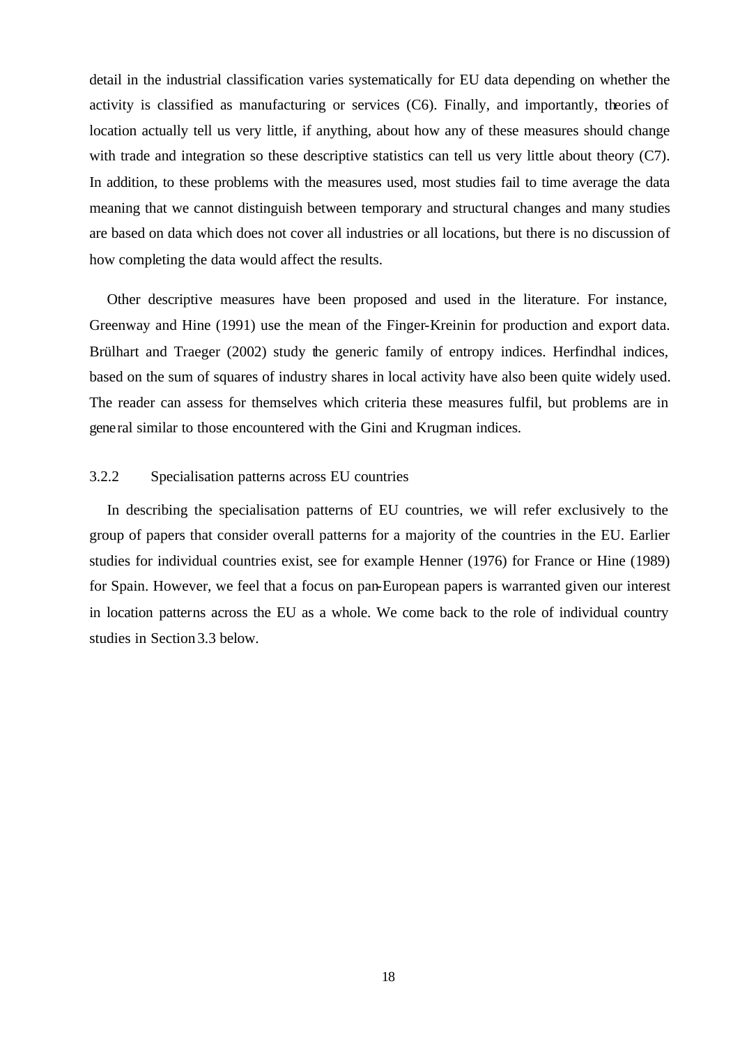detail in the industrial classification varies systematically for EU data depending on whether the activity is classified as manufacturing or services (C6). Finally, and importantly, theories of location actually tell us very little, if anything, about how any of these measures should change with trade and integration so these descriptive statistics can tell us very little about theory (C7). In addition, to these problems with the measures used, most studies fail to time average the data meaning that we cannot distinguish between temporary and structural changes and many studies are based on data which does not cover all industries or all locations, but there is no discussion of how completing the data would affect the results.

Other descriptive measures have been proposed and used in the literature. For instance, Greenway and Hine (1991) use the mean of the Finger-Kreinin for production and export data. Brülhart and Traeger (2002) study the generic family of entropy indices. Herfindhal indices, based on the sum of squares of industry shares in local activity have also been quite widely used. The reader can assess for themselves which criteria these measures fulfil, but problems are in general similar to those encountered with the Gini and Krugman indices.

### 3.2.2 Specialisation patterns across EU countries

In describing the specialisation patterns of EU countries, we will refer exclusively to the group of papers that consider overall patterns for a majority of the countries in the EU. Earlier studies for individual countries exist, see for example Henner (1976) for France or Hine (1989) for Spain. However, we feel that a focus on pan-European papers is warranted given our interest in location patterns across the EU as a whole. We come back to the role of individual country studies in Section 3.3 below.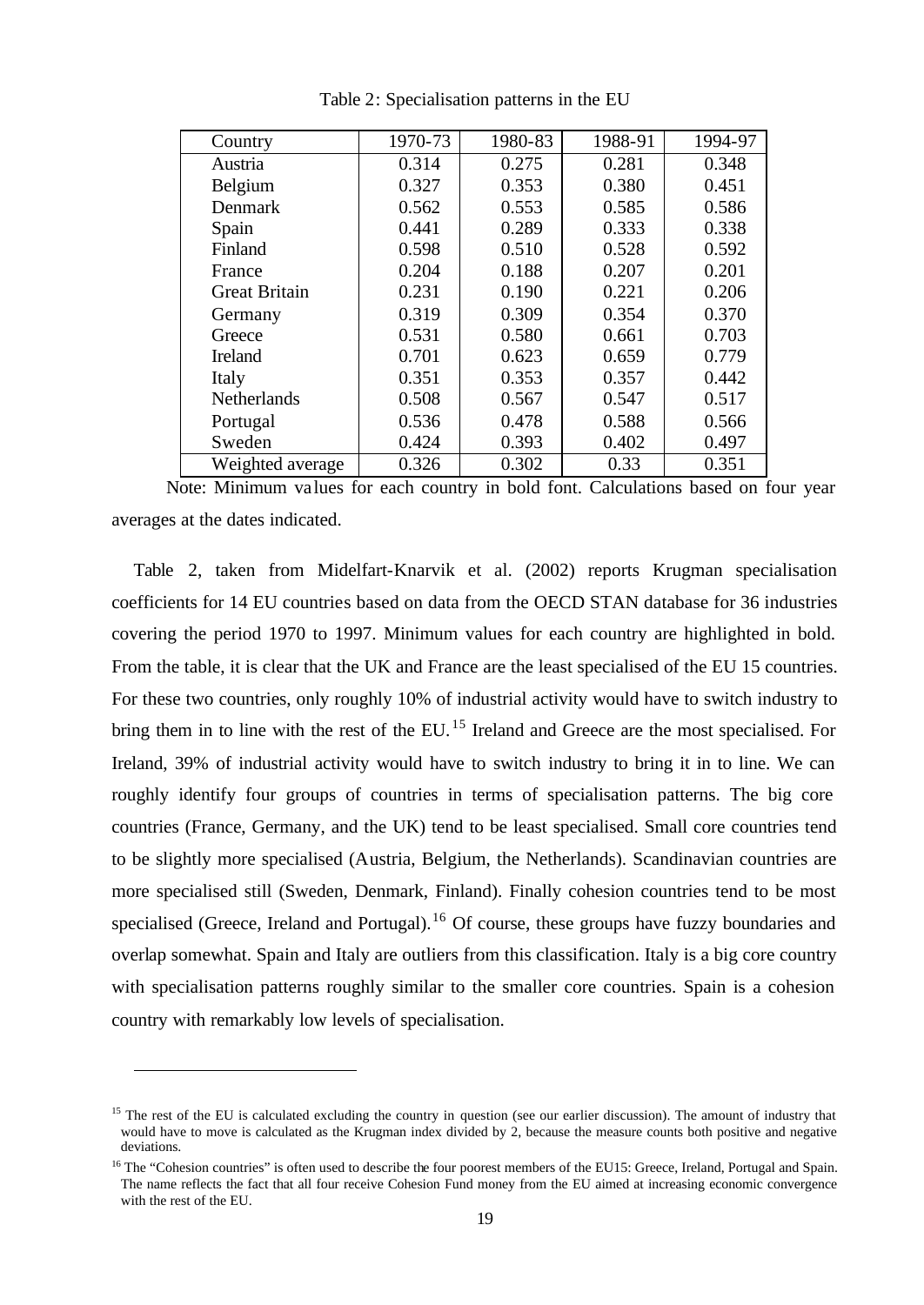Table 2: Specialisation patterns in the EU

| Country | 1970-73 | 1980-83 | 1988-91 | 1994-97 |
|---|---|---|---|---|
| Austria | 0.314 | 0.275 | 0.281 | 0.348 |
| Belgium | 0.327 | 0.353 | 0.380 | 0.451 |
| Denmark | 0.562 | 0.553 | 0.585 | 0.586 |
| Spain | 0.441 | 0.289 | 0.333 | 0.338 |
| Finland | 0.598 | 0.510 | 0.528 | 0.592 |
| France | 0.204 | 0.188 | 0.207 | 0.201 |
| Great Britain | 0.231 | 0.190 | 0.221 | 0.206 |
| Germany | 0.319 | 0.309 | 0.354 | 0.370 |
| Greece | 0.531 | 0.580 | 0.661 | 0.703 |
| Ireland | 0.701 | 0.623 | 0.659 | 0.779 |
| Italy | 0.351 | 0.353 | 0.357 | 0.442 |
| Netherlands | 0.508 | 0.567 | 0.547 | 0.517 |
| Portugal | 0.536 | 0.478 | 0.588 | 0.566 |
| Sweden | 0.424 | 0.393 | 0.402 | 0.497 |
| Weighted average | 0.326 | 0.302 | 0.33 | 0.351 |

Note: Minimum values for each country in bold font. Calculations based on four year averages at the dates indicated.

Table 2, taken from Midelfart-Knarvik et al. (2002) reports Krugman specialisation coefficients for 14 EU countries based on data from the OECD STAN database for 36 industries covering the period 1970 to 1997. Minimum values for each country are highlighted in bold. From the table, it is clear that the UK and France are the least specialised of the EU 15 countries. For these two countries, only roughly 10% of industrial activity would have to switch industry to bring them in to line with the rest of the EU.[15] Ireland and Greece are the most specialised. For Ireland, 39% of industrial activity would have to switch industry to bring it in to line. We can roughly identify four groups of countries in terms of specialisation patterns. The big core countries (France, Germany, and the UK) tend to be least specialised. Small core countries tend to be slightly more specialised (Austria, Belgium, the Netherlands). Scandinavian countries are more specialised still (Sweden, Denmark, Finland). Finally cohesion countries tend to be most specialised (Greece, Ireland and Portugal).[16] Of course, these groups have fuzzy boundaries and overlap somewhat. Spain and Italy are outliers from this classification. Italy is a big core country with specialisation patterns roughly similar to the smaller core countries. Spain is a cohesion country with remarkably low levels of specialisation.

[15] The rest of the EU is calculated excluding the country in question (see our earlier discussion). The amount of industry that would have to move is calculated as the Krugman index divided by 2, because the measure counts both positive and negative deviations.

[16] The "Cohesion countries" is often used to describe the four poorest members of the EU15: Greece, Ireland, Portugal and Spain. The name reflects the fact that all four receive Cohesion Fund money from the EU aimed at increasing economic convergence with the rest of the EU.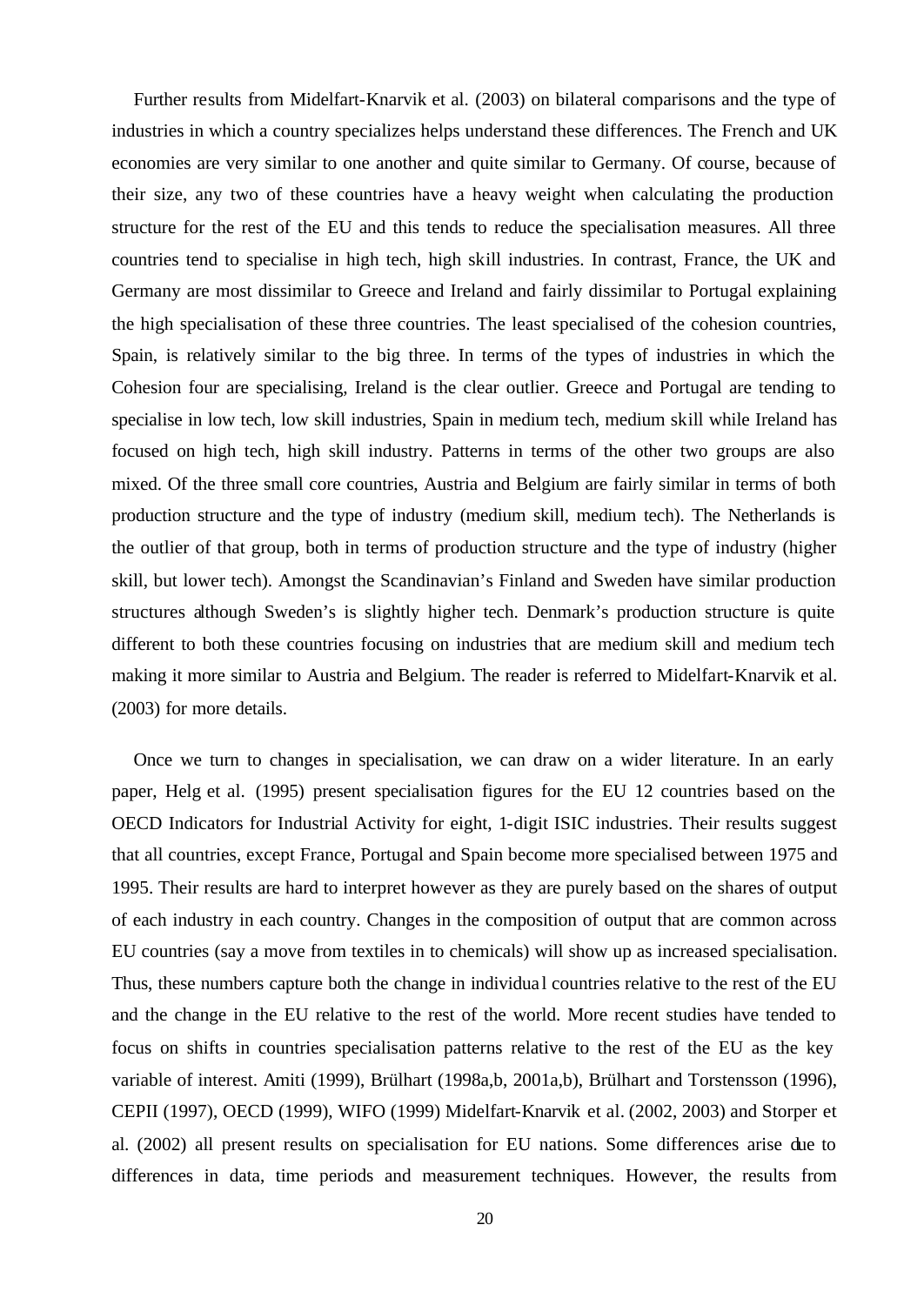Further results from Midelfart-Knarvik et al. (2003) on bilateral comparisons and the type of industries in which a country specializes helps understand these differences. The French and UK economies are very similar to one another and quite similar to Germany. Of course, because of their size, any two of these countries have a heavy weight when calculating the production structure for the rest of the EU and this tends to reduce the specialisation measures. All three countries tend to specialise in high tech, high skill industries. In contrast, France, the UK and Germany are most dissimilar to Greece and Ireland and fairly dissimilar to Portugal explaining the high specialisation of these three countries. The least specialised of the cohesion countries, Spain, is relatively similar to the big three. In terms of the types of industries in which the Cohesion four are specialising, Ireland is the clear outlier. Greece and Portugal are tending to specialise in low tech, low skill industries, Spain in medium tech, medium skill while Ireland has focused on high tech, high skill industry. Patterns in terms of the other two groups are also mixed. Of the three small core countries, Austria and Belgium are fairly similar in terms of both production structure and the type of industry (medium skill, medium tech). The Netherlands is the outlier of that group, both in terms of production structure and the type of industry (higher skill, but lower tech). Amongst the Scandinavian's Finland and Sweden have similar production structures although Sweden's is slightly higher tech. Denmark's production structure is quite different to both these countries focusing on industries that are medium skill and medium tech making it more similar to Austria and Belgium. The reader is referred to Midelfart-Knarvik et al. (2003) for more details.

Once we turn to changes in specialisation, we can draw on a wider literature. In an early paper, Helg et al. (1995) present specialisation figures for the EU 12 countries based on the OECD Indicators for Industrial Activity for eight, 1-digit ISIC industries. Their results suggest that all countries, except France, Portugal and Spain become more specialised between 1975 and 1995. Their results are hard to interpret however as they are purely based on the shares of output of each industry in each country. Changes in the composition of output that are common across EU countries (say a move from textiles in to chemicals) will show up as increased specialisation. Thus, these numbers capture both the change in individual countries relative to the rest of the EU and the change in the EU relative to the rest of the world. More recent studies have tended to focus on shifts in countries specialisation patterns relative to the rest of the EU as the key variable of interest. Amiti (1999), Brülhart (1998a,b, 2001a,b), Brülhart and Torstensson (1996), CEPII (1997), OECD (1999), WIFO (1999) Midelfart-Knarvik et al. (2002, 2003) and Storper et al. (2002) all present results on specialisation for EU nations. Some differences arise due to differences in data, time periods and measurement techniques. However, the results from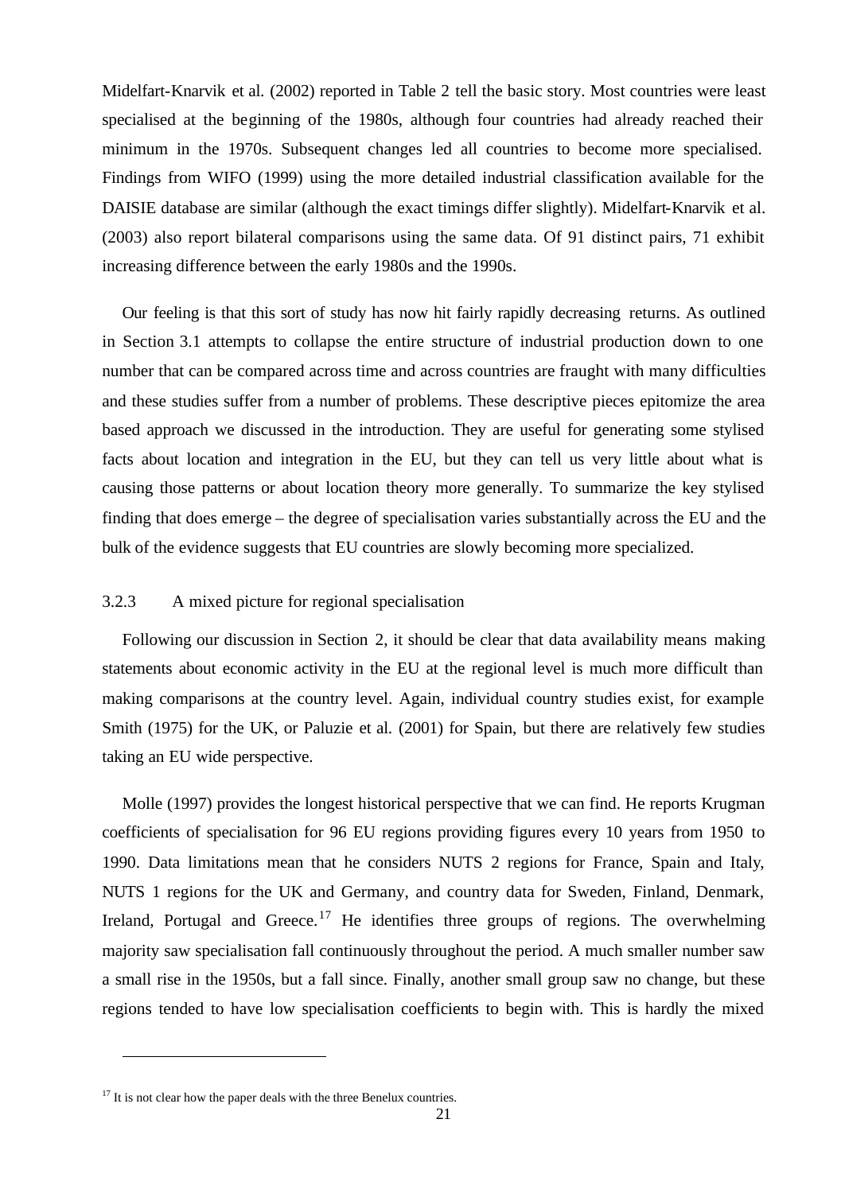Midelfart-Knarvik et al. (2002) reported in Table 2 tell the basic story. Most countries were least specialised at the beginning of the 1980s, although four countries had already reached their minimum in the 1970s. Subsequent changes led all countries to become more specialised. Findings from WIFO (1999) using the more detailed industrial classification available for the DAISIE database are similar (although the exact timings differ slightly). Midelfart-Knarvik et al. (2003) also report bilateral comparisons using the same data. Of 91 distinct pairs, 71 exhibit increasing difference between the early 1980s and the 1990s.

Our feeling is that this sort of study has now hit fairly rapidly decreasing returns. As outlined in Section 3.1 attempts to collapse the entire structure of industrial production down to one number that can be compared across time and across countries are fraught with many difficulties and these studies suffer from a number of problems. These descriptive pieces epitomize the area based approach we discussed in the introduction. They are useful for generating some stylised facts about location and integration in the EU, but they can tell us very little about what is causing those patterns or about location theory more generally. To summarize the key stylised finding that does emerge – the degree of specialisation varies substantially across the EU and the bulk of the evidence suggests that EU countries are slowly becoming more specialized.

### 3.2.3 A mixed picture for regional specialisation

Following our discussion in Section 2, it should be clear that data availability means making statements about economic activity in the EU at the regional level is much more difficult than making comparisons at the country level. Again, individual country studies exist, for example Smith (1975) for the UK, or Paluzie et al. (2001) for Spain, but there are relatively few studies taking an EU wide perspective.

Molle (1997) provides the longest historical perspective that we can find. He reports Krugman coefficients of specialisation for 96 EU regions providing figures every 10 years from 1950 to 1990. Data limitations mean that he considers NUTS 2 regions for France, Spain and Italy, NUTS 1 regions for the UK and Germany, and country data for Sweden, Finland, Denmark, Ireland, Portugal and Greece.[17] He identifies three groups of regions. The overwhelming majority saw specialisation fall continuously throughout the period. A much smaller number saw a small rise in the 1950s, but a fall since. Finally, another small group saw no change, but these regions tended to have low specialisation coefficients to begin with. This is hardly the mixed

[17] It is not clear how the paper deals with the three Benelux countries.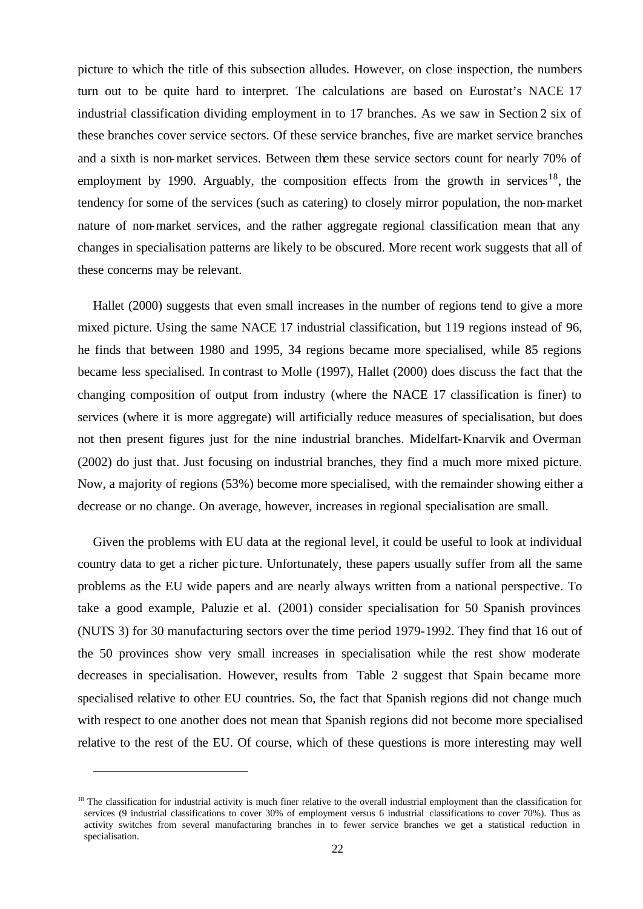picture to which the title of this subsection alludes. However, on close inspection, the numbers turn out to be quite hard to interpret. The calculations are based on Eurostat's NACE 17 industrial classification dividing employment in to 17 branches. As we saw in Section 2 six of these branches cover service sectors. Of these service branches, five are market service branches and a sixth is non-market services. Between them these service sectors count for nearly 70% of employment by 1990. Arguably, the composition effects from the growth in services[18], the tendency for some of the services (such as catering) to closely mirror population, the non-market nature of non-market services, and the rather aggregate regional classification mean that any changes in specialisation patterns are likely to be obscured. More recent work suggests that all of these concerns may be relevant.

Hallet (2000) suggests that even small increases in the number of regions tend to give a more mixed picture. Using the same NACE 17 industrial classification, but 119 regions instead of 96, he finds that between 1980 and 1995, 34 regions became more specialised, while 85 regions became less specialised. In contrast to Molle (1997), Hallet (2000) does discuss the fact that the changing composition of output from industry (where the NACE 17 classification is finer) to services (where it is more aggregate) will artificially reduce measures of specialisation, but does not then present figures just for the nine industrial branches. Midelfart-Knarvik and Overman (2002) do just that. Just focusing on industrial branches, they find a much more mixed picture. Now, a majority of regions (53%) become more specialised, with the remainder showing either a decrease or no change. On average, however, increases in regional specialisation are small.

Given the problems with EU data at the regional level, it could be useful to look at individual country data to get a richer picture. Unfortunately, these papers usually suffer from all the same problems as the EU wide papers and are nearly always written from a national perspective. To take a good example, Paluzie et al. (2001) consider specialisation for 50 Spanish provinces (NUTS 3) for 30 manufacturing sectors over the time period 1979-1992. They find that 16 out of the 50 provinces show very small increases in specialisation while the rest show moderate decreases in specialisation. However, results from Table 2 suggest that Spain became more specialised relative to other EU countries. So, the fact that Spanish regions did not change much with respect to one another does not mean that Spanish regions did not become more specialised relative to the rest of the EU. Of course, which of these questions is more interesting may well

[18] The classification for industrial activity is much finer relative to the overall industrial employment than the classification for services (9 industrial classifications to cover 30% of employment versus 6 industrial classifications to cover 70%). Thus as activity switches from several manufacturing branches in to fewer service branches we get a statistical reduction in specialisation.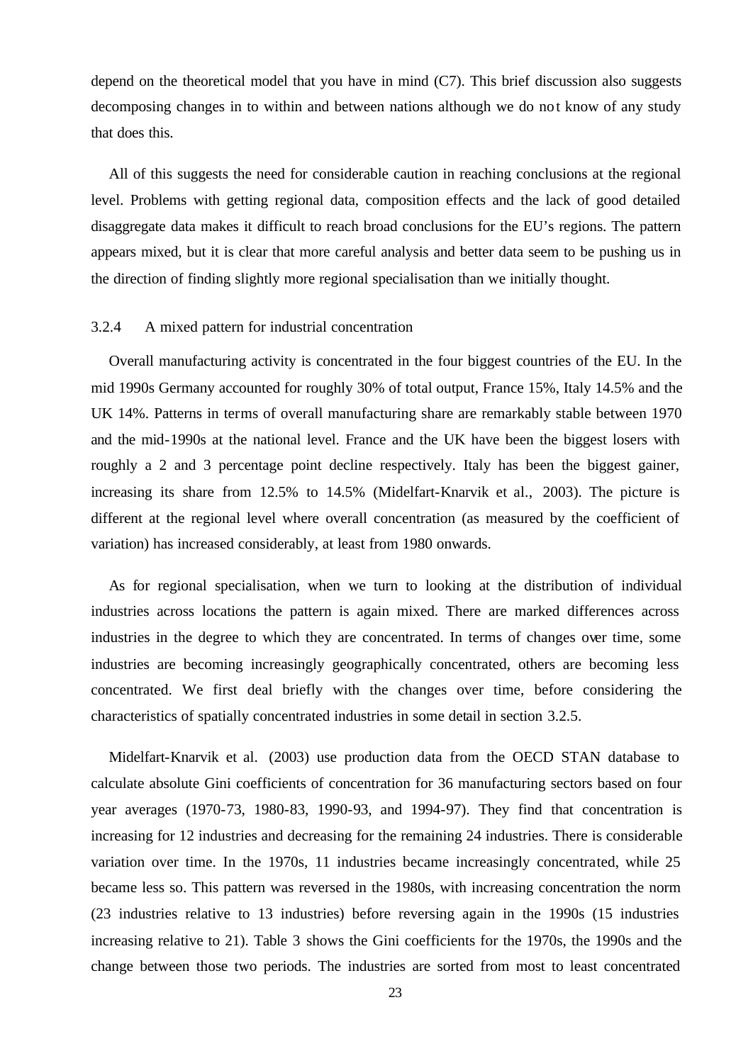depend on the theoretical model that you have in mind (C7). This brief discussion also suggests decomposing changes in to within and between nations although we do not know of any study that does this.

All of this suggests the need for considerable caution in reaching conclusions at the regional level. Problems with getting regional data, composition effects and the lack of good detailed disaggregate data makes it difficult to reach broad conclusions for the EU's regions. The pattern appears mixed, but it is clear that more careful analysis and better data seem to be pushing us in the direction of finding slightly more regional specialisation than we initially thought.

### 3.2.4 A mixed pattern for industrial concentration

Overall manufacturing activity is concentrated in the four biggest countries of the EU. In the mid 1990s Germany accounted for roughly 30% of total output, France 15%, Italy 14.5% and the UK 14%. Patterns in terms of overall manufacturing share are remarkably stable between 1970 and the mid-1990s at the national level. France and the UK have been the biggest losers with roughly a 2 and 3 percentage point decline respectively. Italy has been the biggest gainer, increasing its share from 12.5% to 14.5% (Midelfart-Knarvik et al., 2003). The picture is different at the regional level where overall concentration (as measured by the coefficient of variation) has increased considerably, at least from 1980 onwards.

As for regional specialisation, when we turn to looking at the distribution of individual industries across locations the pattern is again mixed. There are marked differences across industries in the degree to which they are concentrated. In terms of changes over time, some industries are becoming increasingly geographically concentrated, others are becoming less concentrated. We first deal briefly with the changes over time, before considering the characteristics of spatially concentrated industries in some detail in section 3.2.5.

Midelfart-Knarvik et al. (2003) use production data from the OECD STAN database to calculate absolute Gini coefficients of concentration for 36 manufacturing sectors based on four year averages (1970-73, 1980-83, 1990-93, and 1994-97). They find that concentration is increasing for 12 industries and decreasing for the remaining 24 industries. There is considerable variation over time. In the 1970s, 11 industries became increasingly concentrated, while 25 became less so. This pattern was reversed in the 1980s, with increasing concentration the norm (23 industries relative to 13 industries) before reversing again in the 1990s (15 industries increasing relative to 21). Table 3 shows the Gini coefficients for the 1970s, the 1990s and the change between those two periods. The industries are sorted from most to least concentrated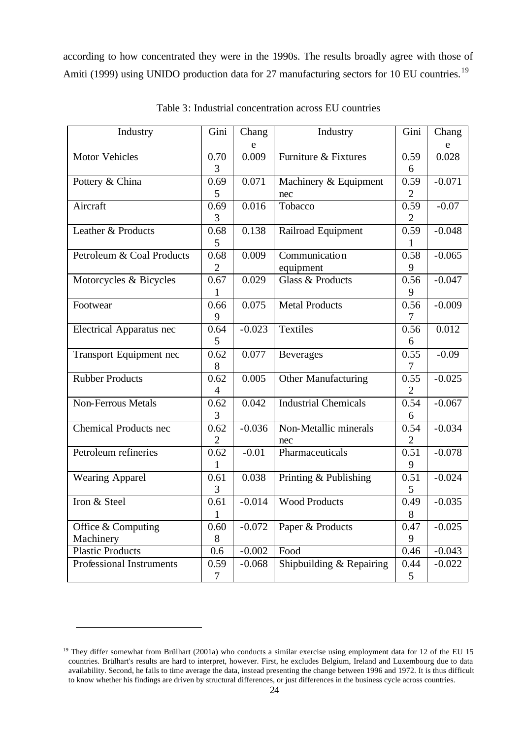according to how concentrated they were in the 1990s. The results broadly agree with those of Amiti (1999) using UNIDO production data for 27 manufacturing sectors for 10 EU countries.[19]

Table 3: Industrial concentration across EU countries

| Industry | Gini | Change | Industry | Gini | Change |
|---|---|---|---|---|---|
| Motor Vehicles | 0.703 | 0.009 | Furniture & Fixtures | 0.596 | 0.028 |
| Pottery & China | 0.695 | 0.071 | Machinery & Equipment nec | 0.592 | -0.071 |
| Aircraft | 0.693 | 0.016 | Tobacco | 0.592 | -0.07 |
| Leather & Products | 0.685 | 0.138 | Railroad Equipment | 0.591 | -0.048 |
| Petroleum & Coal Products | 0.682 | 0.009 | Communication equipment | 0.589 | -0.065 |
| Motorcycles & Bicycles | 0.671 | 0.029 | Glass & Products | 0.569 | -0.047 |
| Footwear | 0.669 | 0.075 | Metal Products | 0.567 | -0.009 |
| Electrical Apparatus nec | 0.645 | -0.023 | Textiles | 0.566 | 0.012 |
| Transport Equipment nec | 0.628 | 0.077 | Beverages | 0.557 | -0.09 |
| Rubber Products | 0.624 | 0.005 | Other Manufacturing | 0.552 | -0.025 |
| Non-Ferrous Metals | 0.623 | 0.042 | Industrial Chemicals | 0.546 | -0.067 |
| Chemical Products nec | 0.622 | -0.036 | Non-Metallic minerals nec | 0.542 | -0.034 |
| Petroleum refineries | 0.621 | -0.01 | Pharmaceuticals | 0.519 | -0.078 |
| Wearing Apparel | 0.613 | 0.038 | Printing & Publishing | 0.515 | -0.024 |
| Iron & Steel | 0.611 | -0.014 | Wood Products | 0.498 | -0.035 |
| Office & Computing Machinery | 0.608 | -0.072 | Paper & Products | 0.479 | -0.025 |
| Plastic Products | 0.6 | -0.002 | Food | 0.46 | -0.043 |
| Professional Instruments | 0.597 | -0.068 | Shipbuilding & Repairing | 0.445 | -0.022 |

[19] They differ somewhat from Brülhart (2001a) who conducts a similar exercise using employment data for 12 of the EU 15 countries. Brülhart's results are hard to interpret, however. First, he excludes Belgium, Ireland and Luxembourg due to data availability. Second, he fails to time average the data, instead presenting the change between 1996 and 1972. It is thus difficult to know whether his findings are driven by structural differences, or just differences in the business cycle across countries.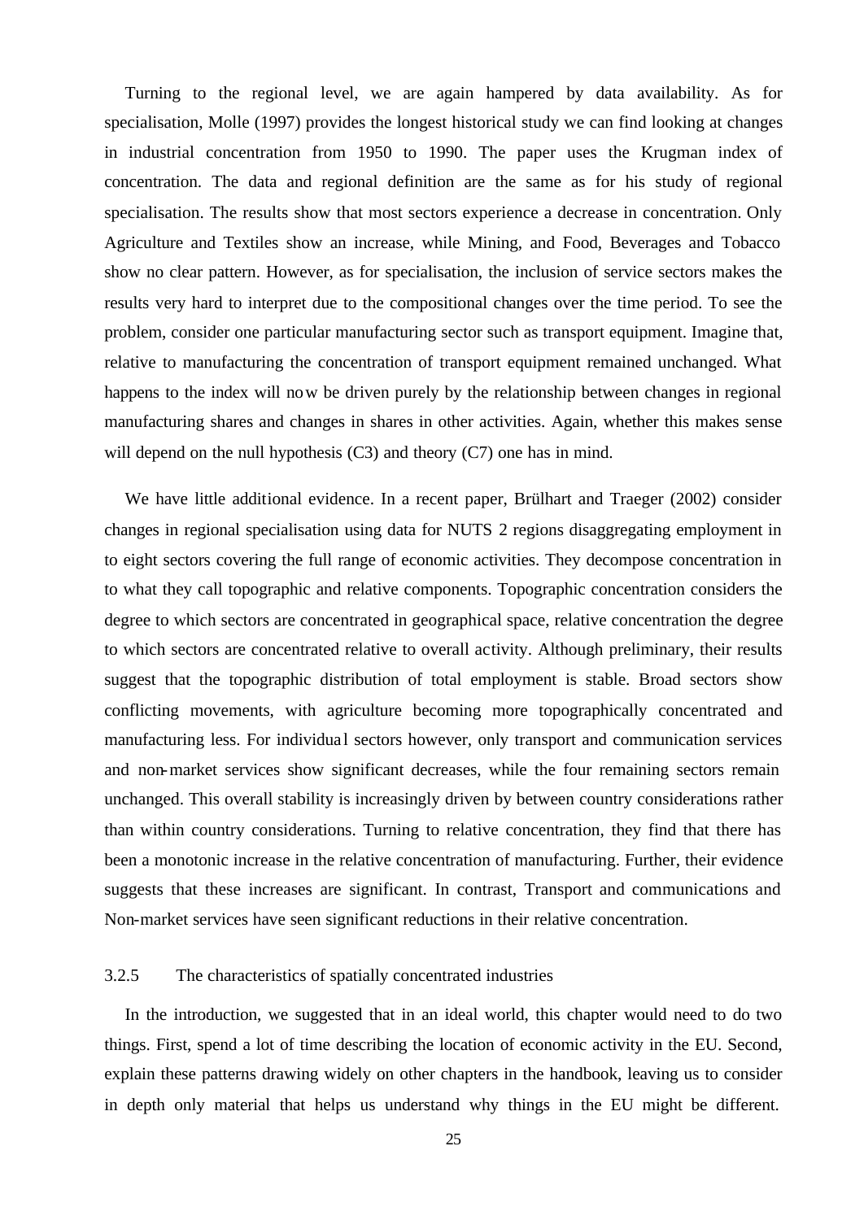Turning to the regional level, we are again hampered by data availability. As for specialisation, Molle (1997) provides the longest historical study we can find looking at changes in industrial concentration from 1950 to 1990. The paper uses the Krugman index of concentration. The data and regional definition are the same as for his study of regional specialisation. The results show that most sectors experience a decrease in concentration. Only Agriculture and Textiles show an increase, while Mining, and Food, Beverages and Tobacco show no clear pattern. However, as for specialisation, the inclusion of service sectors makes the results very hard to interpret due to the compositional changes over the time period. To see the problem, consider one particular manufacturing sector such as transport equipment. Imagine that, relative to manufacturing the concentration of transport equipment remained unchanged. What happens to the index will now be driven purely by the relationship between changes in regional manufacturing shares and changes in shares in other activities. Again, whether this makes sense will depend on the null hypothesis (C3) and theory (C7) one has in mind.

We have little additional evidence. In a recent paper, Brülhart and Traeger (2002) consider changes in regional specialisation using data for NUTS 2 regions disaggregating employment in to eight sectors covering the full range of economic activities. They decompose concentration in to what they call topographic and relative components. Topographic concentration considers the degree to which sectors are concentrated in geographical space, relative concentration the degree to which sectors are concentrated relative to overall activity. Although preliminary, their results suggest that the topographic distribution of total employment is stable. Broad sectors show conflicting movements, with agriculture becoming more topographically concentrated and manufacturing less. For individual sectors however, only transport and communication services and non-market services show significant decreases, while the four remaining sectors remain unchanged. This overall stability is increasingly driven by between country considerations rather than within country considerations. Turning to relative concentration, they find that there has been a monotonic increase in the relative concentration of manufacturing. Further, their evidence suggests that these increases are significant. In contrast, Transport and communications and Non-market services have seen significant reductions in their relative concentration.

### 3.2.5 The characteristics of spatially concentrated industries

In the introduction, we suggested that in an ideal world, this chapter would need to do two things. First, spend a lot of time describing the location of economic activity in the EU. Second, explain these patterns drawing widely on other chapters in the handbook, leaving us to consider in depth only material that helps us understand why things in the EU might be different.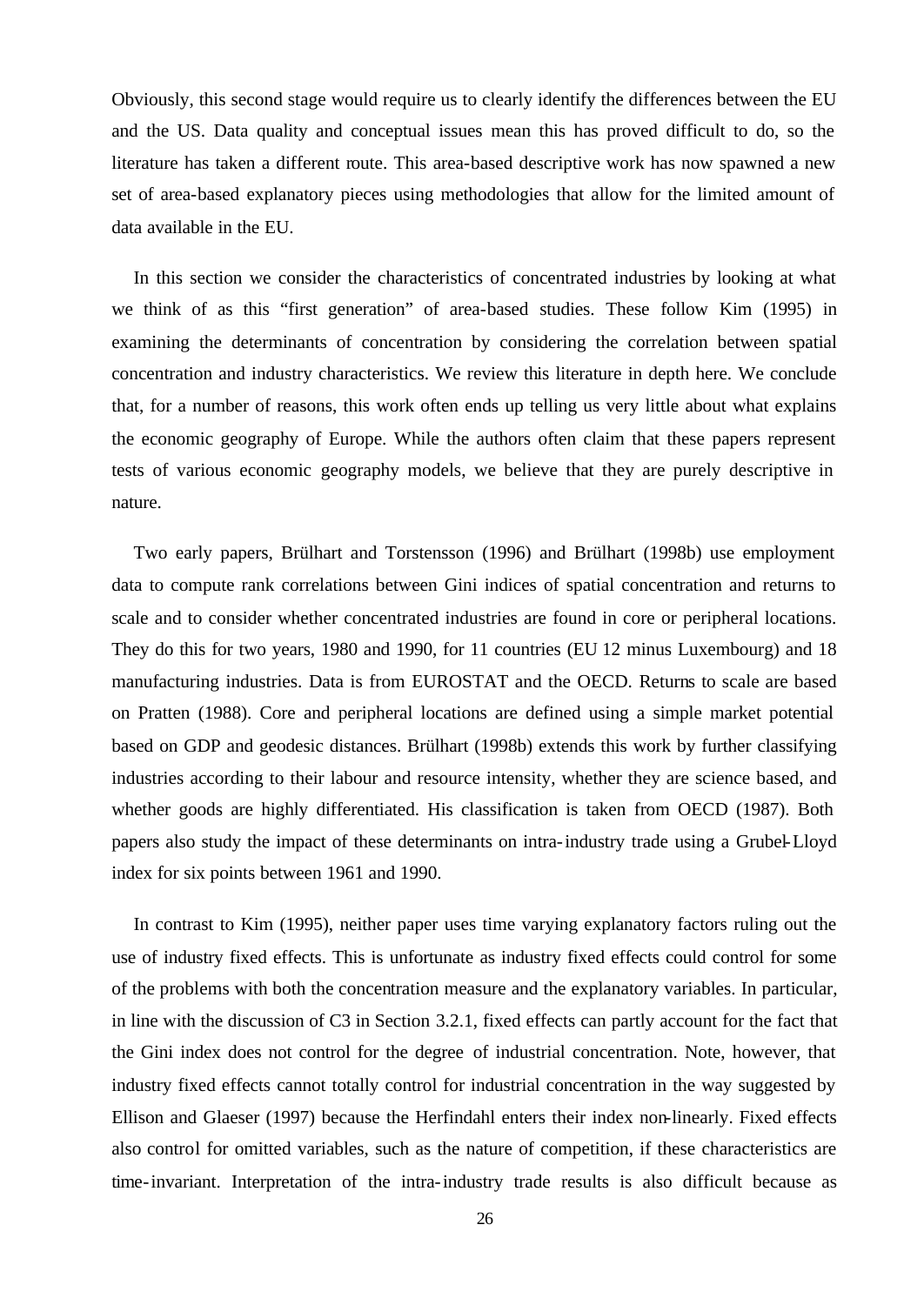Obviously, this second stage would require us to clearly identify the differences between the EU and the US. Data quality and conceptual issues mean this has proved difficult to do, so the literature has taken a different route. This area-based descriptive work has now spawned a new set of area-based explanatory pieces using methodologies that allow for the limited amount of data available in the EU.

In this section we consider the characteristics of concentrated industries by looking at what we think of as this "first generation" of area-based studies. These follow Kim (1995) in examining the determinants of concentration by considering the correlation between spatial concentration and industry characteristics. We review this literature in depth here. We conclude that, for a number of reasons, this work often ends up telling us very little about what explains the economic geography of Europe. While the authors often claim that these papers represent tests of various economic geography models, we believe that they are purely descriptive in nature.

Two early papers, Brülhart and Torstensson (1996) and Brülhart (1998b) use employment data to compute rank correlations between Gini indices of spatial concentration and returns to scale and to consider whether concentrated industries are found in core or peripheral locations. They do this for two years, 1980 and 1990, for 11 countries (EU 12 minus Luxembourg) and 18 manufacturing industries. Data is from EUROSTAT and the OECD. Returns to scale are based on Pratten (1988). Core and peripheral locations are defined using a simple market potential based on GDP and geodesic distances. Brülhart (1998b) extends this work by further classifying industries according to their labour and resource intensity, whether they are science based, and whether goods are highly differentiated. His classification is taken from OECD (1987). Both papers also study the impact of these determinants on intra-industry trade using a Grubel-Lloyd index for six points between 1961 and 1990.

In contrast to Kim (1995), neither paper uses time varying explanatory factors ruling out the use of industry fixed effects. This is unfortunate as industry fixed effects could control for some of the problems with both the concentration measure and the explanatory variables. In particular, in line with the discussion of C3 in Section 3.2.1, fixed effects can partly account for the fact that the Gini index does not control for the degree of industrial concentration. Note, however, that industry fixed effects cannot totally control for industrial concentration in the way suggested by Ellison and Glaeser (1997) because the Herfindahl enters their index non-linearly. Fixed effects also control for omitted variables, such as the nature of competition, if these characteristics are time-invariant. Interpretation of the intra-industry trade results is also difficult because as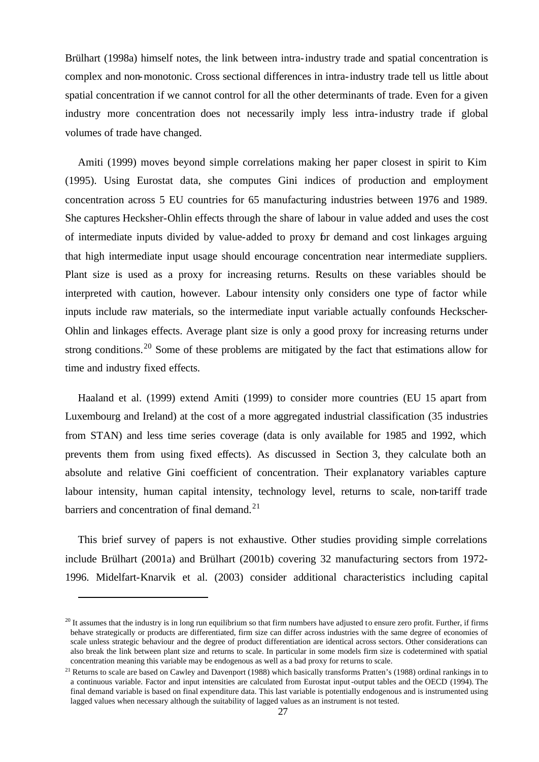Brülhart (1998a) himself notes, the link between intra-industry trade and spatial concentration is complex and non-monotonic. Cross sectional differences in intra-industry trade tell us little about spatial concentration if we cannot control for all the other determinants of trade. Even for a given industry more concentration does not necessarily imply less intra-industry trade if global volumes of trade have changed.

Amiti (1999) moves beyond simple correlations making her paper closest in spirit to Kim (1995). Using Eurostat data, she computes Gini indices of production and employment concentration across 5 EU countries for 65 manufacturing industries between 1976 and 1989. She captures Hecksher-Ohlin effects through the share of labour in value added and uses the cost of intermediate inputs divided by value-added to proxy for demand and cost linkages arguing that high intermediate input usage should encourage concentration near intermediate suppliers. Plant size is used as a proxy for increasing returns. Results on these variables should be interpreted with caution, however. Labour intensity only considers one type of factor while inputs include raw materials, so the intermediate input variable actually confounds Heckscher-Ohlin and linkages effects. Average plant size is only a good proxy for increasing returns under strong conditions.[20] Some of these problems are mitigated by the fact that estimations allow for time and industry fixed effects.

Haaland et al. (1999) extend Amiti (1999) to consider more countries (EU 15 apart from Luxembourg and Ireland) at the cost of a more aggregated industrial classification (35 industries from STAN) and less time series coverage (data is only available for 1985 and 1992, which prevents them from using fixed effects). As discussed in Section 3, they calculate both an absolute and relative Gini coefficient of concentration. Their explanatory variables capture labour intensity, human capital intensity, technology level, returns to scale, non-tariff trade barriers and concentration of final demand.[21]

This brief survey of papers is not exhaustive. Other studies providing simple correlations include Brülhart (2001a) and Brülhart (2001b) covering 32 manufacturing sectors from 1972-1996. Midelfart-Knarvik et al. (2003) consider additional characteristics including capital

[20] It assumes that the industry is in long run equilibrium so that firm numbers have adjusted to ensure zero profit. Further, if firms behave strategically or products are differentiated, firm size can differ across industries with the same degree of economies of scale unless strategic behaviour and the degree of product differentiation are identical across sectors. Other considerations can also break the link between plant size and returns to scale. In particular in some models firm size is codetermined with spatial concentration meaning this variable may be endogenous as well as a bad proxy for returns to scale.

[21] Returns to scale are based on Cawley and Davenport (1988) which basically transforms Pratten's (1988) ordinal rankings in to a continuous variable. Factor and input intensities are calculated from Eurostat input-output tables and the OECD (1994). The final demand variable is based on final expenditure data. This last variable is potentially endogenous and is instrumented using lagged values when necessary although the suitability of lagged values as an instrument is not tested.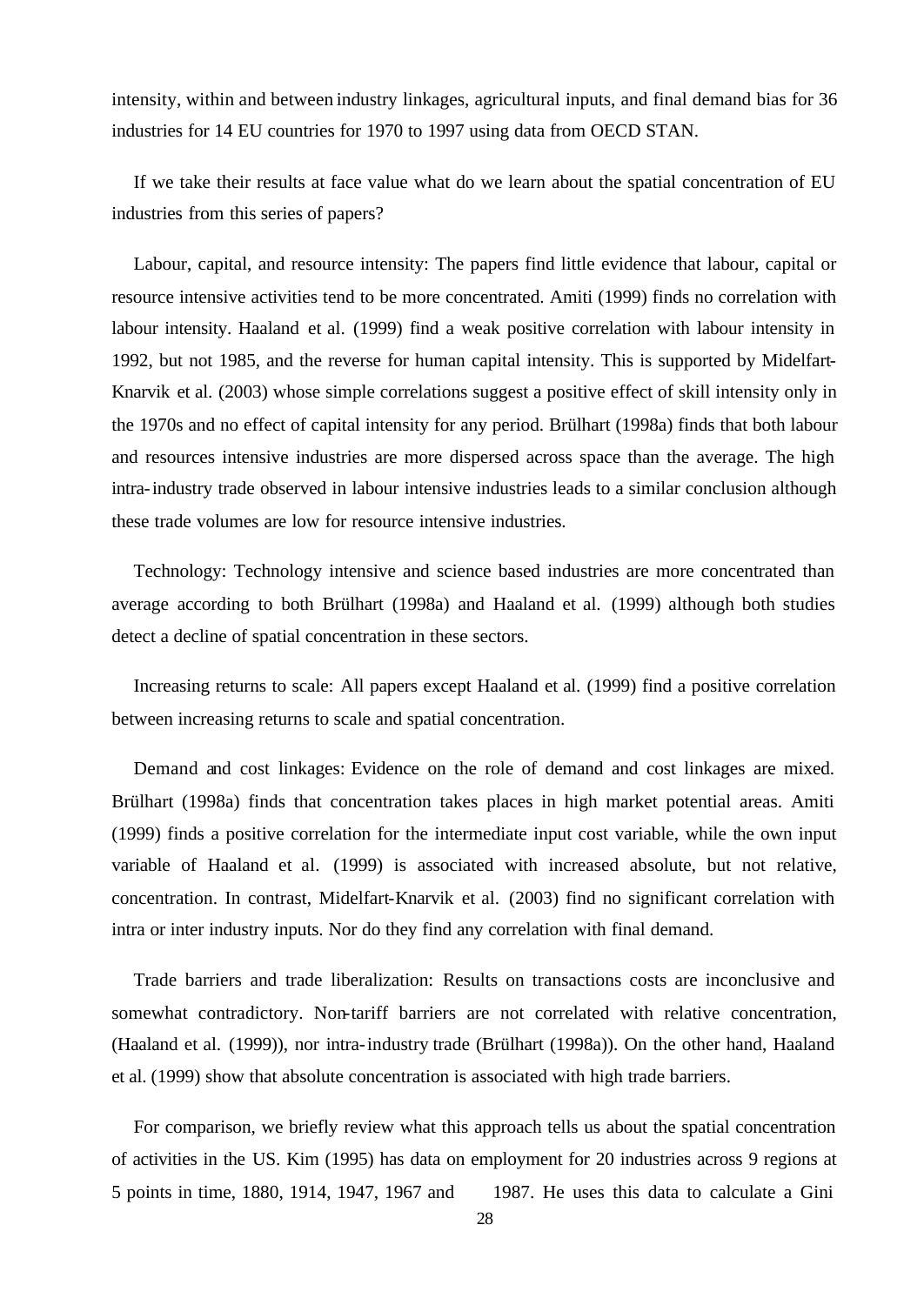intensity, within and between industry linkages, agricultural inputs, and final demand bias for 36 industries for 14 EU countries for 1970 to 1997 using data from OECD STAN.

If we take their results at face value what do we learn about the spatial concentration of EU industries from this series of papers?

Labour, capital, and resource intensity: The papers find little evidence that labour, capital or resource intensive activities tend to be more concentrated. Amiti (1999) finds no correlation with labour intensity. Haaland et al. (1999) find a weak positive correlation with labour intensity in 1992, but not 1985, and the reverse for human capital intensity. This is supported by Midelfart-Knarvik et al. (2003) whose simple correlations suggest a positive effect of skill intensity only in the 1970s and no effect of capital intensity for any period. Brülhart (1998a) finds that both labour and resources intensive industries are more dispersed across space than the average. The high intra-industry trade observed in labour intensive industries leads to a similar conclusion although these trade volumes are low for resource intensive industries.

Technology: Technology intensive and science based industries are more concentrated than average according to both Brülhart (1998a) and Haaland et al. (1999) although both studies detect a decline of spatial concentration in these sectors.

Increasing returns to scale: All papers except Haaland et al. (1999) find a positive correlation between increasing returns to scale and spatial concentration.

Demand and cost linkages: Evidence on the role of demand and cost linkages are mixed. Brülhart (1998a) finds that concentration takes places in high market potential areas. Amiti (1999) finds a positive correlation for the intermediate input cost variable, while the own input variable of Haaland et al. (1999) is associated with increased absolute, but not relative, concentration. In contrast, Midelfart-Knarvik et al. (2003) find no significant correlation with intra or inter industry inputs. Nor do they find any correlation with final demand.

Trade barriers and trade liberalization: Results on transactions costs are inconclusive and somewhat contradictory. Non-tariff barriers are not correlated with relative concentration, (Haaland et al. (1999)), nor intra-industry trade (Brülhart (1998a)). On the other hand, Haaland et al. (1999) show that absolute concentration is associated with high trade barriers.

For comparison, we briefly review what this approach tells us about the spatial concentration of activities in the US. Kim (1995) has data on employment for 20 industries across 9 regions at 5 points in time, 1880, 1914, 1947, 1967 and 1987. He uses this data to calculate a Gini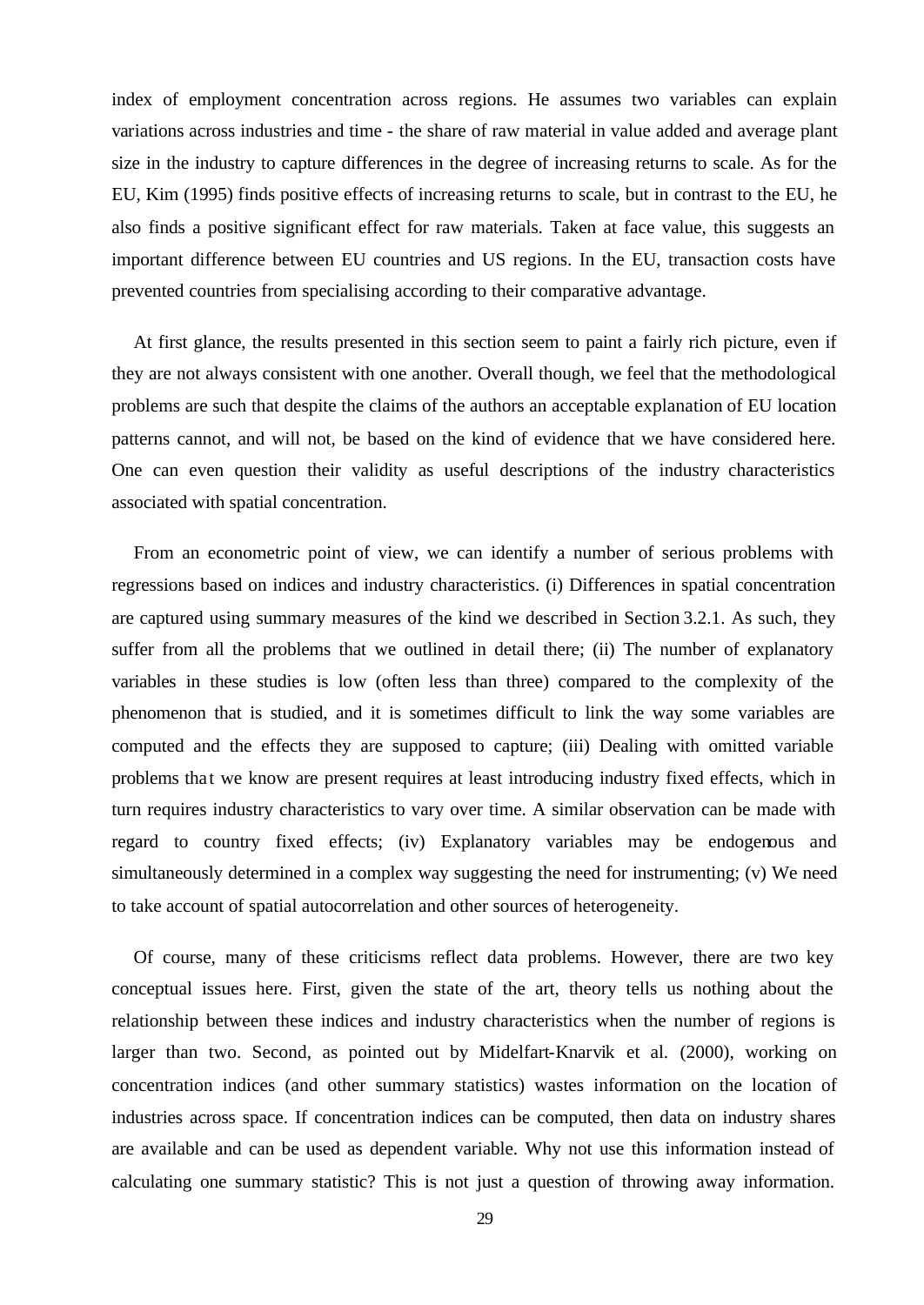index of employment concentration across regions. He assumes two variables can explain variations across industries and time - the share of raw material in value added and average plant size in the industry to capture differences in the degree of increasing returns to scale. As for the EU, Kim (1995) finds positive effects of increasing returns to scale, but in contrast to the EU, he also finds a positive significant effect for raw materials. Taken at face value, this suggests an important difference between EU countries and US regions. In the EU, transaction costs have prevented countries from specialising according to their comparative advantage.

At first glance, the results presented in this section seem to paint a fairly rich picture, even if they are not always consistent with one another. Overall though, we feel that the methodological problems are such that despite the claims of the authors an acceptable explanation of EU location patterns cannot, and will not, be based on the kind of evidence that we have considered here. One can even question their validity as useful descriptions of the industry characteristics associated with spatial concentration.

From an econometric point of view, we can identify a number of serious problems with regressions based on indices and industry characteristics. (i) Differences in spatial concentration are captured using summary measures of the kind we described in Section 3.2.1. As such, they suffer from all the problems that we outlined in detail there; (ii) The number of explanatory variables in these studies is low (often less than three) compared to the complexity of the phenomenon that is studied, and it is sometimes difficult to link the way some variables are computed and the effects they are supposed to capture; (iii) Dealing with omitted variable problems that we know are present requires at least introducing industry fixed effects, which in turn requires industry characteristics to vary over time. A similar observation can be made with regard to country fixed effects; (iv) Explanatory variables may be endogenous and simultaneously determined in a complex way suggesting the need for instrumenting; (v) We need to take account of spatial autocorrelation and other sources of heterogeneity.

Of course, many of these criticisms reflect data problems. However, there are two key conceptual issues here. First, given the state of the art, theory tells us nothing about the relationship between these indices and industry characteristics when the number of regions is larger than two. Second, as pointed out by Midelfart-Knarvik et al. (2000), working on concentration indices (and other summary statistics) wastes information on the location of industries across space. If concentration indices can be computed, then data on industry shares are available and can be used as dependent variable. Why not use this information instead of calculating one summary statistic? This is not just a question of throwing away information.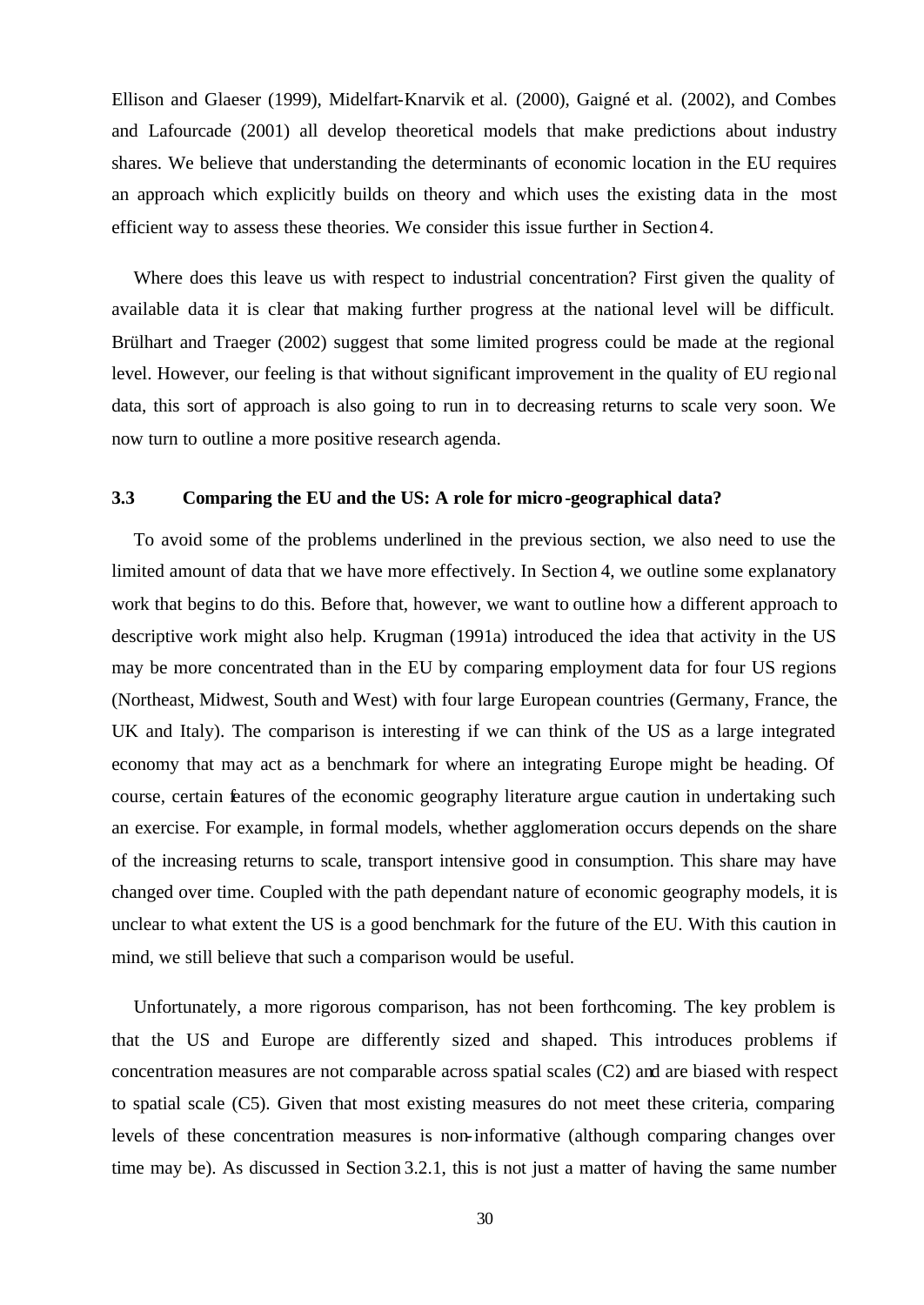Ellison and Glaeser (1999), Midelfart-Knarvik et al. (2000), Gaigné et al. (2002), and Combes and Lafourcade (2001) all develop theoretical models that make predictions about industry shares. We believe that understanding the determinants of economic location in the EU requires an approach which explicitly builds on theory and which uses the existing data in the most efficient way to assess these theories. We consider this issue further in Section 4.

Where does this leave us with respect to industrial concentration? First given the quality of available data it is clear that making further progress at the national level will be difficult. Brülhart and Traeger (2002) suggest that some limited progress could be made at the regional level. However, our feeling is that without significant improvement in the quality of EU regional data, this sort of approach is also going to run in to decreasing returns to scale very soon. We now turn to outline a more positive research agenda.

### 3.3 Comparing the EU and the US: A role for micro-geographical data?

To avoid some of the problems underlined in the previous section, we also need to use the limited amount of data that we have more effectively. In Section 4, we outline some explanatory work that begins to do this. Before that, however, we want to outline how a different approach to descriptive work might also help. Krugman (1991a) introduced the idea that activity in the US may be more concentrated than in the EU by comparing employment data for four US regions (Northeast, Midwest, South and West) with four large European countries (Germany, France, the UK and Italy). The comparison is interesting if we can think of the US as a large integrated economy that may act as a benchmark for where an integrating Europe might be heading. Of course, certain features of the economic geography literature argue caution in undertaking such an exercise. For example, in formal models, whether agglomeration occurs depends on the share of the increasing returns to scale, transport intensive good in consumption. This share may have changed over time. Coupled with the path dependant nature of economic geography models, it is unclear to what extent the US is a good benchmark for the future of the EU. With this caution in mind, we still believe that such a comparison would be useful.

Unfortunately, a more rigorous comparison, has not been forthcoming. The key problem is that the US and Europe are differently sized and shaped. This introduces problems if concentration measures are not comparable across spatial scales (C2) and are biased with respect to spatial scale (C5). Given that most existing measures do not meet these criteria, comparing levels of these concentration measures is non-informative (although comparing changes over time may be). As discussed in Section 3.2.1, this is not just a matter of having the same number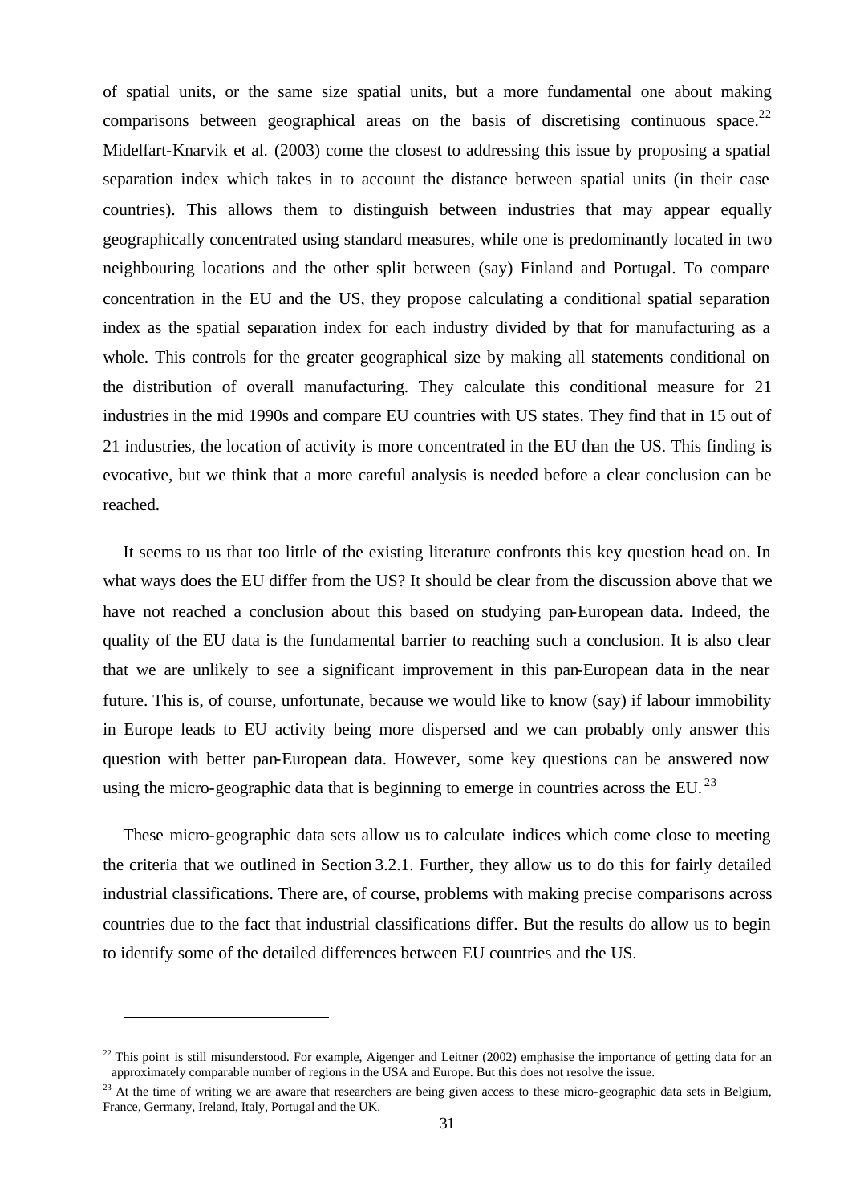of spatial units, or the same size spatial units, but a more fundamental one about making comparisons between geographical areas on the basis of discretising continuous space.[22] Midelfart-Knarvik et al. (2003) come the closest to addressing this issue by proposing a spatial separation index which takes in to account the distance between spatial units (in their case countries). This allows them to distinguish between industries that may appear equally geographically concentrated using standard measures, while one is predominantly located in two neighbouring locations and the other split between (say) Finland and Portugal. To compare concentration in the EU and the US, they propose calculating a conditional spatial separation index as the spatial separation index for each industry divided by that for manufacturing as a whole. This controls for the greater geographical size by making all statements conditional on the distribution of overall manufacturing. They calculate this conditional measure for 21 industries in the mid 1990s and compare EU countries with US states. They find that in 15 out of 21 industries, the location of activity is more concentrated in the EU than the US. This finding is evocative, but we think that a more careful analysis is needed before a clear conclusion can be reached.

It seems to us that too little of the existing literature confronts this key question head on. In what ways does the EU differ from the US? It should be clear from the discussion above that we have not reached a conclusion about this based on studying pan-European data. Indeed, the quality of the EU data is the fundamental barrier to reaching such a conclusion. It is also clear that we are unlikely to see a significant improvement in this pan-European data in the near future. This is, of course, unfortunate, because we would like to know (say) if labour immobility in Europe leads to EU activity being more dispersed and we can probably only answer this question with better pan-European data. However, some key questions can be answered now using the micro-geographic data that is beginning to emerge in countries across the EU.[23]

These micro-geographic data sets allow us to calculate indices which come close to meeting the criteria that we outlined in Section 3.2.1. Further, they allow us to do this for fairly detailed industrial classifications. There are, of course, problems with making precise comparisons across countries due to the fact that industrial classifications differ. But the results do allow us to begin to identify some of the detailed differences between EU countries and the US.

---

[22] This point is still misunderstood. For example, Aigenger and Leitner (2002) emphasise the importance of getting data for an approximately comparable number of regions in the USA and Europe. But this does not resolve the issue.

[23] At the time of writing we are aware that researchers are being given access to these micro-geographic data sets in Belgium, France, Germany, Ireland, Italy, Portugal and the UK.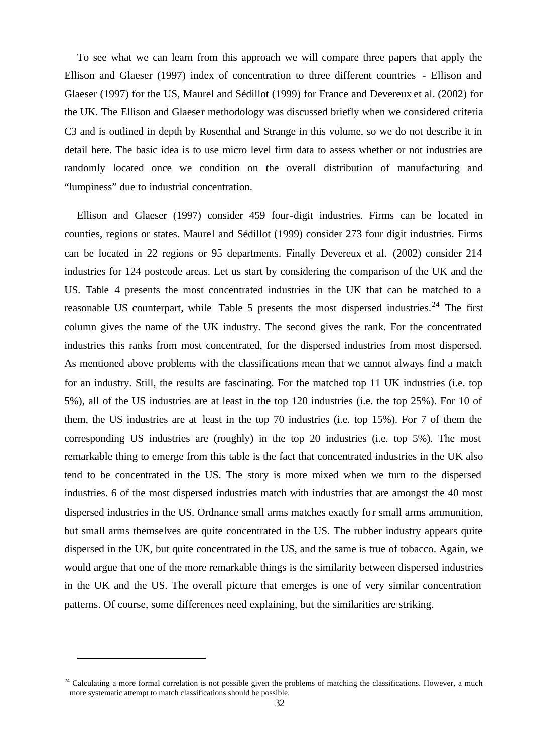To see what we can learn from this approach we will compare three papers that apply the Ellison and Glaeser (1997) index of concentration to three different countries - Ellison and Glaeser (1997) for the US, Maurel and Sédillot (1999) for France and Devereux et al. (2002) for the UK. The Ellison and Glaeser methodology was discussed briefly when we considered criteria C3 and is outlined in depth by Rosenthal and Strange in this volume, so we do not describe it in detail here. The basic idea is to use micro level firm data to assess whether or not industries are randomly located once we condition on the overall distribution of manufacturing and "lumpiness" due to industrial concentration.

Ellison and Glaeser (1997) consider 459 four-digit industries. Firms can be located in counties, regions or states. Maurel and Sédillot (1999) consider 273 four digit industries. Firms can be located in 22 regions or 95 departments. Finally Devereux et al. (2002) consider 214 industries for 124 postcode areas. Let us start by considering the comparison of the UK and the US. Table 4 presents the most concentrated industries in the UK that can be matched to a reasonable US counterpart, while Table 5 presents the most dispersed industries.[24] The first column gives the name of the UK industry. The second gives the rank. For the concentrated industries this ranks from most concentrated, for the dispersed industries from most dispersed. As mentioned above problems with the classifications mean that we cannot always find a match for an industry. Still, the results are fascinating. For the matched top 11 UK industries (i.e. top 5%), all of the US industries are at least in the top 120 industries (i.e. the top 25%). For 10 of them, the US industries are at least in the top 70 industries (i.e. top 15%). For 7 of them the corresponding US industries are (roughly) in the top 20 industries (i.e. top 5%). The most remarkable thing to emerge from this table is the fact that concentrated industries in the UK also tend to be concentrated in the US. The story is more mixed when we turn to the dispersed industries. 6 of the most dispersed industries match with industries that are amongst the 40 most dispersed industries in the US. Ordnance small arms matches exactly for small arms ammunition, but small arms themselves are quite concentrated in the US. The rubber industry appears quite dispersed in the UK, but quite concentrated in the US, and the same is true of tobacco. Again, we would argue that one of the more remarkable things is the similarity between dispersed industries in the UK and the US. The overall picture that emerges is one of very similar concentration patterns. Of course, some differences need explaining, but the similarities are striking.

[24] Calculating a more formal correlation is not possible given the problems of matching the classifications. However, a much more systematic attempt to match classifications should be possible.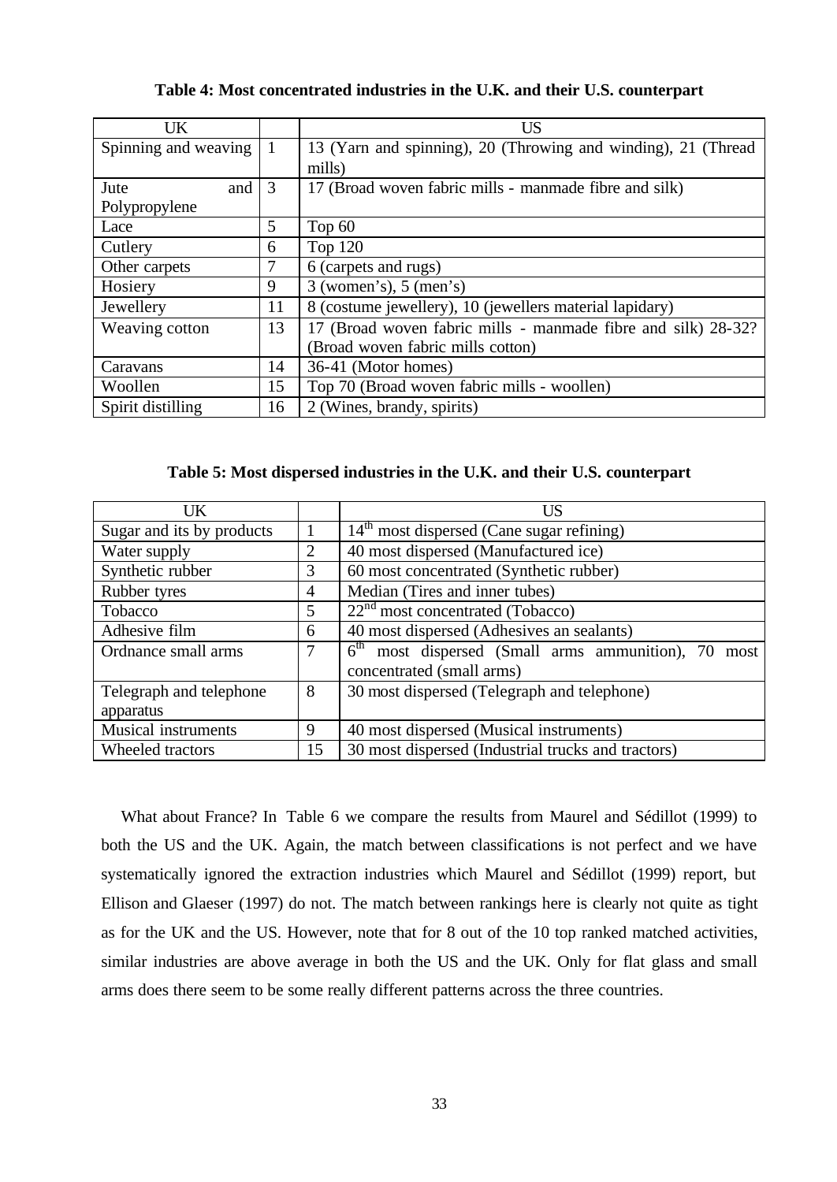**Table 4: Most concentrated industries in the U.K. and their U.S. counterpart**

| UK | | US |
|---|---|---|
| Spinning and weaving | 1 | 13 (Yarn and spinning), 20 (Throwing and winding), 21 (Thread mills) |
| Jute and Polypropylene | 3 | 17 (Broad woven fabric mills - manmade fibre and silk) |
| Lace | 5 | Top 60 |
| Cutlery | 6 | Top 120 |
| Other carpets | 7 | 6 (carpets and rugs) |
| Hosiery | 9 | 3 (women's), 5 (men's) |
| Jewellery | 11 | 8 (costume jewellery), 10 (jewellers material lapidary) |
| Weaving cotton | 13 | 17 (Broad woven fabric mills - manmade fibre and silk) 28-32? (Broad woven fabric mills cotton) |
| Caravans | 14 | 36-41 (Motor homes) |
| Woollen | 15 | Top 70 (Broad woven fabric mills - woollen) |
| Spirit distilling | 16 | 2 (Wines, brandy, spirits) |

**Table 5: Most dispersed industries in the U.K. and their U.S. counterpart**

| UK | | US |
|---|---|---|
| Sugar and its by products | 1 | 14th most dispersed (Cane sugar refining) |
| Water supply | 2 | 40 most dispersed (Manufactured ice) |
| Synthetic rubber | 3 | 60 most concentrated (Synthetic rubber) |
| Rubber tyres | 4 | Median (Tires and inner tubes) |
| Tobacco | 5 | 22nd most concentrated (Tobacco) |
| Adhesive film | 6 | 40 most dispersed (Adhesives an sealants) |
| Ordnance small arms | 7 | 6th most dispersed (Small arms ammunition), 70 most concentrated (small arms) |
| Telegraph and telephone apparatus | 8 | 30 most dispersed (Telegraph and telephone) |
| Musical instruments | 9 | 40 most dispersed (Musical instruments) |
| Wheeled tractors | 15 | 30 most dispersed (Industrial trucks and tractors) |

What about France? In Table 6 we compare the results from Maurel and Sédillot (1999) to both the US and the UK. Again, the match between classifications is not perfect and we have systematically ignored the extraction industries which Maurel and Sédillot (1999) report, but Ellison and Glaeser (1997) do not. The match between rankings here is clearly not quite as tight as for the UK and the US. However, note that for 8 out of the 10 top ranked matched activities, similar industries are above average in both the US and the UK. Only for flat glass and small arms does there seem to be some really different patterns across the three countries.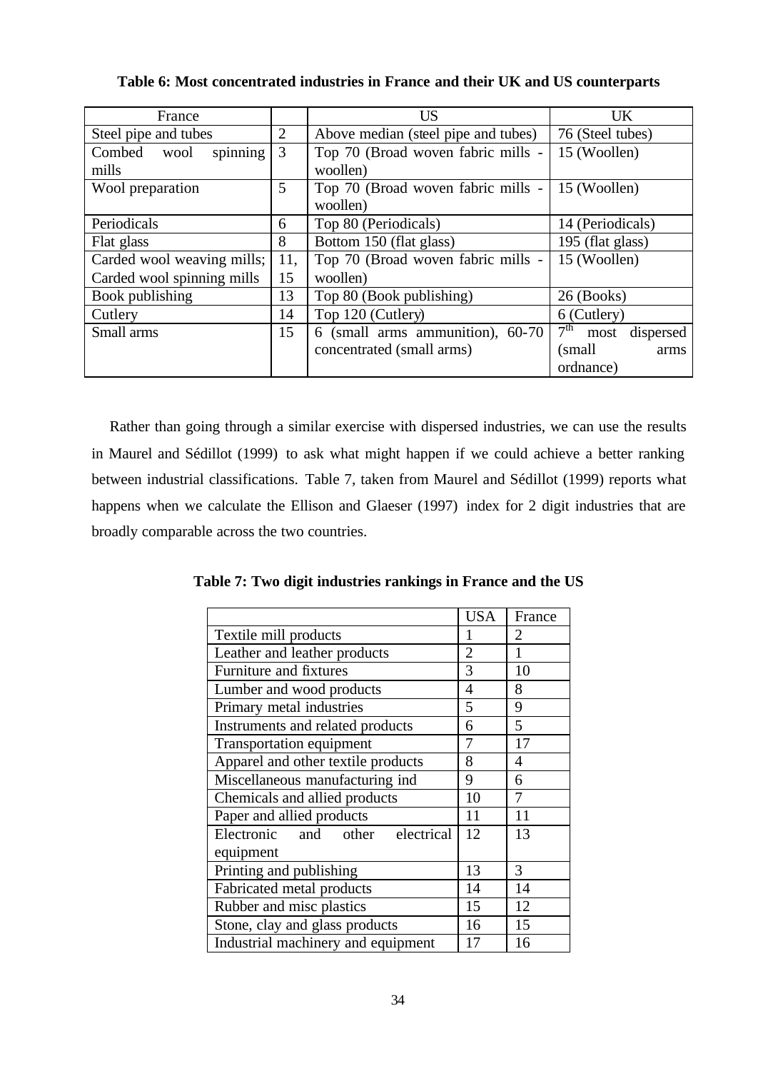**Table 6: Most concentrated industries in France and their UK and US counterparts**

| France | | US | UK |
|---|---|---|---|
| Steel pipe and tubes | 2 | Above median (steel pipe and tubes) | 76 (Steel tubes) |
| Combed wool spinning mills | 3 | Top 70 (Broad woven fabric mills - woollen) | 15 (Woollen) |
| Wool preparation | 5 | Top 70 (Broad woven fabric mills - woollen) | 15 (Woollen) |
| Periodicals | 6 | Top 80 (Periodicals) | 14 (Periodicals) |
| Flat glass | 8 | Bottom 150 (flat glass) | 195 (flat glass) |
| Carded wool weaving mills; Carded wool spinning mills | 11, 15 | Top 70 (Broad woven fabric mills - woollen) | 15 (Woollen) |
| Book publishing | 13 | Top 80 (Book publishing) | 26 (Books) |
| Cutlery | 14 | Top 120 (Cutlery) | 6 (Cutlery) |
| Small arms | 15 | 6 (small arms ammunition), 60-70 concentrated (small arms) | 7th most dispersed (small arms ordnance) |

Rather than going through a similar exercise with dispersed industries, we can use the results in Maurel and Sédillot (1999) to ask what might happen if we could achieve a better ranking between industrial classifications. Table 7, taken from Maurel and Sédillot (1999) reports what happens when we calculate the Ellison and Glaeser (1997) index for 2 digit industries that are broadly comparable across the two countries.

**Table 7: Two digit industries rankings in France and the US**

| | USA | France |
|---|---|---|
| Textile mill products | 1 | 2 |
| Leather and leather products | 2 | 1 |
| Furniture and fixtures | 3 | 10 |
| Lumber and wood products | 4 | 8 |
| Primary metal industries | 5 | 9 |
| Instruments and related products | 6 | 5 |
| Transportation equipment | 7 | 17 |
| Apparel and other textile products | 8 | 4 |
| Miscellaneous manufacturing ind | 9 | 6 |
| Chemicals and allied products | 10 | 7 |
| Paper and allied products | 11 | 11 |
| Electronic and other electrical equipment | 12 | 13 |
| Printing and publishing | 13 | 3 |
| Fabricated metal products | 14 | 14 |
| Rubber and misc plastics | 15 | 12 |
| Stone, clay and glass products | 16 | 15 |
| Industrial machinery and equipment | 17 | 16 |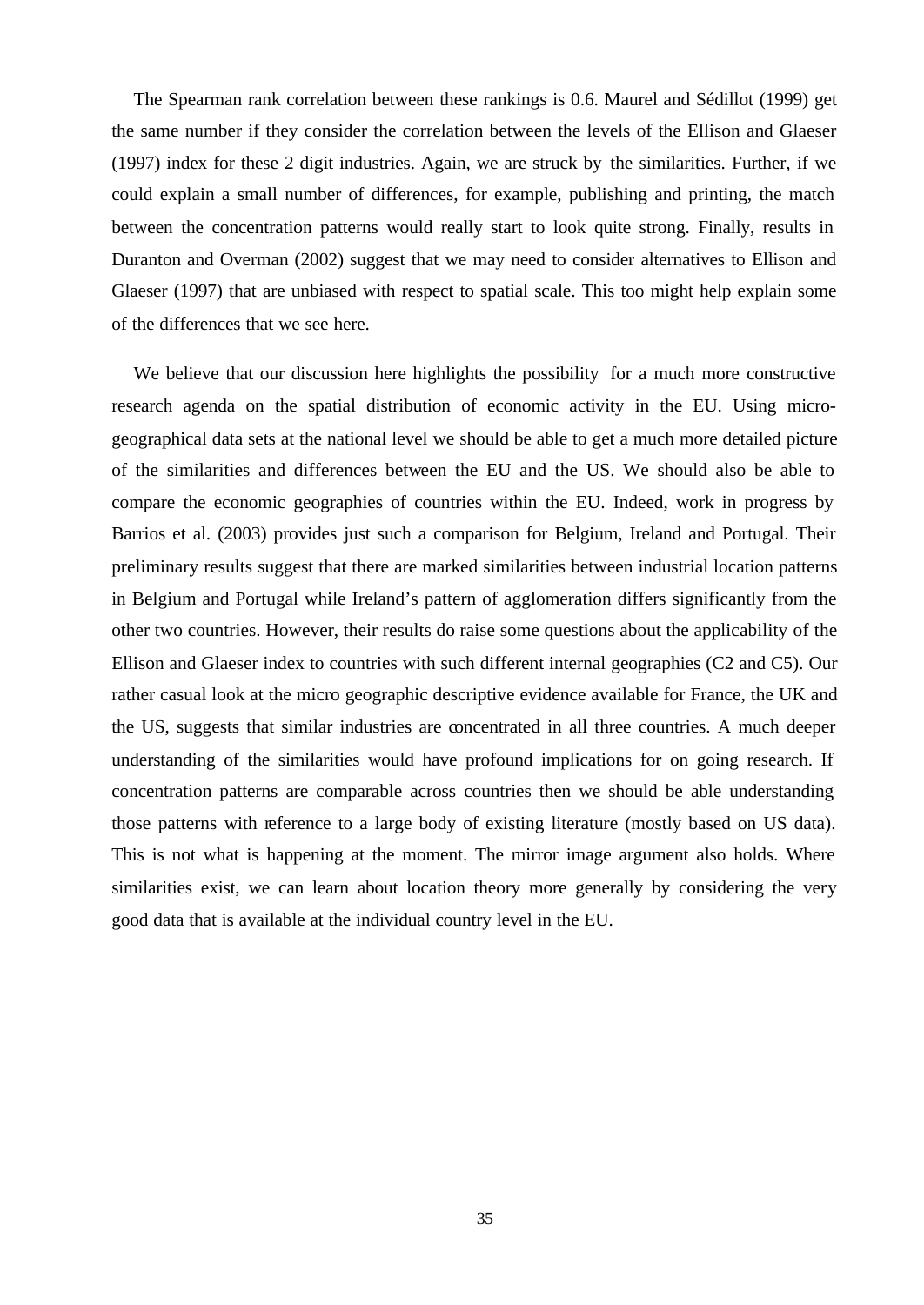The Spearman rank correlation between these rankings is 0.6. Maurel and Sédillot (1999) get the same number if they consider the correlation between the levels of the Ellison and Glaeser (1997) index for these 2 digit industries. Again, we are struck by the similarities. Further, if we could explain a small number of differences, for example, publishing and printing, the match between the concentration patterns would really start to look quite strong. Finally, results in Duranton and Overman (2002) suggest that we may need to consider alternatives to Ellison and Glaeser (1997) that are unbiased with respect to spatial scale. This too might help explain some of the differences that we see here.

We believe that our discussion here highlights the possibility for a much more constructive research agenda on the spatial distribution of economic activity in the EU. Using micro-geographical data sets at the national level we should be able to get a much more detailed picture of the similarities and differences between the EU and the US. We should also be able to compare the economic geographies of countries within the EU. Indeed, work in progress by Barrios et al. (2003) provides just such a comparison for Belgium, Ireland and Portugal. Their preliminary results suggest that there are marked similarities between industrial location patterns in Belgium and Portugal while Ireland's pattern of agglomeration differs significantly from the other two countries. However, their results do raise some questions about the applicability of the Ellison and Glaeser index to countries with such different internal geographies (C2 and C5). Our rather casual look at the micro geographic descriptive evidence available for France, the UK and the US, suggests that similar industries are concentrated in all three countries. A much deeper understanding of the similarities would have profound implications for on going research. If concentration patterns are comparable across countries then we should be able understanding those patterns with reference to a large body of existing literature (mostly based on US data). This is not what is happening at the moment. The mirror image argument also holds. Where similarities exist, we can learn about location theory more generally by considering the very good data that is available at the individual country level in the EU.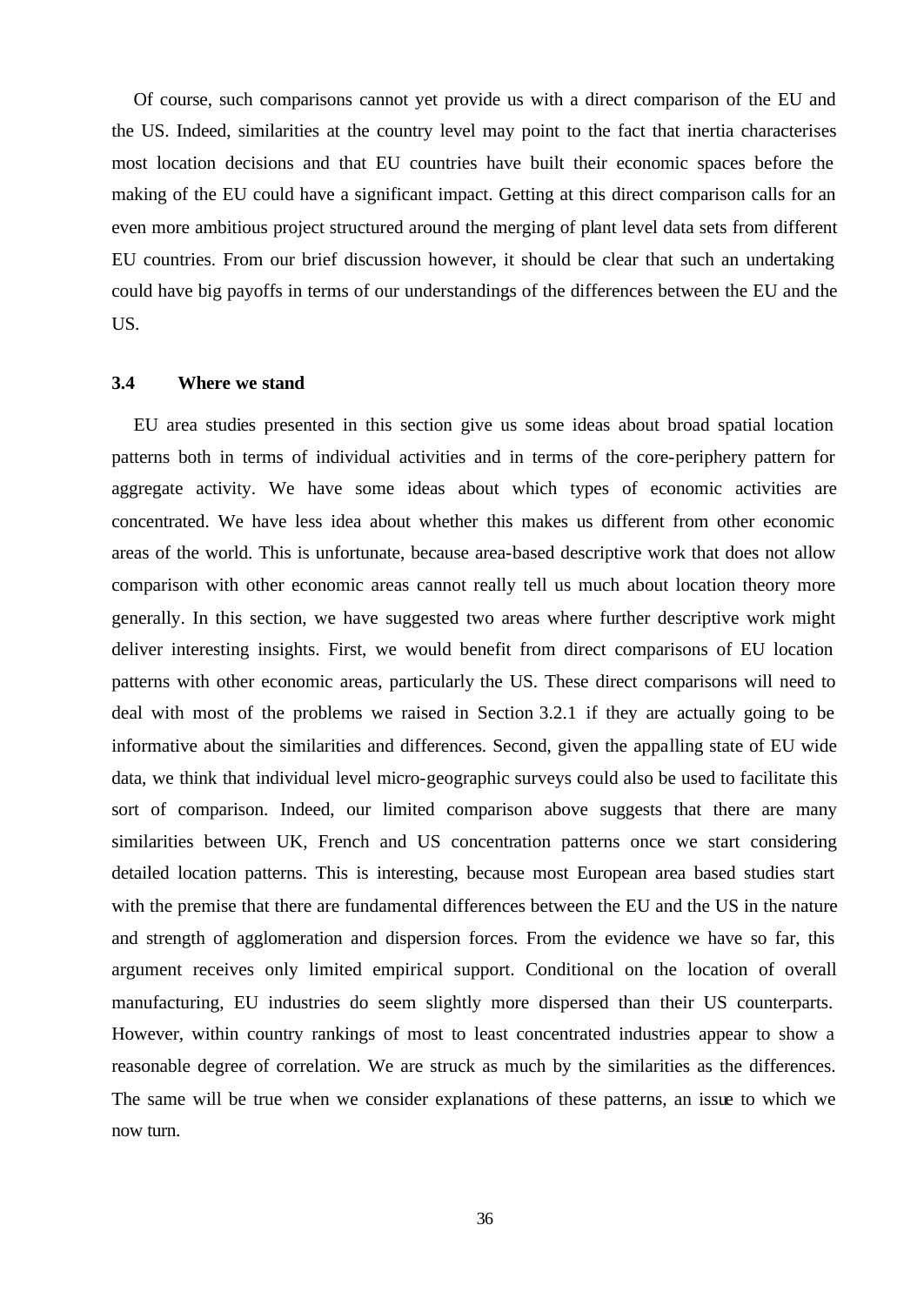Of course, such comparisons cannot yet provide us with a direct comparison of the EU and the US. Indeed, similarities at the country level may point to the fact that inertia characterises most location decisions and that EU countries have built their economic spaces before the making of the EU could have a significant impact. Getting at this direct comparison calls for an even more ambitious project structured around the merging of plant level data sets from different EU countries. From our brief discussion however, it should be clear that such an undertaking could have big payoffs in terms of our understandings of the differences between the EU and the US.

### 3.4 Where we stand

EU area studies presented in this section give us some ideas about broad spatial location patterns both in terms of individual activities and in terms of the core-periphery pattern for aggregate activity. We have some ideas about which types of economic activities are concentrated. We have less idea about whether this makes us different from other economic areas of the world. This is unfortunate, because area-based descriptive work that does not allow comparison with other economic areas cannot really tell us much about location theory more generally. In this section, we have suggested two areas where further descriptive work might deliver interesting insights. First, we would benefit from direct comparisons of EU location patterns with other economic areas, particularly the US. These direct comparisons will need to deal with most of the problems we raised in Section 3.2.1 if they are actually going to be informative about the similarities and differences. Second, given the appalling state of EU wide data, we think that individual level micro-geographic surveys could also be used to facilitate this sort of comparison. Indeed, our limited comparison above suggests that there are many similarities between UK, French and US concentration patterns once we start considering detailed location patterns. This is interesting, because most European area based studies start with the premise that there are fundamental differences between the EU and the US in the nature and strength of agglomeration and dispersion forces. From the evidence we have so far, this argument receives only limited empirical support. Conditional on the location of overall manufacturing, EU industries do seem slightly more dispersed than their US counterparts. However, within country rankings of most to least concentrated industries appear to show a reasonable degree of correlation. We are struck as much by the similarities as the differences. The same will be true when we consider explanations of these patterns, an issue to which we now turn.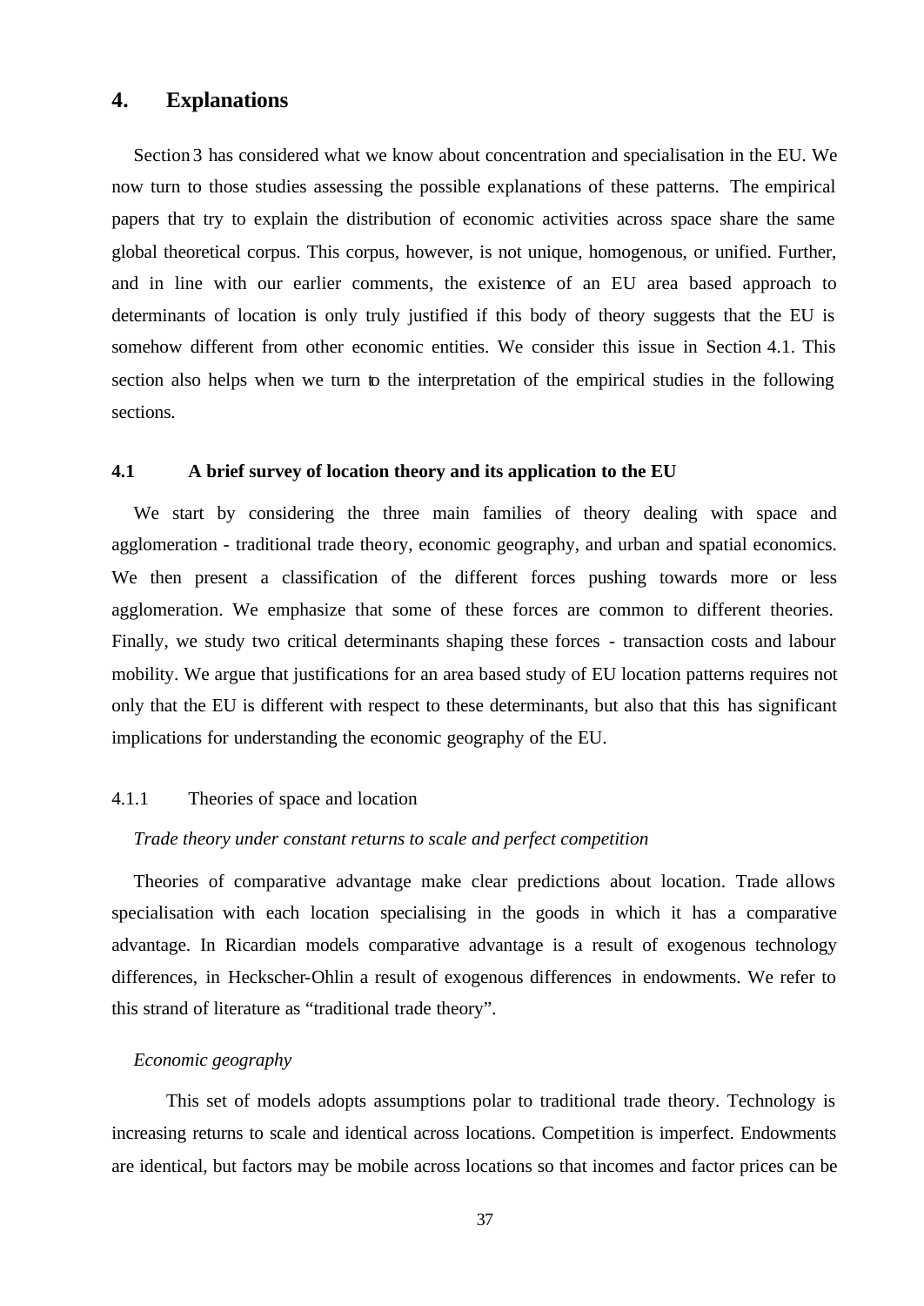# 4. Explanations

Section 3 has considered what we know about concentration and specialisation in the EU. We now turn to those studies assessing the possible explanations of these patterns. The empirical papers that try to explain the distribution of economic activities across space share the same global theoretical corpus. This corpus, however, is not unique, homogenous, or unified. Further, and in line with our earlier comments, the existence of an EU area based approach to determinants of location is only truly justified if this body of theory suggests that the EU is somehow different from other economic entities. We consider this issue in Section 4.1. This section also helps when we turn to the interpretation of the empirical studies in the following sections.

## 4.1 A brief survey of location theory and its application to the EU

We start by considering the three main families of theory dealing with space and agglomeration - traditional trade theory, economic geography, and urban and spatial economics. We then present a classification of the different forces pushing towards more or less agglomeration. We emphasize that some of these forces are common to different theories. Finally, we study two critical determinants shaping these forces - transaction costs and labour mobility. We argue that justifications for an area based study of EU location patterns requires not only that the EU is different with respect to these determinants, but also that this has significant implications for understanding the economic geography of the EU.

### 4.1.1 Theories of space and location

*Trade theory under constant returns to scale and perfect competition*

Theories of comparative advantage make clear predictions about location. Trade allows specialisation with each location specialising in the goods in which it has a comparative advantage. In Ricardian models comparative advantage is a result of exogenous technology differences, in Heckscher-Ohlin a result of exogenous differences in endowments. We refer to this strand of literature as "traditional trade theory".

*Economic geography*

This set of models adopts assumptions polar to traditional trade theory. Technology is increasing returns to scale and identical across locations. Competition is imperfect. Endowments are identical, but factors may be mobile across locations so that incomes and factor prices can be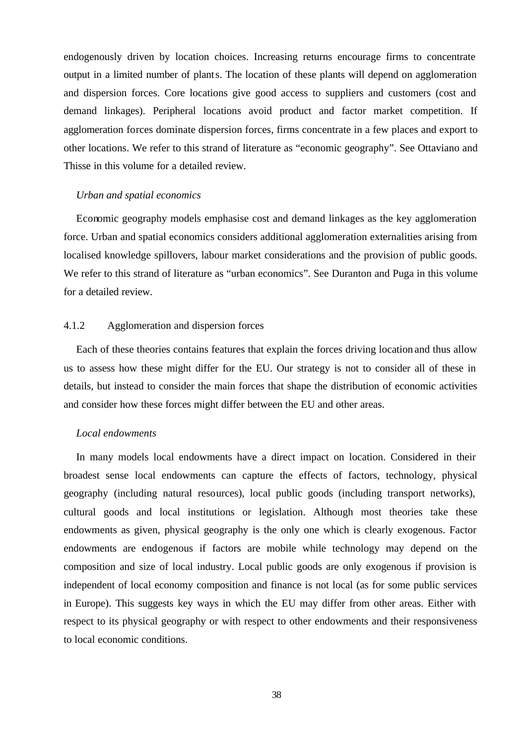endogenously driven by location choices. Increasing returns encourage firms to concentrate output in a limited number of plants. The location of these plants will depend on agglomeration and dispersion forces. Core locations give good access to suppliers and customers (cost and demand linkages). Peripheral locations avoid product and factor market competition. If agglomeration forces dominate dispersion forces, firms concentrate in a few places and export to other locations. We refer to this strand of literature as "economic geography". See Ottaviano and Thisse in this volume for a detailed review.

*Urban and spatial economics*

Economic geography models emphasise cost and demand linkages as the key agglomeration force. Urban and spatial economics considers additional agglomeration externalities arising from localised knowledge spillovers, labour market considerations and the provision of public goods. We refer to this strand of literature as "urban economics". See Duranton and Puga in this volume for a detailed review.

### 4.1.2 Agglomeration and dispersion forces

Each of these theories contains features that explain the forces driving location and thus allow us to assess how these might differ for the EU. Our strategy is not to consider all of these in details, but instead to consider the main forces that shape the distribution of economic activities and consider how these forces might differ between the EU and other areas.

*Local endowments*

In many models local endowments have a direct impact on location. Considered in their broadest sense local endowments can capture the effects of factors, technology, physical geography (including natural resources), local public goods (including transport networks), cultural goods and local institutions or legislation. Although most theories take these endowments as given, physical geography is the only one which is clearly exogenous. Factor endowments are endogenous if factors are mobile while technology may depend on the composition and size of local industry. Local public goods are only exogenous if provision is independent of local economy composition and finance is not local (as for some public services in Europe). This suggests key ways in which the EU may differ from other areas. Either with respect to its physical geography or with respect to other endowments and their responsiveness to local economic conditions.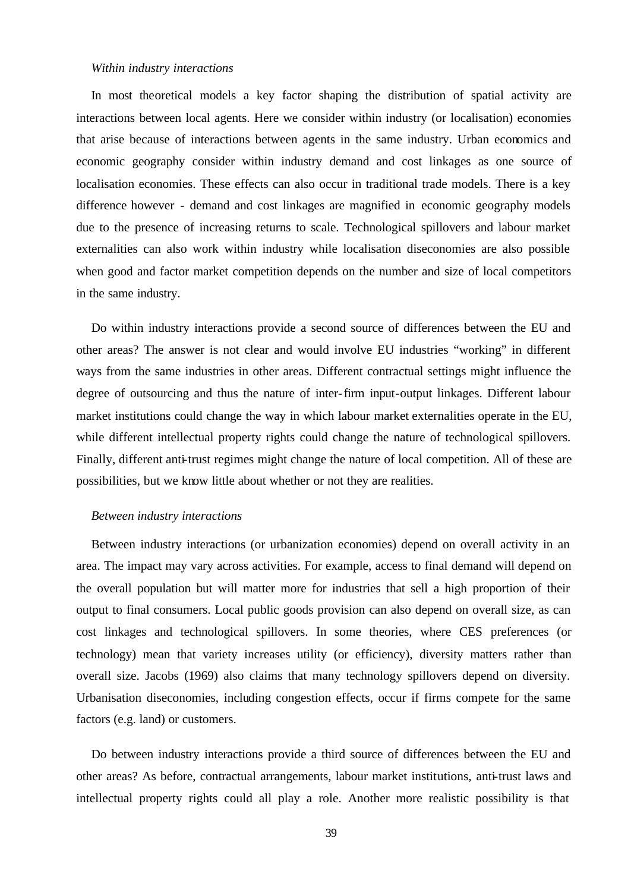*Within industry interactions*

In most theoretical models a key factor shaping the distribution of spatial activity are interactions between local agents. Here we consider within industry (or localisation) economies that arise because of interactions between agents in the same industry. Urban economics and economic geography consider within industry demand and cost linkages as one source of localisation economies. These effects can also occur in traditional trade models. There is a key difference however - demand and cost linkages are magnified in economic geography models due to the presence of increasing returns to scale. Technological spillovers and labour market externalities can also work within industry while localisation diseconomies are also possible when good and factor market competition depends on the number and size of local competitors in the same industry.

Do within industry interactions provide a second source of differences between the EU and other areas? The answer is not clear and would involve EU industries "working" in different ways from the same industries in other areas. Different contractual settings might influence the degree of outsourcing and thus the nature of inter-firm input-output linkages. Different labour market institutions could change the way in which labour market externalities operate in the EU, while different intellectual property rights could change the nature of technological spillovers. Finally, different anti-trust regimes might change the nature of local competition. All of these are possibilities, but we know little about whether or not they are realities.

*Between industry interactions*

Between industry interactions (or urbanization economies) depend on overall activity in an area. The impact may vary across activities. For example, access to final demand will depend on the overall population but will matter more for industries that sell a high proportion of their output to final consumers. Local public goods provision can also depend on overall size, as can cost linkages and technological spillovers. In some theories, where CES preferences (or technology) mean that variety increases utility (or efficiency), diversity matters rather than overall size. Jacobs (1969) also claims that many technology spillovers depend on diversity. Urbanisation diseconomies, including congestion effects, occur if firms compete for the same factors (e.g. land) or customers.

Do between industry interactions provide a third source of differences between the EU and other areas? As before, contractual arrangements, labour market institutions, anti-trust laws and intellectual property rights could all play a role. Another more realistic possibility is that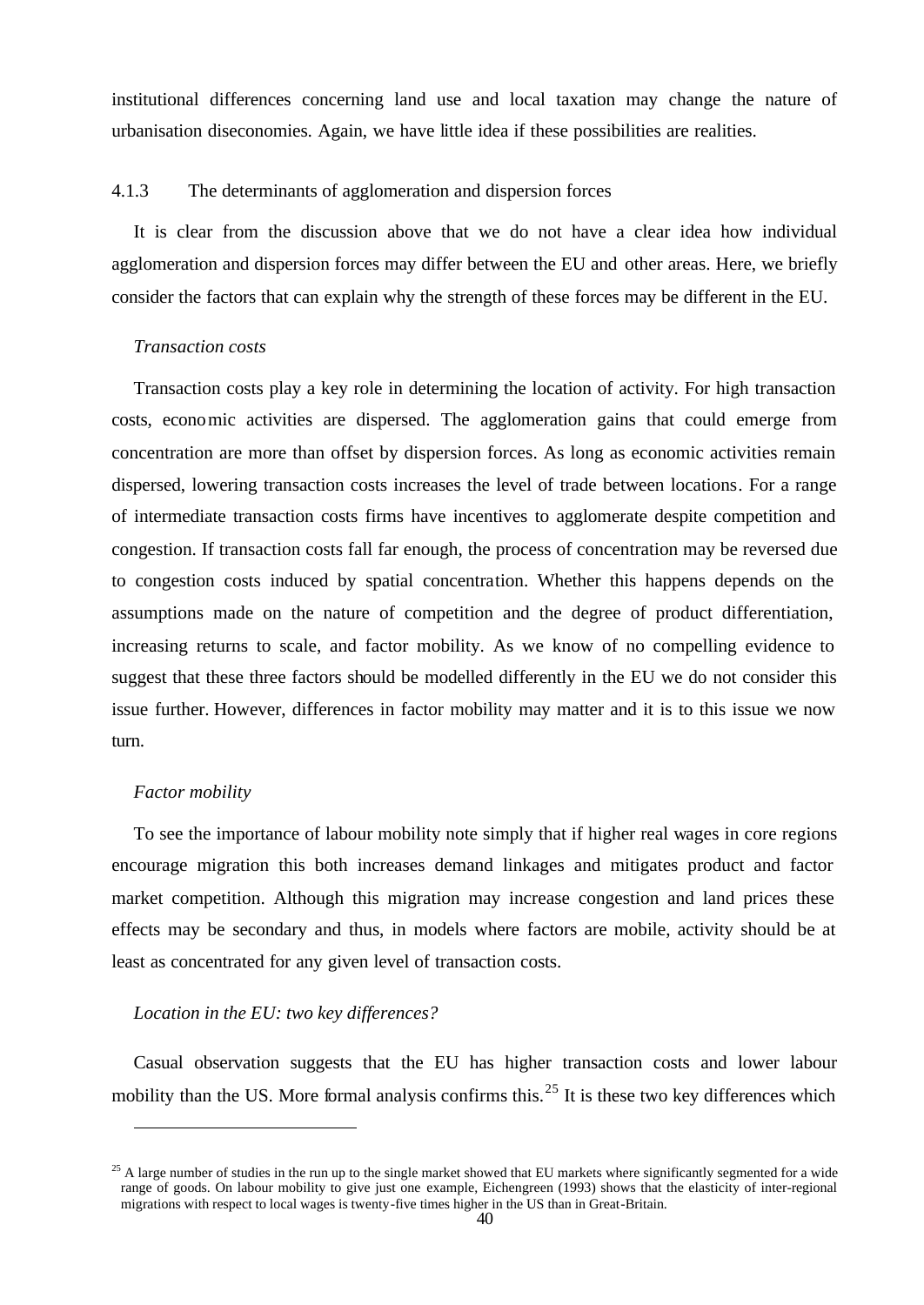institutional differences concerning land use and local taxation may change the nature of urbanisation diseconomies. Again, we have little idea if these possibilities are realities.

### 4.1.3 The determinants of agglomeration and dispersion forces

It is clear from the discussion above that we do not have a clear idea how individual agglomeration and dispersion forces may differ between the EU and other areas. Here, we briefly consider the factors that can explain why the strength of these forces may be different in the EU.

*Transaction costs*

Transaction costs play a key role in determining the location of activity. For high transaction costs, economic activities are dispersed. The agglomeration gains that could emerge from concentration are more than offset by dispersion forces. As long as economic activities remain dispersed, lowering transaction costs increases the level of trade between locations. For a range of intermediate transaction costs firms have incentives to agglomerate despite competition and congestion. If transaction costs fall far enough, the process of concentration may be reversed due to congestion costs induced by spatial concentration. Whether this happens depends on the assumptions made on the nature of competition and the degree of product differentiation, increasing returns to scale, and factor mobility. As we know of no compelling evidence to suggest that these three factors should be modelled differently in the EU we do not consider this issue further. However, differences in factor mobility may matter and it is to this issue we now turn.

*Factor mobility*

To see the importance of labour mobility note simply that if higher real wages in core regions encourage migration this both increases demand linkages and mitigates product and factor market competition. Although this migration may increase congestion and land prices these effects may be secondary and thus, in models where factors are mobile, activity should be at least as concentrated for any given level of transaction costs.

*Location in the EU: two key differences?*

Casual observation suggests that the EU has higher transaction costs and lower labour mobility than the US. More formal analysis confirms this.[25] It is these two key differences which

---

[25] A large number of studies in the run up to the single market showed that EU markets where significantly segmented for a wide range of goods. On labour mobility to give just one example, Eichengreen (1993) shows that the elasticity of inter-regional migrations with respect to local wages is twenty-five times higher in the US than in Great-Britain.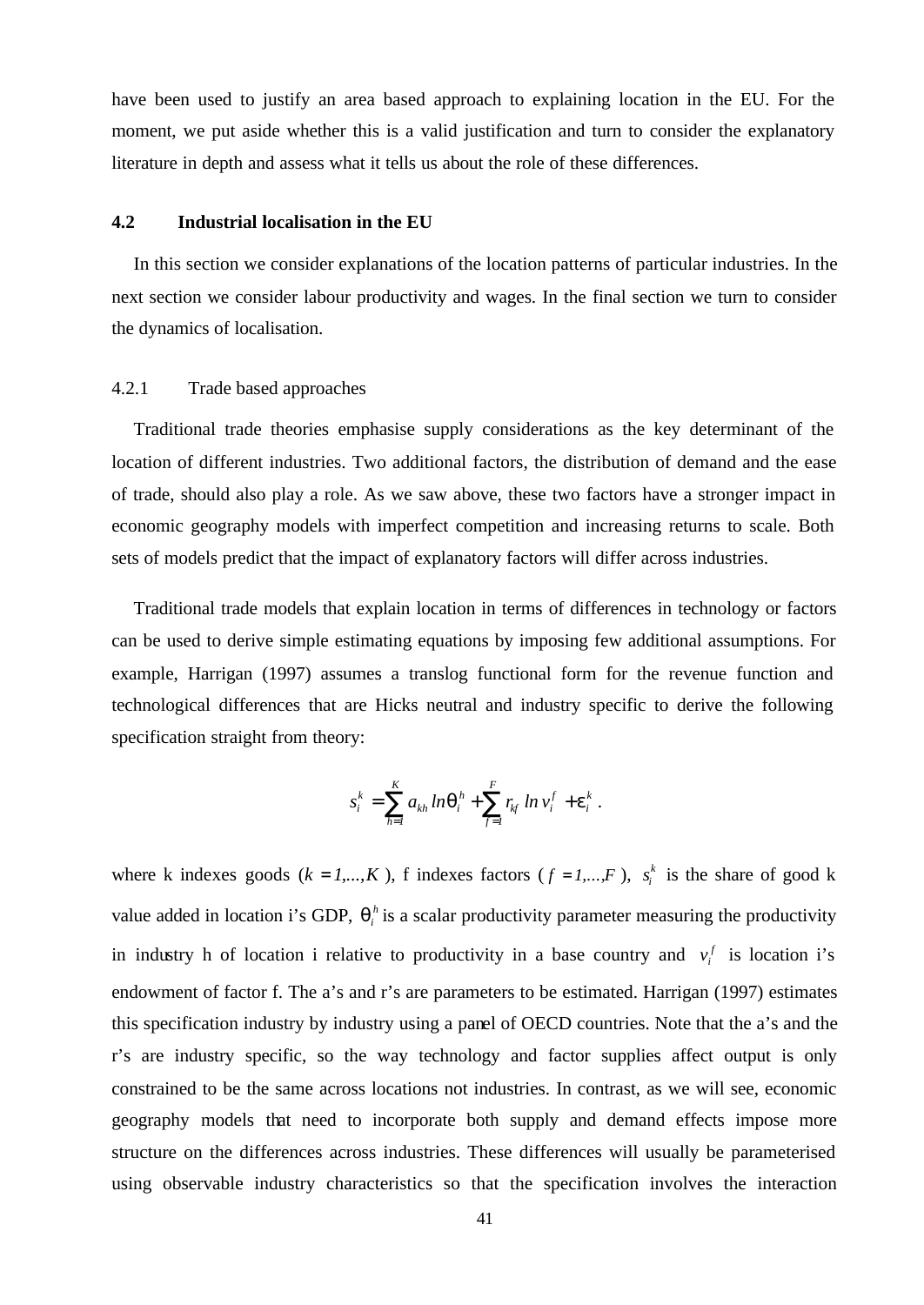have been used to justify an area based approach to explaining location in the EU. For the moment, we put aside whether this is a valid justification and turn to consider the explanatory literature in depth and assess what it tells us about the role of these differences.

## 4.2 Industrial localisation in the EU

In this section we consider explanations of the location patterns of particular industries. In the next section we consider labour productivity and wages. In the final section we turn to consider the dynamics of localisation.

### 4.2.1 Trade based approaches

Traditional trade theories emphasise supply considerations as the key determinant of the location of different industries. Two additional factors, the distribution of demand and the ease of trade, should also play a role. As we saw above, these two factors have a stronger impact in economic geography models with imperfect competition and increasing returns to scale. Both sets of models predict that the impact of explanatory factors will differ across industries.

Traditional trade models that explain location in terms of differences in technology or factors can be used to derive simple estimating equations by imposing few additional assumptions. For example, Harrigan (1997) assumes a translog functional form for the revenue function and technological differences that are Hicks neutral and industry specific to derive the following specification straight from theory:

$$s_i^k = \sum_{h=1}^{K} a_{kh} \ln \theta_i^h + \sum_{f=1}^{F} r_{kf} \ln v_i^f + \varepsilon_i^k .$$

where k indexes goods ($k = 1,...,K$), f indexes factors ($f = 1,...,F$), $s_i^k$ is the share of good k value added in location i's GDP, $\theta_i^h$ is a scalar productivity parameter measuring the productivity in industry h of location i relative to productivity in a base country and $v_i^f$ is location i's endowment of factor f. The a's and r's are parameters to be estimated. Harrigan (1997) estimates this specification industry by industry using a panel of OECD countries. Note that the a's and the r's are industry specific, so the way technology and factor supplies affect output is only constrained to be the same across locations not industries. In contrast, as we will see, economic geography models that need to incorporate both supply and demand effects impose more structure on the differences across industries. These differences will usually be parameterised using observable industry characteristics so that the specification involves the interaction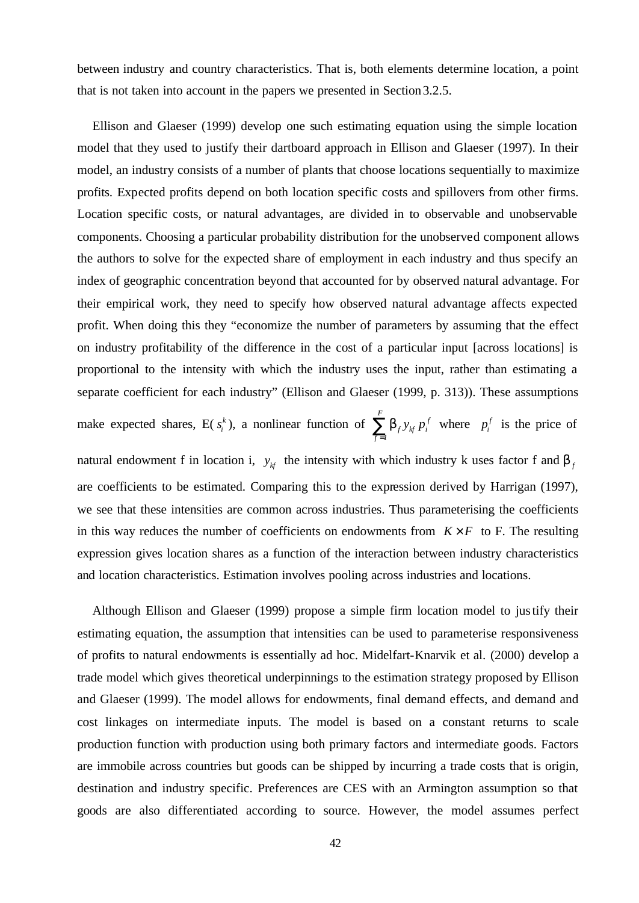between industry and country characteristics. That is, both elements determine location, a point that is not taken into account in the papers we presented in Section 3.2.5.

Ellison and Glaeser (1999) develop one such estimating equation using the simple location model that they used to justify their dartboard approach in Ellison and Glaeser (1997). In their model, an industry consists of a number of plants that choose locations sequentially to maximize profits. Expected profits depend on both location specific costs and spillovers from other firms. Location specific costs, or natural advantages, are divided in to observable and unobservable components. Choosing a particular probability distribution for the unobserved component allows the authors to solve for the expected share of employment in each industry and thus specify an index of geographic concentration beyond that accounted for by observed natural advantage. For their empirical work, they need to specify how observed natural advantage affects expected profit. When doing this they "economize the number of parameters by assuming that the effect on industry profitability of the difference in the cost of a particular input [across locations] is proportional to the intensity with which the industry uses the input, rather than estimating a separate coefficient for each industry" (Ellison and Glaeser (1999, p. 313)). These assumptions make expected shares, $E(s_i^k)$, a nonlinear function of $\sum_{f=1}^{F} \beta_f y_{kf} p_i^f$ where $p_i^f$ is the price of natural endowment f in location i, $y_{kf}$ the intensity with which industry k uses factor f and $\beta_f$ are coefficients to be estimated. Comparing this to the expression derived by Harrigan (1997), we see that these intensities are common across industries. Thus parameterising the coefficients in this way reduces the number of coefficients on endowments from $K \times F$ to F. The resulting expression gives location shares as a function of the interaction between industry characteristics and location characteristics. Estimation involves pooling across industries and locations.

Although Ellison and Glaeser (1999) propose a simple firm location model to justify their estimating equation, the assumption that intensities can be used to parameterise responsiveness of profits to natural endowments is essentially ad hoc. Midelfart-Knarvik et al. (2000) develop a trade model which gives theoretical underpinnings to the estimation strategy proposed by Ellison and Glaeser (1999). The model allows for endowments, final demand effects, and demand and cost linkages on intermediate inputs. The model is based on a constant returns to scale production function with production using both primary factors and intermediate goods. Factors are immobile across countries but goods can be shipped by incurring a trade costs that is origin, destination and industry specific. Preferences are CES with an Armington assumption so that goods are also differentiated according to source. However, the model assumes perfect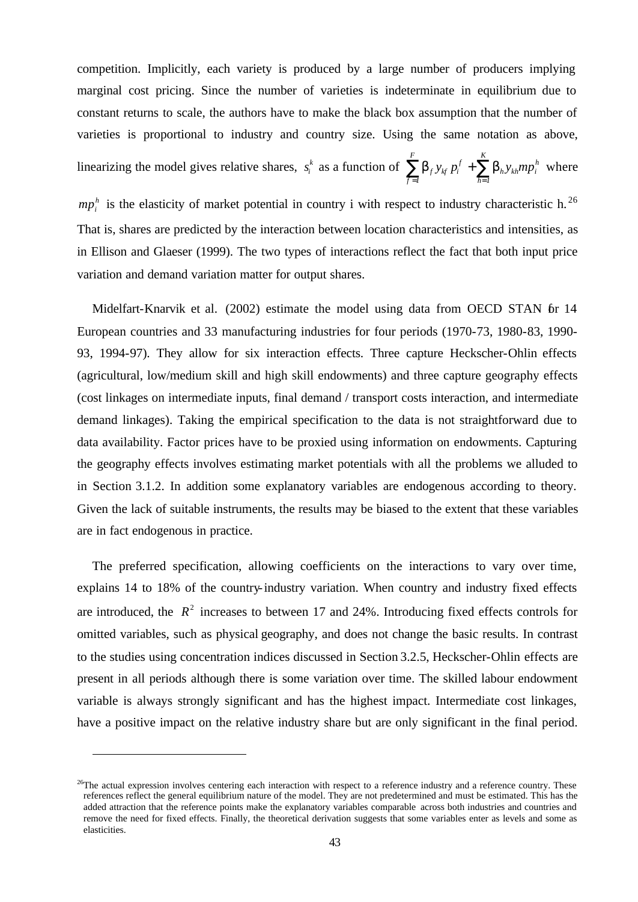competition. Implicitly, each variety is produced by a large number of producers implying marginal cost pricing. Since the number of varieties is indeterminate in equilibrium due to constant returns to scale, the authors have to make the black box assumption that the number of varieties is proportional to industry and country size. Using the same notation as above, linearizing the model gives relative shares, $s_i^k$ as a function of $\sum_{f=1}^{F} \beta_f y_{kf} p_i^f + \sum_{h=1}^{K} \beta_h y_{kh} mp_i^h$ where $mp_i^h$ is the elasticity of market potential in country i with respect to industry characteristic h.[26] That is, shares are predicted by the interaction between location characteristics and intensities, as in Ellison and Glaeser (1999). The two types of interactions reflect the fact that both input price variation and demand variation matter for output shares.

Midelfart-Knarvik et al. (2002) estimate the model using data from OECD STAN for 14 European countries and 33 manufacturing industries for four periods (1970-73, 1980-83, 1990-93, 1994-97). They allow for six interaction effects. Three capture Heckscher-Ohlin effects (agricultural, low/medium skill and high skill endowments) and three capture geography effects (cost linkages on intermediate inputs, final demand / transport costs interaction, and intermediate demand linkages). Taking the empirical specification to the data is not straightforward due to data availability. Factor prices have to be proxied using information on endowments. Capturing the geography effects involves estimating market potentials with all the problems we alluded to in Section 3.1.2. In addition some explanatory variables are endogenous according to theory. Given the lack of suitable instruments, the results may be biased to the extent that these variables are in fact endogenous in practice.

The preferred specification, allowing coefficients on the interactions to vary over time, explains 14 to 18% of the country-industry variation. When country and industry fixed effects are introduced, the $R^2$ increases to between 17 and 24%. Introducing fixed effects controls for omitted variables, such as physical geography, and does not change the basic results. In contrast to the studies using concentration indices discussed in Section 3.2.5, Heckscher-Ohlin effects are present in all periods although there is some variation over time. The skilled labour endowment variable is always strongly significant and has the highest impact. Intermediate cost linkages, have a positive impact on the relative industry share but are only significant in the final period.

---

[26] The actual expression involves centering each interaction with respect to a reference industry and a reference country. These references reflect the general equilibrium nature of the model. They are not predetermined and must be estimated. This has the added attraction that the reference points make the explanatory variables comparable across both industries and countries and remove the need for fixed effects. Finally, the theoretical derivation suggests that some variables enter as levels and some as elasticities.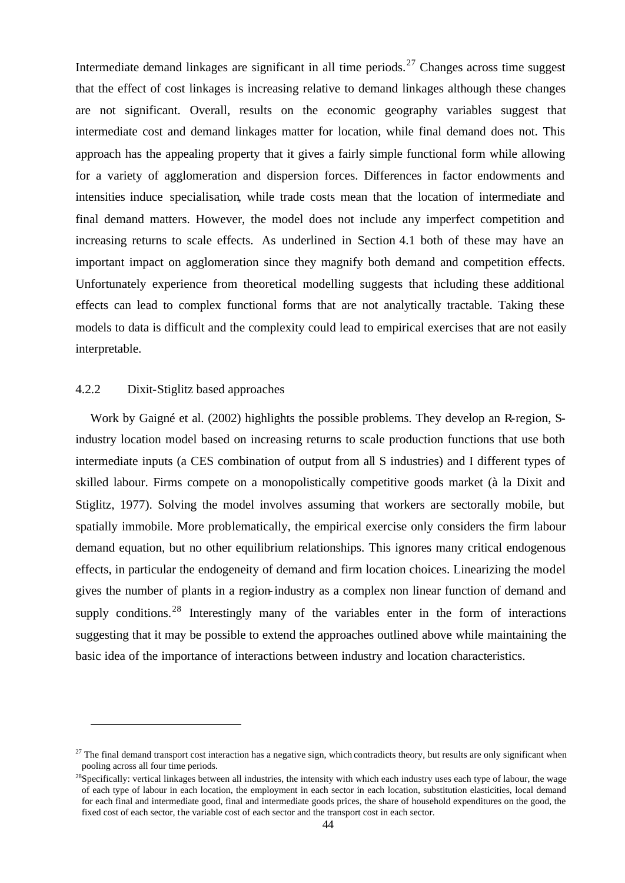Intermediate demand linkages are significant in all time periods.[27] Changes across time suggest that the effect of cost linkages is increasing relative to demand linkages although these changes are not significant. Overall, results on the economic geography variables suggest that intermediate cost and demand linkages matter for location, while final demand does not. This approach has the appealing property that it gives a fairly simple functional form while allowing for a variety of agglomeration and dispersion forces. Differences in factor endowments and intensities induce specialisation, while trade costs mean that the location of intermediate and final demand matters. However, the model does not include any imperfect competition and increasing returns to scale effects. As underlined in Section 4.1 both of these may have an important impact on agglomeration since they magnify both demand and competition effects. Unfortunately experience from theoretical modelling suggests that including these additional effects can lead to complex functional forms that are not analytically tractable. Taking these models to data is difficult and the complexity could lead to empirical exercises that are not easily interpretable.

### 4.2.2 Dixit-Stiglitz based approaches

Work by Gaigné et al. (2002) highlights the possible problems. They develop an R-region, S-industry location model based on increasing returns to scale production functions that use both intermediate inputs (a CES combination of output from all S industries) and I different types of skilled labour. Firms compete on a monopolistically competitive goods market (à la Dixit and Stiglitz, 1977). Solving the model involves assuming that workers are sectorally mobile, but spatially immobile. More problematically, the empirical exercise only considers the firm labour demand equation, but no other equilibrium relationships. This ignores many critical endogenous effects, in particular the endogeneity of demand and firm location choices. Linearizing the model gives the number of plants in a region-industry as a complex non linear function of demand and supply conditions.[28] Interestingly many of the variables enter in the form of interactions suggesting that it may be possible to extend the approaches outlined above while maintaining the basic idea of the importance of interactions between industry and location characteristics.

---

[27] The final demand transport cost interaction has a negative sign, which contradicts theory, but results are only significant when pooling across all four time periods.

[28] Specifically: vertical linkages between all industries, the intensity with which each industry uses each type of labour, the wage of each type of labour in each location, the employment in each sector in each location, substitution elasticities, local demand for each final and intermediate good, final and intermediate goods prices, the share of household expenditures on the good, the fixed cost of each sector, the variable cost of each sector and the transport cost in each sector.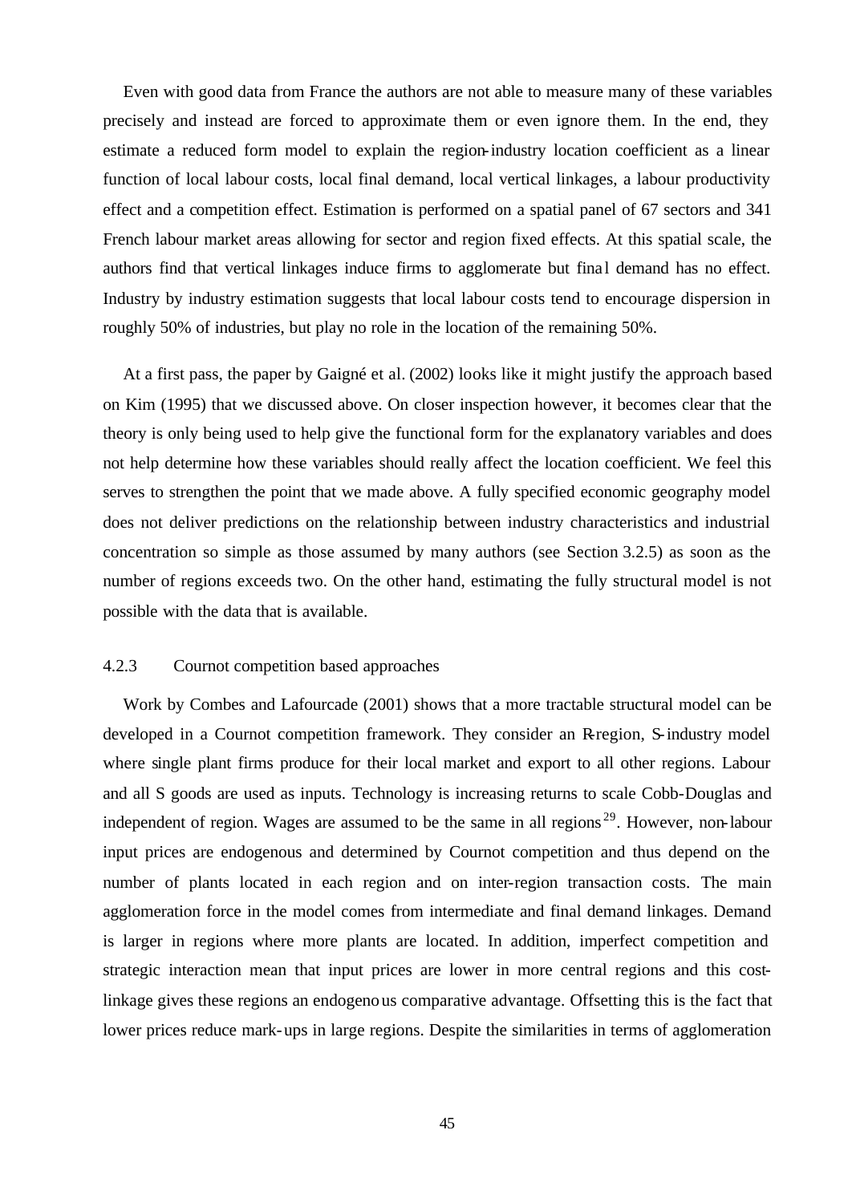Even with good data from France the authors are not able to measure many of these variables precisely and instead are forced to approximate them or even ignore them. In the end, they estimate a reduced form model to explain the region-industry location coefficient as a linear function of local labour costs, local final demand, local vertical linkages, a labour productivity effect and a competition effect. Estimation is performed on a spatial panel of 67 sectors and 341 French labour market areas allowing for sector and region fixed effects. At this spatial scale, the authors find that vertical linkages induce firms to agglomerate but final demand has no effect. Industry by industry estimation suggests that local labour costs tend to encourage dispersion in roughly 50% of industries, but play no role in the location of the remaining 50%.

At a first pass, the paper by Gaigné et al. (2002) looks like it might justify the approach based on Kim (1995) that we discussed above. On closer inspection however, it becomes clear that the theory is only being used to help give the functional form for the explanatory variables and does not help determine how these variables should really affect the location coefficient. We feel this serves to strengthen the point that we made above. A fully specified economic geography model does not deliver predictions on the relationship between industry characteristics and industrial concentration so simple as those assumed by many authors (see Section 3.2.5) as soon as the number of regions exceeds two. On the other hand, estimating the fully structural model is not possible with the data that is available.

### 4.2.3 Cournot competition based approaches

Work by Combes and Lafourcade (2001) shows that a more tractable structural model can be developed in a Cournot competition framework. They consider an R-region, S-industry model where single plant firms produce for their local market and export to all other regions. Labour and all S goods are used as inputs. Technology is increasing returns to scale Cobb-Douglas and independent of region. Wages are assumed to be the same in all regions[29]. However, non-labour input prices are endogenous and determined by Cournot competition and thus depend on the number of plants located in each region and on inter-region transaction costs. The main agglomeration force in the model comes from intermediate and final demand linkages. Demand is larger in regions where more plants are located. In addition, imperfect competition and strategic interaction mean that input prices are lower in more central regions and this cost-linkage gives these regions an endogenous comparative advantage. Offsetting this is the fact that lower prices reduce mark-ups in large regions. Despite the similarities in terms of agglomeration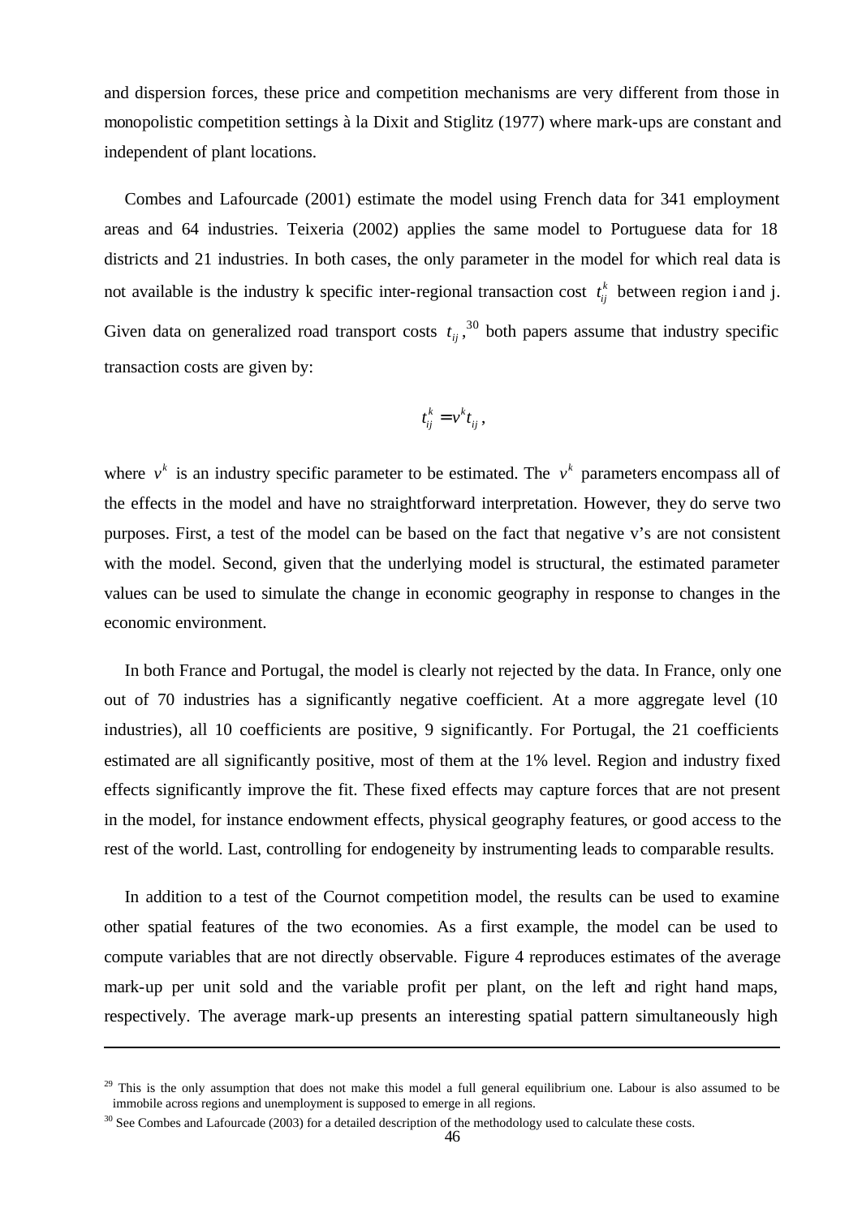and dispersion forces, these price and competition mechanisms are very different from those in monopolistic competition settings à la Dixit and Stiglitz (1977) where mark-ups are constant and independent of plant locations.

Combes and Lafourcade (2001) estimate the model using French data for 341 employment areas and 64 industries. Teixeria (2002) applies the same model to Portuguese data for 18 districts and 21 industries. In both cases, the only parameter in the model for which real data is not available is the industry k specific inter-regional transaction cost $t_{ij}^{k}$ between region i and j. Given data on generalized road transport costs $t_{ij}$,[30] both papers assume that industry specific transaction costs are given by:

$$t_{ij}^{k} = v^{k} t_{ij},$$

where $v^{k}$ is an industry specific parameter to be estimated. The $v^{k}$ parameters encompass all of the effects in the model and have no straightforward interpretation. However, they do serve two purposes. First, a test of the model can be based on the fact that negative v's are not consistent with the model. Second, given that the underlying model is structural, the estimated parameter values can be used to simulate the change in economic geography in response to changes in the economic environment.

In both France and Portugal, the model is clearly not rejected by the data. In France, only one out of 70 industries has a significantly negative coefficient. At a more aggregate level (10 industries), all 10 coefficients are positive, 9 significantly. For Portugal, the 21 coefficients estimated are all significantly positive, most of them at the 1% level. Region and industry fixed effects significantly improve the fit. These fixed effects may capture forces that are not present in the model, for instance endowment effects, physical geography features, or good access to the rest of the world. Last, controlling for endogeneity by instrumenting leads to comparable results.

In addition to a test of the Cournot competition model, the results can be used to examine other spatial features of the two economies. As a first example, the model can be used to compute variables that are not directly observable. Figure 4 reproduces estimates of the average mark-up per unit sold and the variable profit per plant, on the left and right hand maps, respectively. The average mark-up presents an interesting spatial pattern simultaneously high

---

[29] This is the only assumption that does not make this model a full general equilibrium one. Labour is also assumed to be immobile across regions and unemployment is supposed to emerge in all regions.

[30] See Combes and Lafourcade (2003) for a detailed description of the methodology used to calculate these costs.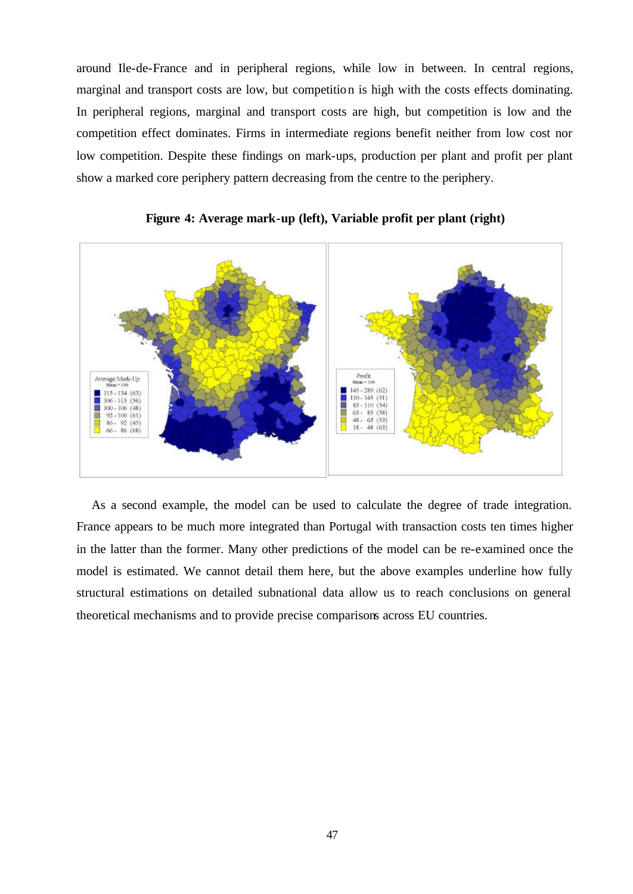around Ile-de-France and in peripheral regions, while low in between. In central regions, marginal and transport costs are low, but competition is high with the costs effects dominating. In peripheral regions, marginal and transport costs are high, but competition is low and the competition effect dominates. Firms in intermediate regions benefit neither from low cost nor low competition. Despite these findings on mark-ups, production per plant and profit per plant show a marked core periphery pattern decreasing from the centre to the periphery.

**Figure 4: Average mark-up (left), Variable profit per plant (right)**

As a second example, the model can be used to calculate the degree of trade integration. France appears to be much more integrated than Portugal with transaction costs ten times higher in the latter than the former. Many other predictions of the model can be re-examined once the model is estimated. We cannot detail them here, but the above examples underline how fully structural estimations on detailed subnational data allow us to reach conclusions on general theoretical mechanisms and to provide precise comparisons across EU countries.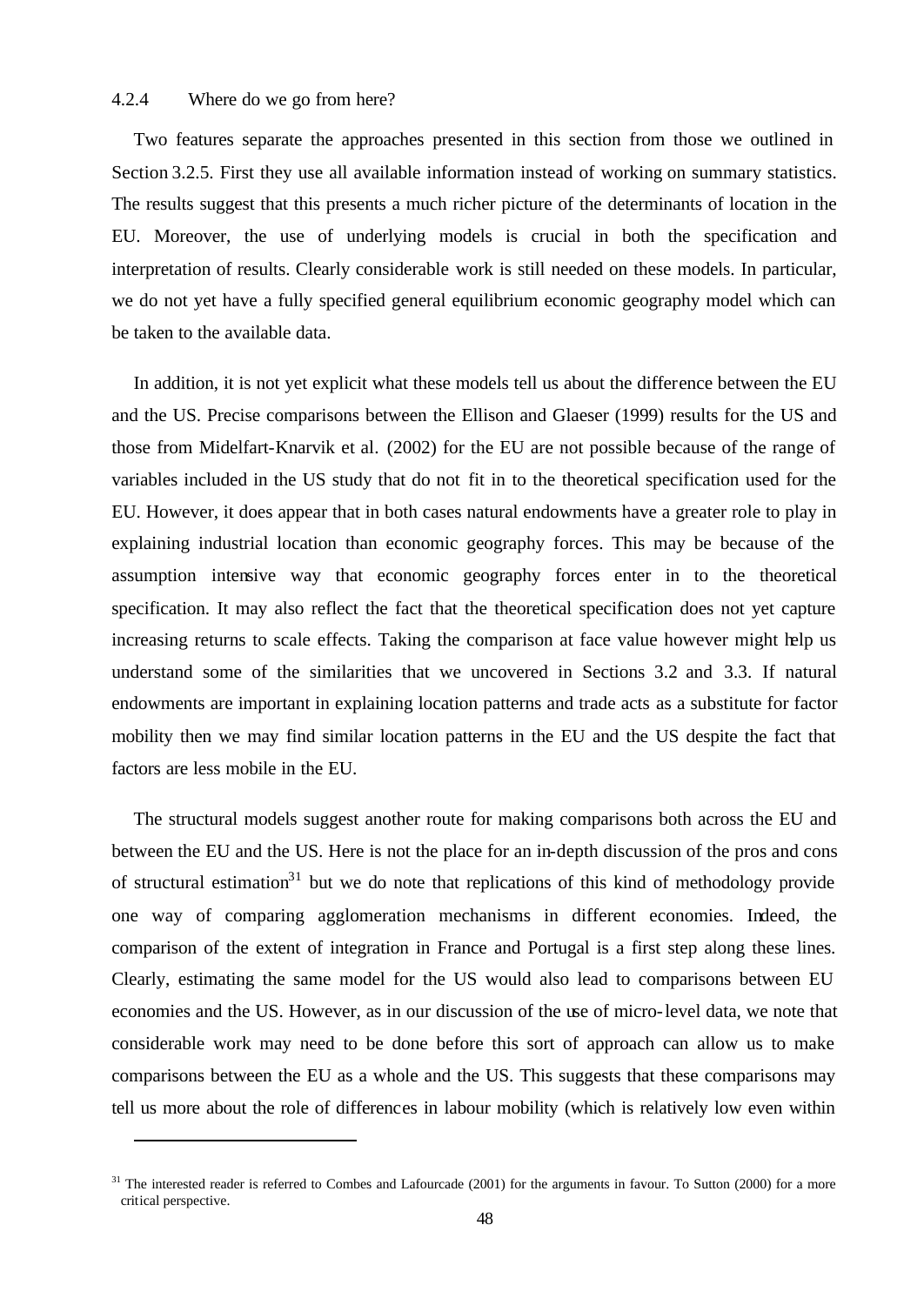#### 4.2.4 Where do we go from here?

Two features separate the approaches presented in this section from those we outlined in Section 3.2.5. First they use all available information instead of working on summary statistics. The results suggest that this presents a much richer picture of the determinants of location in the EU. Moreover, the use of underlying models is crucial in both the specification and interpretation of results. Clearly considerable work is still needed on these models. In particular, we do not yet have a fully specified general equilibrium economic geography model which can be taken to the available data.

In addition, it is not yet explicit what these models tell us about the difference between the EU and the US. Precise comparisons between the Ellison and Glaeser (1999) results for the US and those from Midelfart-Knarvik et al. (2002) for the EU are not possible because of the range of variables included in the US study that do not fit in to the theoretical specification used for the EU. However, it does appear that in both cases natural endowments have a greater role to play in explaining industrial location than economic geography forces. This may be because of the assumption intensive way that economic geography forces enter in to the theoretical specification. It may also reflect the fact that the theoretical specification does not yet capture increasing returns to scale effects. Taking the comparison at face value however might help us understand some of the similarities that we uncovered in Sections 3.2 and 3.3. If natural endowments are important in explaining location patterns and trade acts as a substitute for factor mobility then we may find similar location patterns in the EU and the US despite the fact that factors are less mobile in the EU.

The structural models suggest another route for making comparisons both across the EU and between the EU and the US. Here is not the place for an in-depth discussion of the pros and cons of structural estimation[31] but we do note that replications of this kind of methodology provide one way of comparing agglomeration mechanisms in different economies. Indeed, the comparison of the extent of integration in France and Portugal is a first step along these lines. Clearly, estimating the same model for the US would also lead to comparisons between EU economies and the US. However, as in our discussion of the use of micro-level data, we note that considerable work may need to be done before this sort of approach can allow us to make comparisons between the EU as a whole and the US. This suggests that these comparisons may tell us more about the role of differences in labour mobility (which is relatively low even within

[31] The interested reader is referred to Combes and Lafourcade (2001) for the arguments in favour. To Sutton (2000) for a more critical perspective.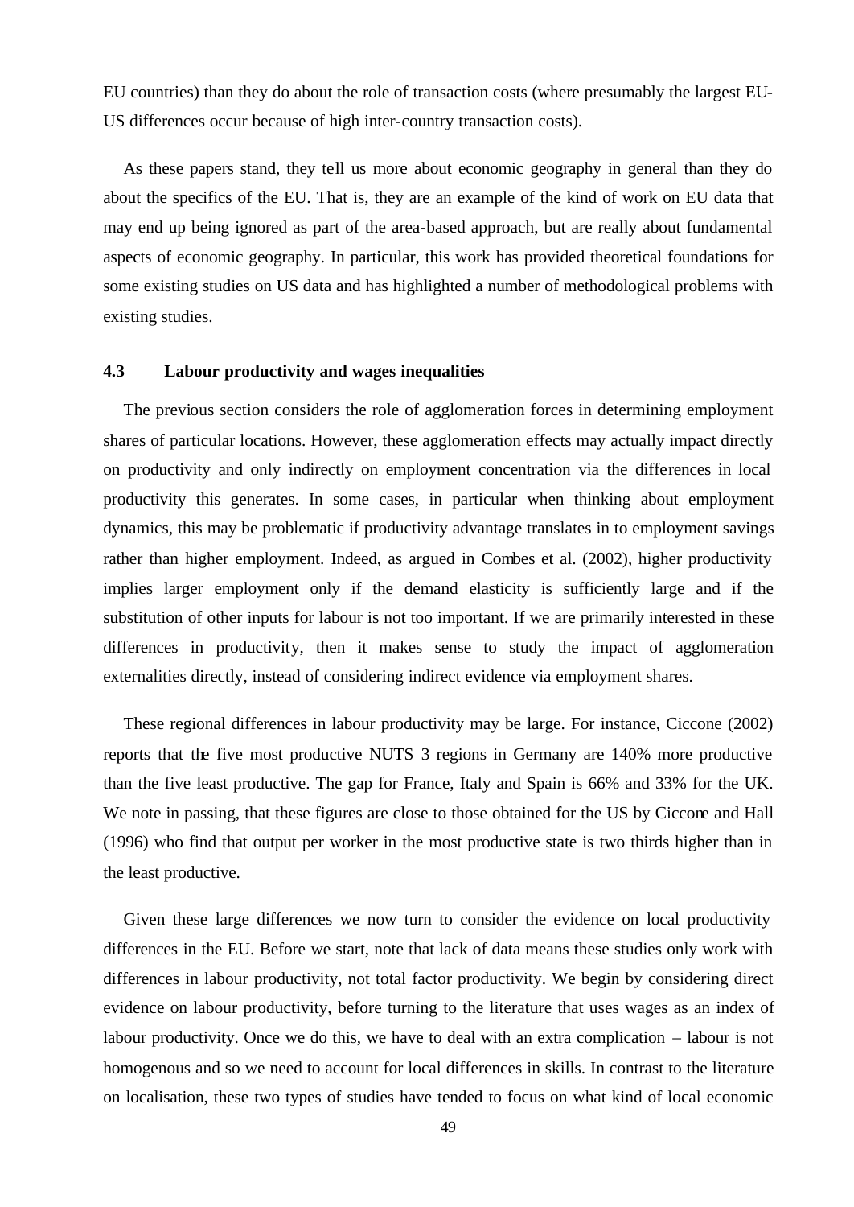EU countries) than they do about the role of transaction costs (where presumably the largest EU-US differences occur because of high inter-country transaction costs).

As these papers stand, they tell us more about economic geography in general than they do about the specifics of the EU. That is, they are an example of the kind of work on EU data that may end up being ignored as part of the area-based approach, but are really about fundamental aspects of economic geography. In particular, this work has provided theoretical foundations for some existing studies on US data and has highlighted a number of methodological problems with existing studies.

### 4.3 Labour productivity and wages inequalities

The previous section considers the role of agglomeration forces in determining employment shares of particular locations. However, these agglomeration effects may actually impact directly on productivity and only indirectly on employment concentration via the differences in local productivity this generates. In some cases, in particular when thinking about employment dynamics, this may be problematic if productivity advantage translates in to employment savings rather than higher employment. Indeed, as argued in Combes et al. (2002), higher productivity implies larger employment only if the demand elasticity is sufficiently large and if the substitution of other inputs for labour is not too important. If we are primarily interested in these differences in productivity, then it makes sense to study the impact of agglomeration externalities directly, instead of considering indirect evidence via employment shares.

These regional differences in labour productivity may be large. For instance, Ciccone (2002) reports that the five most productive NUTS 3 regions in Germany are 140% more productive than the five least productive. The gap for France, Italy and Spain is 66% and 33% for the UK. We note in passing, that these figures are close to those obtained for the US by Ciccone and Hall (1996) who find that output per worker in the most productive state is two thirds higher than in the least productive.

Given these large differences we now turn to consider the evidence on local productivity differences in the EU. Before we start, note that lack of data means these studies only work with differences in labour productivity, not total factor productivity. We begin by considering direct evidence on labour productivity, before turning to the literature that uses wages as an index of labour productivity. Once we do this, we have to deal with an extra complication – labour is not homogenous and so we need to account for local differences in skills. In contrast to the literature on localisation, these two types of studies have tended to focus on what kind of local economic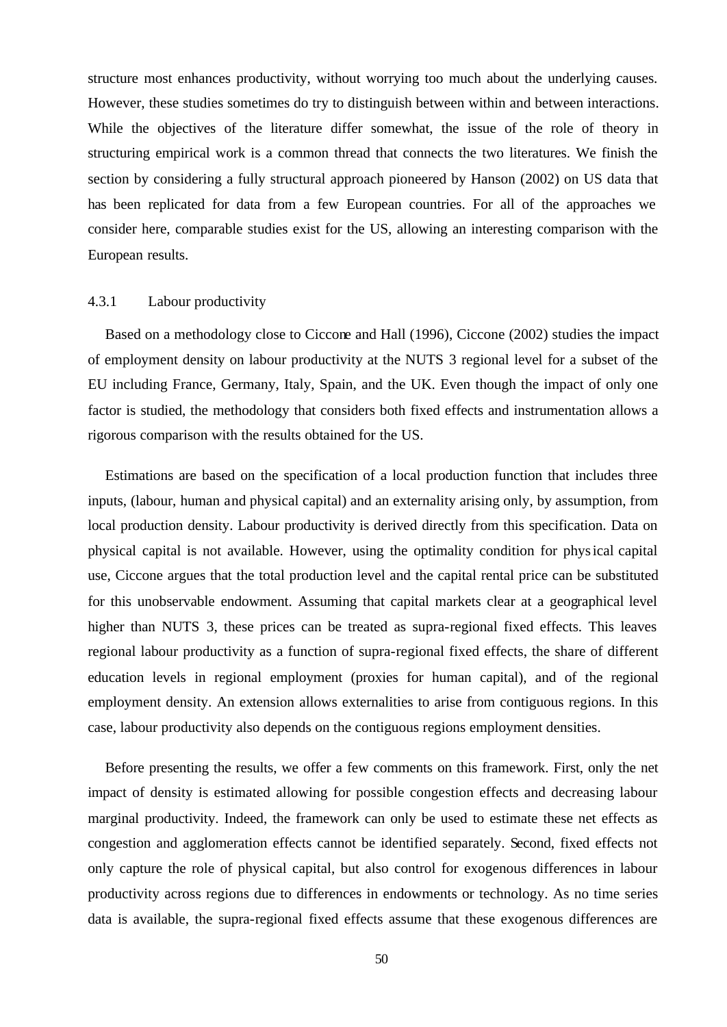structure most enhances productivity, without worrying too much about the underlying causes. However, these studies sometimes do try to distinguish between within and between interactions. While the objectives of the literature differ somewhat, the issue of the role of theory in structuring empirical work is a common thread that connects the two literatures. We finish the section by considering a fully structural approach pioneered by Hanson (2002) on US data that has been replicated for data from a few European countries. For all of the approaches we consider here, comparable studies exist for the US, allowing an interesting comparison with the European results.

### 4.3.1 Labour productivity

Based on a methodology close to Ciccone and Hall (1996), Ciccone (2002) studies the impact of employment density on labour productivity at the NUTS 3 regional level for a subset of the EU including France, Germany, Italy, Spain, and the UK. Even though the impact of only one factor is studied, the methodology that considers both fixed effects and instrumentation allows a rigorous comparison with the results obtained for the US.

Estimations are based on the specification of a local production function that includes three inputs, (labour, human and physical capital) and an externality arising only, by assumption, from local production density. Labour productivity is derived directly from this specification. Data on physical capital is not available. However, using the optimality condition for physical capital use, Ciccone argues that the total production level and the capital rental price can be substituted for this unobservable endowment. Assuming that capital markets clear at a geographical level higher than NUTS 3, these prices can be treated as supra-regional fixed effects. This leaves regional labour productivity as a function of supra-regional fixed effects, the share of different education levels in regional employment (proxies for human capital), and of the regional employment density. An extension allows externalities to arise from contiguous regions. In this case, labour productivity also depends on the contiguous regions employment densities.

Before presenting the results, we offer a few comments on this framework. First, only the net impact of density is estimated allowing for possible congestion effects and decreasing labour marginal productivity. Indeed, the framework can only be used to estimate these net effects as congestion and agglomeration effects cannot be identified separately. Second, fixed effects not only capture the role of physical capital, but also control for exogenous differences in labour productivity across regions due to differences in endowments or technology. As no time series data is available, the supra-regional fixed effects assume that these exogenous differences are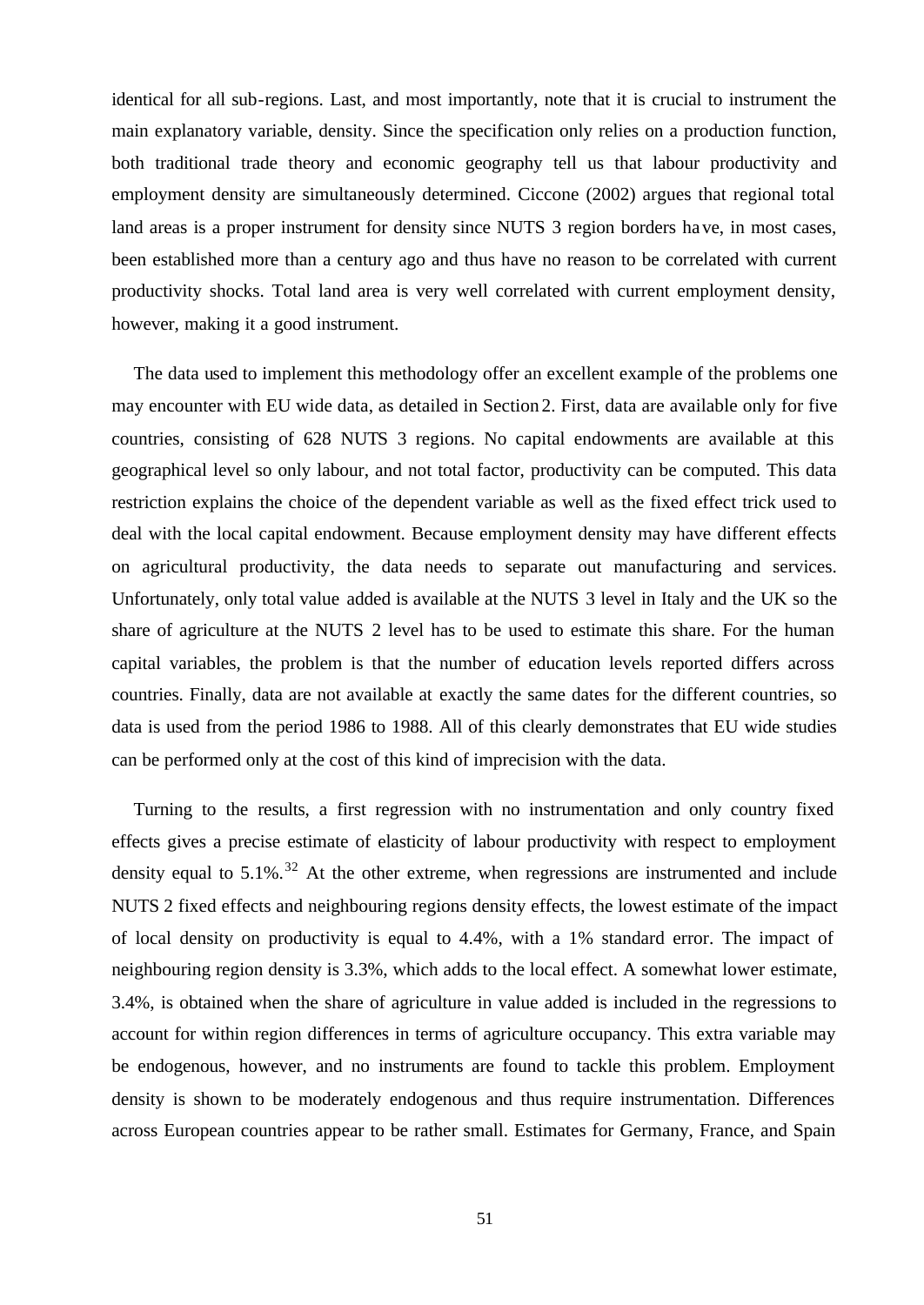identical for all sub-regions. Last, and most importantly, note that it is crucial to instrument the main explanatory variable, density. Since the specification only relies on a production function, both traditional trade theory and economic geography tell us that labour productivity and employment density are simultaneously determined. Ciccone (2002) argues that regional total land areas is a proper instrument for density since NUTS 3 region borders have, in most cases, been established more than a century ago and thus have no reason to be correlated with current productivity shocks. Total land area is very well correlated with current employment density, however, making it a good instrument.

The data used to implement this methodology offer an excellent example of the problems one may encounter with EU wide data, as detailed in Section 2. First, data are available only for five countries, consisting of 628 NUTS 3 regions. No capital endowments are available at this geographical level so only labour, and not total factor, productivity can be computed. This data restriction explains the choice of the dependent variable as well as the fixed effect trick used to deal with the local capital endowment. Because employment density may have different effects on agricultural productivity, the data needs to separate out manufacturing and services. Unfortunately, only total value added is available at the NUTS 3 level in Italy and the UK so the share of agriculture at the NUTS 2 level has to be used to estimate this share. For the human capital variables, the problem is that the number of education levels reported differs across countries. Finally, data are not available at exactly the same dates for the different countries, so data is used from the period 1986 to 1988. All of this clearly demonstrates that EU wide studies can be performed only at the cost of this kind of imprecision with the data.

Turning to the results, a first regression with no instrumentation and only country fixed effects gives a precise estimate of elasticity of labour productivity with respect to employment density equal to 5.1%.[32] At the other extreme, when regressions are instrumented and include NUTS 2 fixed effects and neighbouring regions density effects, the lowest estimate of the impact of local density on productivity is equal to 4.4%, with a 1% standard error. The impact of neighbouring region density is 3.3%, which adds to the local effect. A somewhat lower estimate, 3.4%, is obtained when the share of agriculture in value added is included in the regressions to account for within region differences in terms of agriculture occupancy. This extra variable may be endogenous, however, and no instruments are found to tackle this problem. Employment density is shown to be moderately endogenous and thus require instrumentation. Differences across European countries appear to be rather small. Estimates for Germany, France, and Spain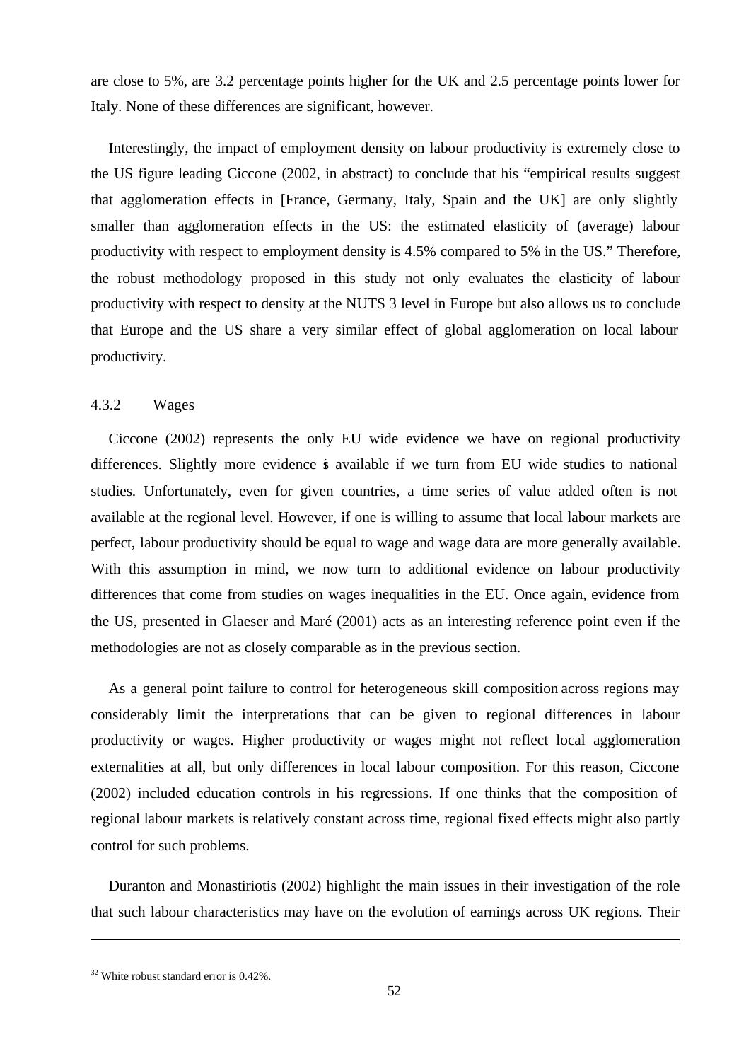are close to 5%, are 3.2 percentage points higher for the UK and 2.5 percentage points lower for Italy. None of these differences are significant, however.

Interestingly, the impact of employment density on labour productivity is extremely close to the US figure leading Ciccone (2002, in abstract) to conclude that his "empirical results suggest that agglomeration effects in [France, Germany, Italy, Spain and the UK] are only slightly smaller than agglomeration effects in the US: the estimated elasticity of (average) labour productivity with respect to employment density is 4.5% compared to 5% in the US." Therefore, the robust methodology proposed in this study not only evaluates the elasticity of labour productivity with respect to density at the NUTS 3 level in Europe but also allows us to conclude that Europe and the US share a very similar effect of global agglomeration on local labour productivity.

### 4.3.2 Wages

Ciccone (2002) represents the only EU wide evidence we have on regional productivity differences. Slightly more evidence is available if we turn from EU wide studies to national studies. Unfortunately, even for given countries, a time series of value added often is not available at the regional level. However, if one is willing to assume that local labour markets are perfect, labour productivity should be equal to wage and wage data are more generally available. With this assumption in mind, we now turn to additional evidence on labour productivity differences that come from studies on wages inequalities in the EU. Once again, evidence from the US, presented in Glaeser and Maré (2001) acts as an interesting reference point even if the methodologies are not as closely comparable as in the previous section.

As a general point failure to control for heterogeneous skill composition across regions may considerably limit the interpretations that can be given to regional differences in labour productivity or wages. Higher productivity or wages might not reflect local agglomeration externalities at all, but only differences in local labour composition. For this reason, Ciccone (2002) included education controls in his regressions. If one thinks that the composition of regional labour markets is relatively constant across time, regional fixed effects might also partly control for such problems.

Duranton and Monastiriotis (2002) highlight the main issues in their investigation of the role that such labour characteristics may have on the evolution of earnings across UK regions. Their

---

[32] White robust standard error is 0.42%.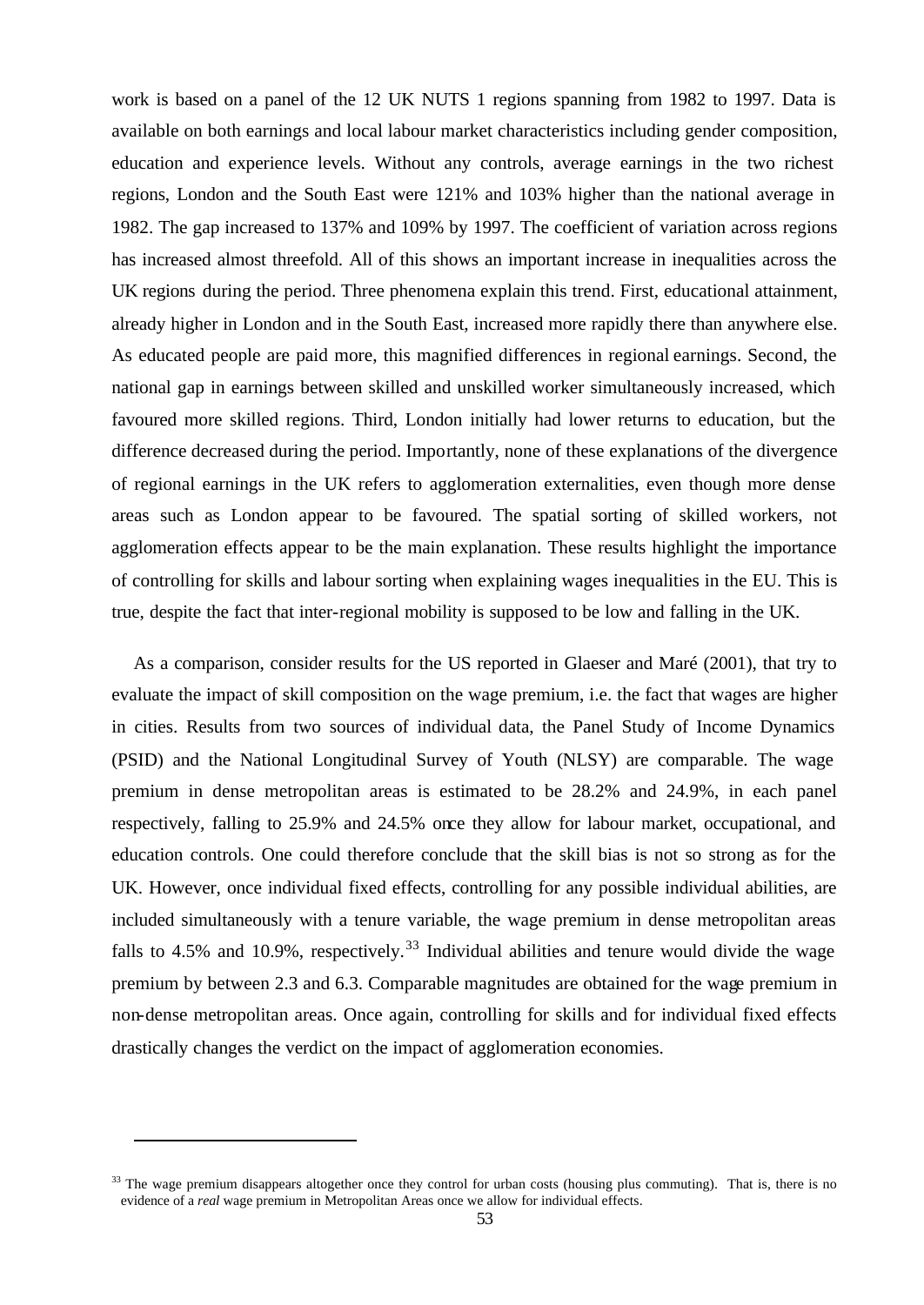work is based on a panel of the 12 UK NUTS 1 regions spanning from 1982 to 1997. Data is available on both earnings and local labour market characteristics including gender composition, education and experience levels. Without any controls, average earnings in the two richest regions, London and the South East were 121% and 103% higher than the national average in 1982. The gap increased to 137% and 109% by 1997. The coefficient of variation across regions has increased almost threefold. All of this shows an important increase in inequalities across the UK regions during the period. Three phenomena explain this trend. First, educational attainment, already higher in London and in the South East, increased more rapidly there than anywhere else. As educated people are paid more, this magnified differences in regional earnings. Second, the national gap in earnings between skilled and unskilled worker simultaneously increased, which favoured more skilled regions. Third, London initially had lower returns to education, but the difference decreased during the period. Importantly, none of these explanations of the divergence of regional earnings in the UK refers to agglomeration externalities, even though more dense areas such as London appear to be favoured. The spatial sorting of skilled workers, not agglomeration effects appear to be the main explanation. These results highlight the importance of controlling for skills and labour sorting when explaining wages inequalities in the EU. This is true, despite the fact that inter-regional mobility is supposed to be low and falling in the UK.

As a comparison, consider results for the US reported in Glaeser and Maré (2001), that try to evaluate the impact of skill composition on the wage premium, i.e. the fact that wages are higher in cities. Results from two sources of individual data, the Panel Study of Income Dynamics (PSID) and the National Longitudinal Survey of Youth (NLSY) are comparable. The wage premium in dense metropolitan areas is estimated to be 28.2% and 24.9%, in each panel respectively, falling to 25.9% and 24.5% once they allow for labour market, occupational, and education controls. One could therefore conclude that the skill bias is not so strong as for the UK. However, once individual fixed effects, controlling for any possible individual abilities, are included simultaneously with a tenure variable, the wage premium in dense metropolitan areas falls to 4.5% and 10.9%, respectively.[33] Individual abilities and tenure would divide the wage premium by between 2.3 and 6.3. Comparable magnitudes are obtained for the wage premium in non-dense metropolitan areas. Once again, controlling for skills and for individual fixed effects drastically changes the verdict on the impact of agglomeration economies.

---

[33] The wage premium disappears altogether once they control for urban costs (housing plus commuting). That is, there is no evidence of a *real* wage premium in Metropolitan Areas once we allow for individual effects.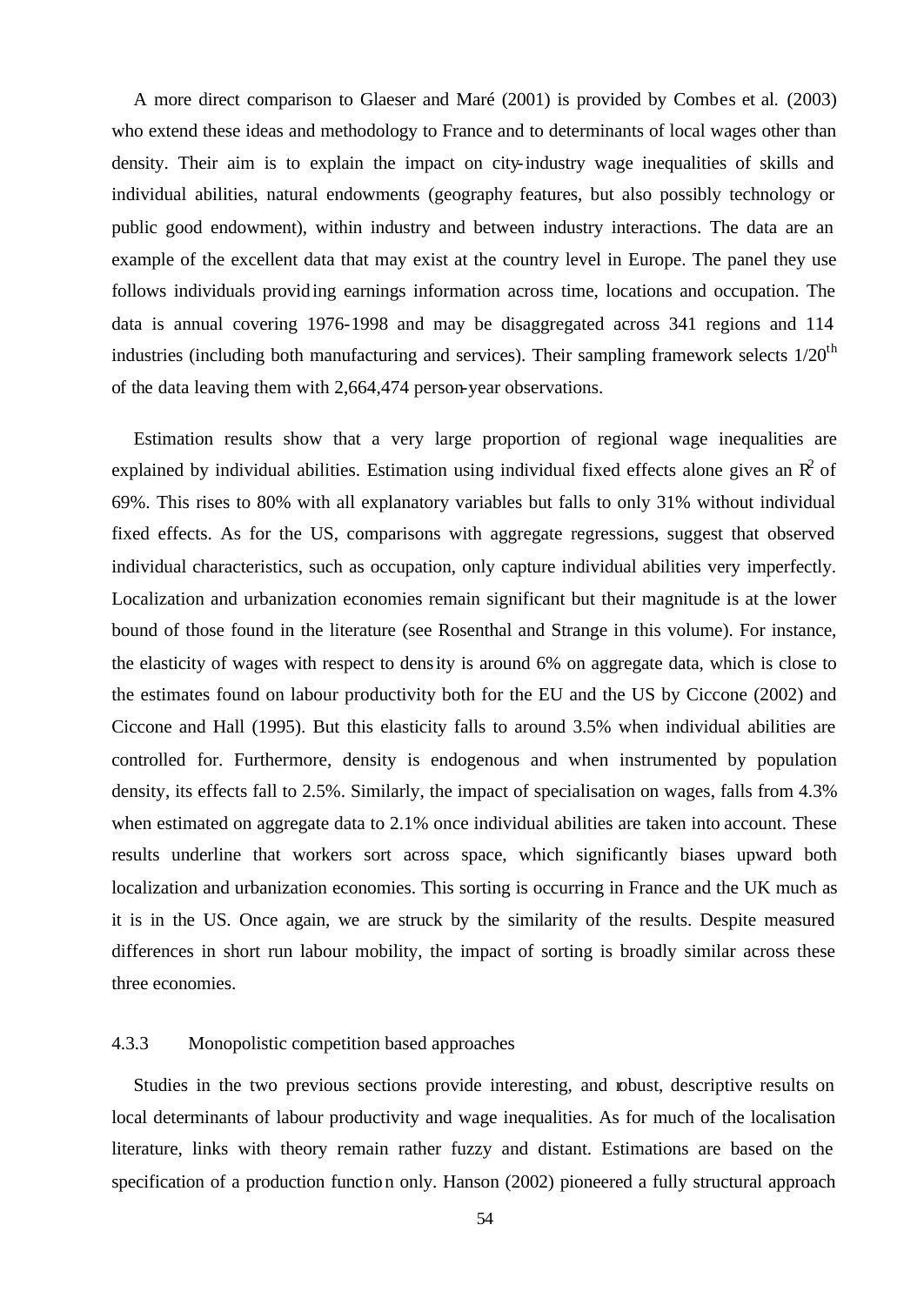A more direct comparison to Glaeser and Maré (2001) is provided by Combes et al. (2003) who extend these ideas and methodology to France and to determinants of local wages other than density. Their aim is to explain the impact on city-industry wage inequalities of skills and individual abilities, natural endowments (geography features, but also possibly technology or public good endowment), within industry and between industry interactions. The data are an example of the excellent data that may exist at the country level in Europe. The panel they use follows individuals providing earnings information across time, locations and occupation. The data is annual covering 1976-1998 and may be disaggregated across 341 regions and 114 industries (including both manufacturing and services). Their sampling framework selects $1/20^{th}$ of the data leaving them with 2,664,474 person-year observations.

Estimation results show that a very large proportion of regional wage inequalities are explained by individual abilities. Estimation using individual fixed effects alone gives an $R^2$ of 69%. This rises to 80% with all explanatory variables but falls to only 31% without individual fixed effects. As for the US, comparisons with aggregate regressions, suggest that observed individual characteristics, such as occupation, only capture individual abilities very imperfectly. Localization and urbanization economies remain significant but their magnitude is at the lower bound of those found in the literature (see Rosenthal and Strange in this volume). For instance, the elasticity of wages with respect to density is around 6% on aggregate data, which is close to the estimates found on labour productivity both for the EU and the US by Ciccone (2002) and Ciccone and Hall (1995). But this elasticity falls to around 3.5% when individual abilities are controlled for. Furthermore, density is endogenous and when instrumented by population density, its effects fall to 2.5%. Similarly, the impact of specialisation on wages, falls from 4.3% when estimated on aggregate data to 2.1% once individual abilities are taken into account. These results underline that workers sort across space, which significantly biases upward both localization and urbanization economies. This sorting is occurring in France and the UK much as it is in the US. Once again, we are struck by the similarity of the results. Despite measured differences in short run labour mobility, the impact of sorting is broadly similar across these three economies.

### 4.3.3 Monopolistic competition based approaches

Studies in the two previous sections provide interesting, and robust, descriptive results on local determinants of labour productivity and wage inequalities. As for much of the localisation literature, links with theory remain rather fuzzy and distant. Estimations are based on the specification of a production function only. Hanson (2002) pioneered a fully structural approach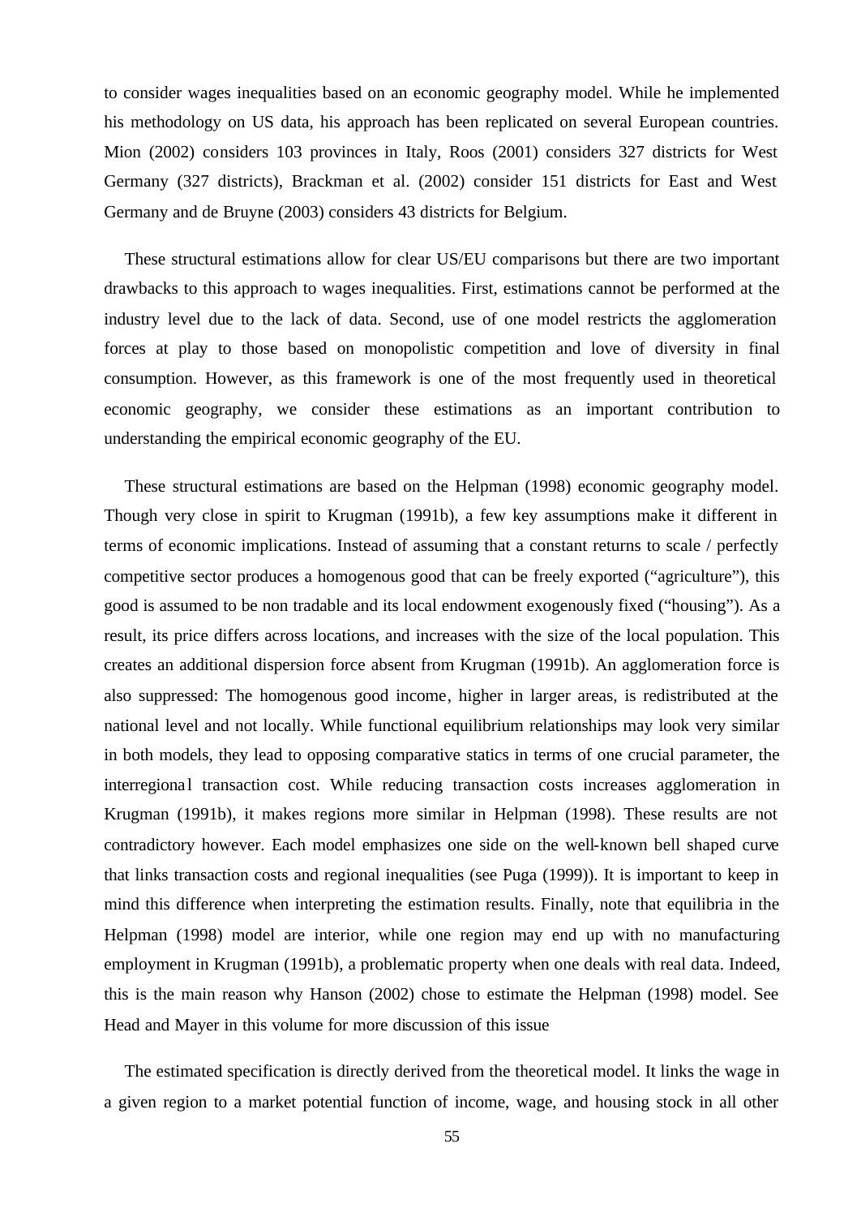to consider wages inequalities based on an economic geography model. While he implemented his methodology on US data, his approach has been replicated on several European countries. Mion (2002) considers 103 provinces in Italy, Roos (2001) considers 327 districts for West Germany (327 districts), Brackman et al. (2002) consider 151 districts for East and West Germany and de Bruyne (2003) considers 43 districts for Belgium.

These structural estimations allow for clear US/EU comparisons but there are two important drawbacks to this approach to wages inequalities. First, estimations cannot be performed at the industry level due to the lack of data. Second, use of one model restricts the agglomeration forces at play to those based on monopolistic competition and love of diversity in final consumption. However, as this framework is one of the most frequently used in theoretical economic geography, we consider these estimations as an important contribution to understanding the empirical economic geography of the EU.

These structural estimations are based on the Helpman (1998) economic geography model. Though very close in spirit to Krugman (1991b), a few key assumptions make it different in terms of economic implications. Instead of assuming that a constant returns to scale / perfectly competitive sector produces a homogenous good that can be freely exported ("agriculture"), this good is assumed to be non tradable and its local endowment exogenously fixed ("housing"). As a result, its price differs across locations, and increases with the size of the local population. This creates an additional dispersion force absent from Krugman (1991b). An agglomeration force is also suppressed: The homogenous good income, higher in larger areas, is redistributed at the national level and not locally. While functional equilibrium relationships may look very similar in both models, they lead to opposing comparative statics in terms of one crucial parameter, the interregional transaction cost. While reducing transaction costs increases agglomeration in Krugman (1991b), it makes regions more similar in Helpman (1998). These results are not contradictory however. Each model emphasizes one side on the well-known bell shaped curve that links transaction costs and regional inequalities (see Puga (1999)). It is important to keep in mind this difference when interpreting the estimation results. Finally, note that equilibria in the Helpman (1998) model are interior, while one region may end up with no manufacturing employment in Krugman (1991b), a problematic property when one deals with real data. Indeed, this is the main reason why Hanson (2002) chose to estimate the Helpman (1998) model. See Head and Mayer in this volume for more discussion of this issue

The estimated specification is directly derived from the theoretical model. It links the wage in a given region to a market potential function of income, wage, and housing stock in all other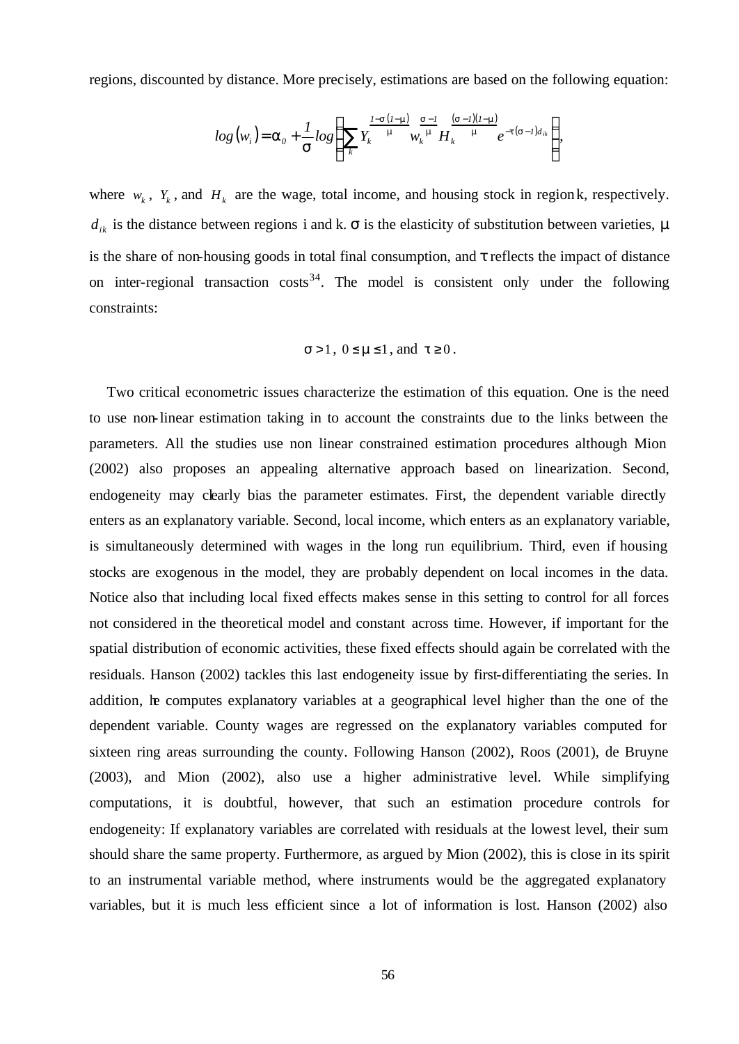regions, discounted by distance. More precisely, estimations are based on the following equation:

$$log(w_i) = \alpha_0 + \frac{1}{\sigma} log\left(\sum_k Y_k^{\frac{1-\sigma(1-\mu)}{\mu}} w_k^{\frac{\sigma-1}{\mu}} H_k^{\frac{(\sigma-1)(1-\mu)}{\mu}} e^{-\tau(\sigma-1)d_{ik}}\right),$$

where $w_k$, $Y_k$, and $H_k$ are the wage, total income, and housing stock in region k, respectively. $d_{ik}$ is the distance between regions i and k. $\sigma$ is the elasticity of substitution between varieties, $\mu$ is the share of non-housing goods in total final consumption, and $\tau$ reflects the impact of distance on inter-regional transaction costs[34]. The model is consistent only under the following constraints:

$$\sigma > 1,\ 0 \leq \mu \leq 1, \text{ and } \tau \geq 0.$$

Two critical econometric issues characterize the estimation of this equation. One is the need to use non-linear estimation taking in to account the constraints due to the links between the parameters. All the studies use non linear constrained estimation procedures although Mion (2002) also proposes an appealing alternative approach based on linearization. Second, endogeneity may clearly bias the parameter estimates. First, the dependent variable directly enters as an explanatory variable. Second, local income, which enters as an explanatory variable, is simultaneously determined with wages in the long run equilibrium. Third, even if housing stocks are exogenous in the model, they are probably dependent on local incomes in the data. Notice also that including local fixed effects makes sense in this setting to control for all forces not considered in the theoretical model and constant across time. However, if important for the spatial distribution of economic activities, these fixed effects should again be correlated with the residuals. Hanson (2002) tackles this last endogeneity issue by first-differentiating the series. In addition, he computes explanatory variables at a geographical level higher than the one of the dependent variable. County wages are regressed on the explanatory variables computed for sixteen ring areas surrounding the county. Following Hanson (2002), Roos (2001), de Bruyne (2003), and Mion (2002), also use a higher administrative level. While simplifying computations, it is doubtful, however, that such an estimation procedure controls for endogeneity: If explanatory variables are correlated with residuals at the lowest level, their sum should share the same property. Furthermore, as argued by Mion (2002), this is close in its spirit to an instrumental variable method, where instruments would be the aggregated explanatory variables, but it is much less efficient since a lot of information is lost. Hanson (2002) also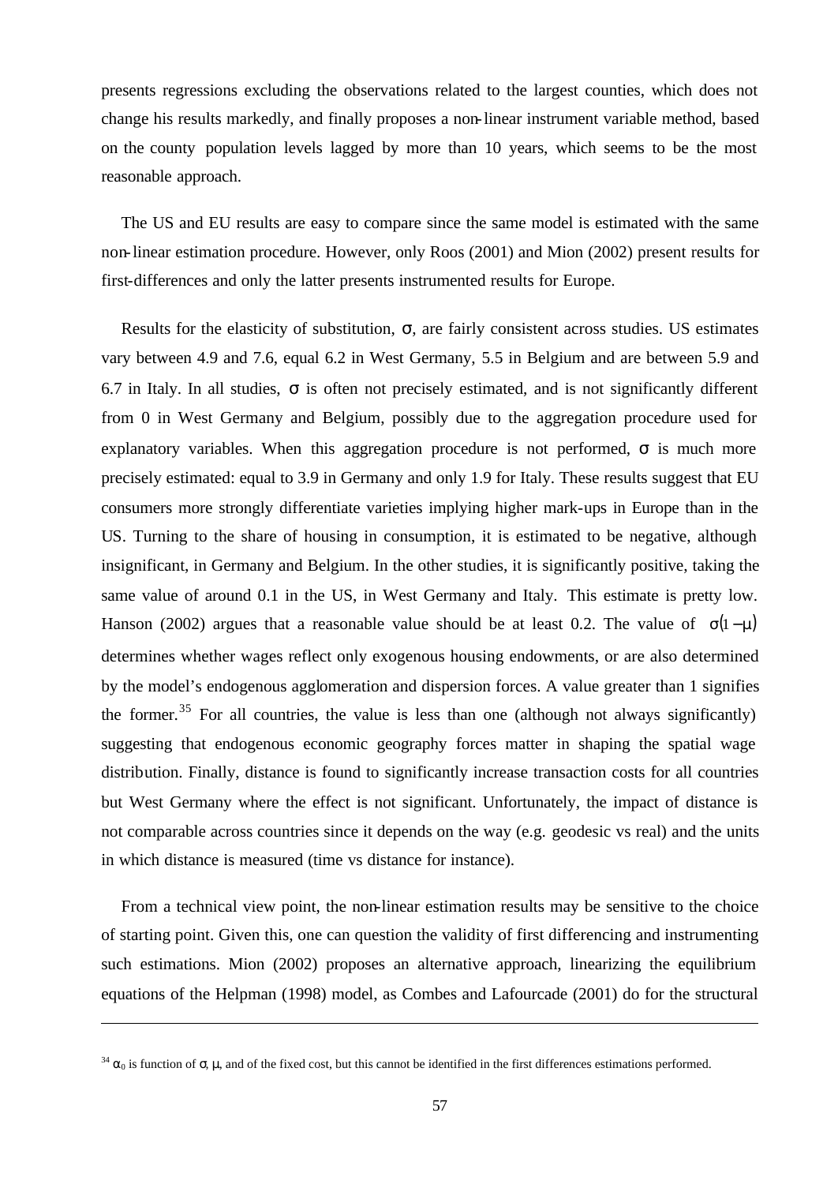presents regressions excluding the observations related to the largest counties, which does not change his results markedly, and finally proposes a non-linear instrument variable method, based on the county population levels lagged by more than 10 years, which seems to be the most reasonable approach.

The US and EU results are easy to compare since the same model is estimated with the same non-linear estimation procedure. However, only Roos (2001) and Mion (2002) present results for first-differences and only the latter presents instrumented results for Europe.

Results for the elasticity of substitution, $\sigma$, are fairly consistent across studies. US estimates vary between 4.9 and 7.6, equal 6.2 in West Germany, 5.5 in Belgium and are between 5.9 and 6.7 in Italy. In all studies, $\sigma$ is often not precisely estimated, and is not significantly different from 0 in West Germany and Belgium, possibly due to the aggregation procedure used for explanatory variables. When this aggregation procedure is not performed, $\sigma$ is much more precisely estimated: equal to 3.9 in Germany and only 1.9 for Italy. These results suggest that EU consumers more strongly differentiate varieties implying higher mark-ups in Europe than in the US. Turning to the share of housing in consumption, it is estimated to be negative, although insignificant, in Germany and Belgium. In the other studies, it is significantly positive, taking the same value of around 0.1 in the US, in West Germany and Italy. This estimate is pretty low. Hanson (2002) argues that a reasonable value should be at least 0.2. The value of $\sigma(1-\mu)$ determines whether wages reflect only exogenous housing endowments, or are also determined by the model's endogenous agglomeration and dispersion forces. A value greater than 1 signifies the former.[35] For all countries, the value is less than one (although not always significantly) suggesting that endogenous economic geography forces matter in shaping the spatial wage distribution. Finally, distance is found to significantly increase transaction costs for all countries but West Germany where the effect is not significant. Unfortunately, the impact of distance is not comparable across countries since it depends on the way (e.g. geodesic vs real) and the units in which distance is measured (time vs distance for instance).

From a technical view point, the non-linear estimation results may be sensitive to the choice of starting point. Given this, one can question the validity of first differencing and instrumenting such estimations. Mion (2002) proposes an alternative approach, linearizing the equilibrium equations of the Helpman (1998) model, as Combes and Lafourcade (2001) do for the structural

---

[34] $\alpha_0$ is function of $\sigma$, $\mu$, and of the fixed cost, but this cannot be identified in the first differences estimations performed.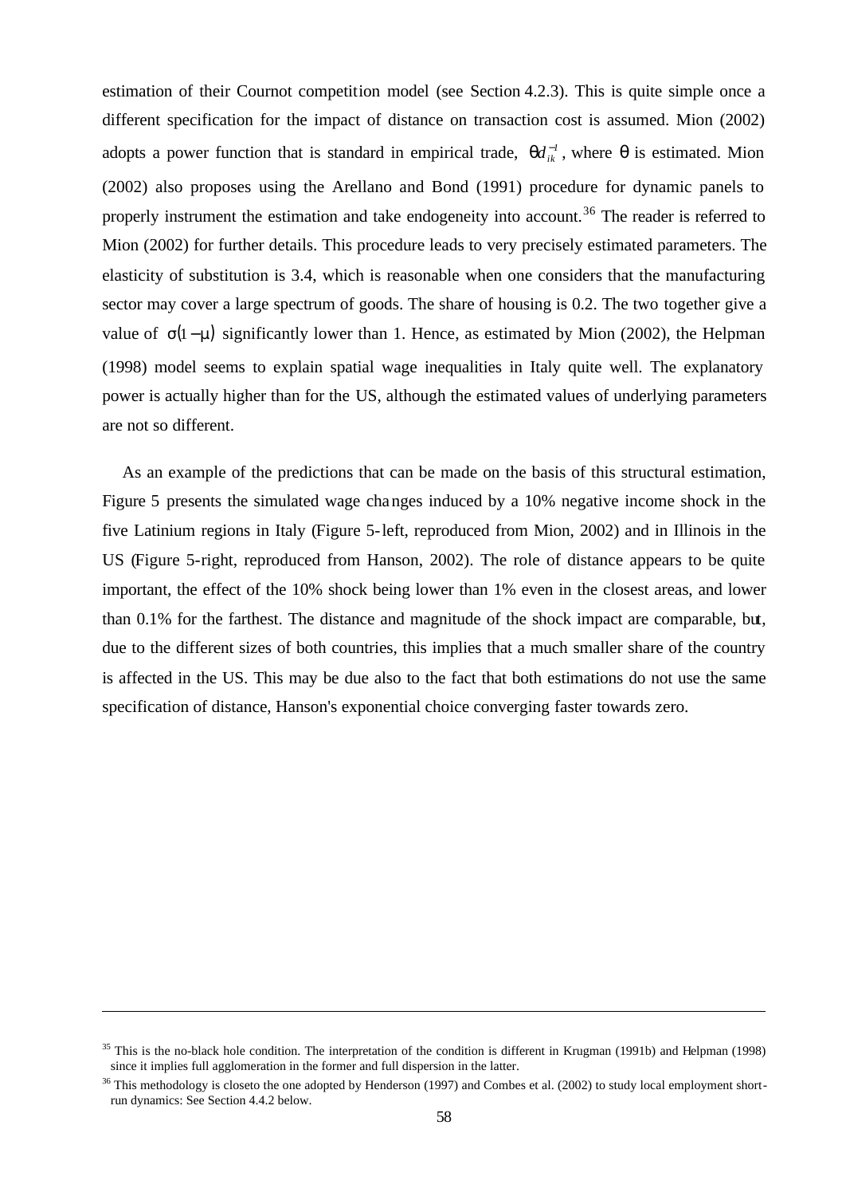estimation of their Cournot competition model (see Section 4.2.3). This is quite simple once a different specification for the impact of distance on transaction cost is assumed. Mion (2002) adopts a power function that is standard in empirical trade, $\theta d_{ik}^{-1}$, where $\theta$ is estimated. Mion (2002) also proposes using the Arellano and Bond (1991) procedure for dynamic panels to properly instrument the estimation and take endogeneity into account.[36] The reader is referred to Mion (2002) for further details. This procedure leads to very precisely estimated parameters. The elasticity of substitution is 3.4, which is reasonable when one considers that the manufacturing sector may cover a large spectrum of goods. The share of housing is 0.2. The two together give a value of $\sigma(1-\mu)$ significantly lower than 1. Hence, as estimated by Mion (2002), the Helpman (1998) model seems to explain spatial wage inequalities in Italy quite well. The explanatory power is actually higher than for the US, although the estimated values of underlying parameters are not so different.

As an example of the predictions that can be made on the basis of this structural estimation, Figure 5 presents the simulated wage changes induced by a 10% negative income shock in the five Latinium regions in Italy (Figure 5-left, reproduced from Mion, 2002) and in Illinois in the US (Figure 5-right, reproduced from Hanson, 2002). The role of distance appears to be quite important, the effect of the 10% shock being lower than 1% even in the closest areas, and lower than 0.1% for the farthest. The distance and magnitude of the shock impact are comparable, but, due to the different sizes of both countries, this implies that a much smaller share of the country is affected in the US. This may be due also to the fact that both estimations do not use the same specification of distance, Hanson's exponential choice converging faster towards zero.

---

[35] This is the no-black hole condition. The interpretation of the condition is different in Krugman (1991b) and Helpman (1998) since it implies full agglomeration in the former and full dispersion in the latter.

[36] This methodology is closeto the one adopted by Henderson (1997) and Combes et al. (2002) to study local employment short-run dynamics: See Section 4.4.2 below.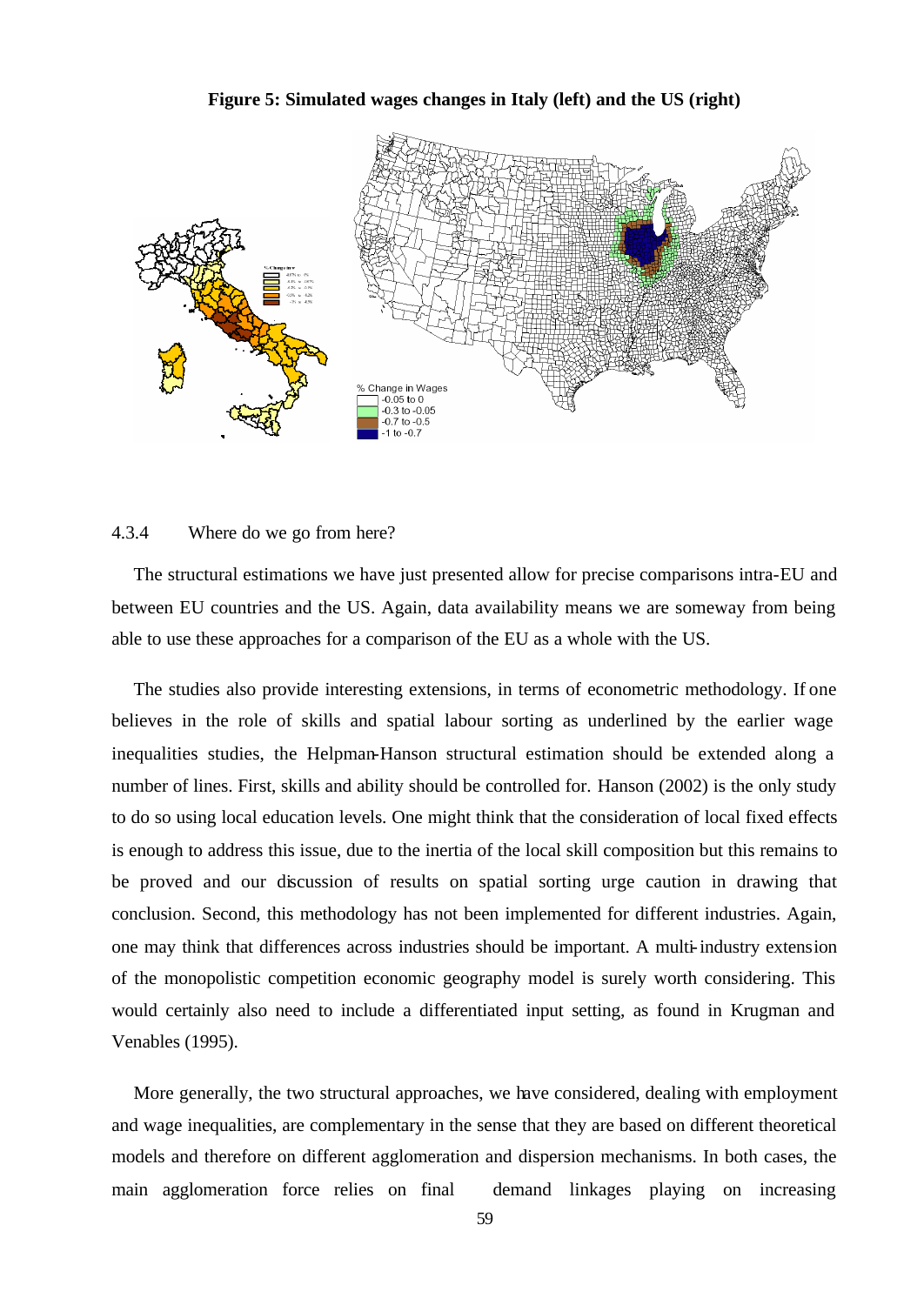**Figure 5: Simulated wages changes in Italy (left) and the US (right)**

% Change in Wages
-0.05 to 0
-0.3 to -0.05
-0.7 to -0.5
-1 to -0.7

#### 4.3.4 Where do we go from here?

The structural estimations we have just presented allow for precise comparisons intra-EU and between EU countries and the US. Again, data availability means we are someway from being able to use these approaches for a comparison of the EU as a whole with the US.

The studies also provide interesting extensions, in terms of econometric methodology. If one believes in the role of skills and spatial labour sorting as underlined by the earlier wage inequalities studies, the Helpman-Hanson structural estimation should be extended along a number of lines. First, skills and ability should be controlled for. Hanson (2002) is the only study to do so using local education levels. One might think that the consideration of local fixed effects is enough to address this issue, due to the inertia of the local skill composition but this remains to be proved and our discussion of results on spatial sorting urge caution in drawing that conclusion. Second, this methodology has not been implemented for different industries. Again, one may think that differences across industries should be important. A multi-industry extension of the monopolistic competition economic geography model is surely worth considering. This would certainly also need to include a differentiated input setting, as found in Krugman and Venables (1995).

More generally, the two structural approaches, we have considered, dealing with employment and wage inequalities, are complementary in the sense that they are based on different theoretical models and therefore on different agglomeration and dispersion mechanisms. In both cases, the main agglomeration force relies on final demand linkages playing on increasing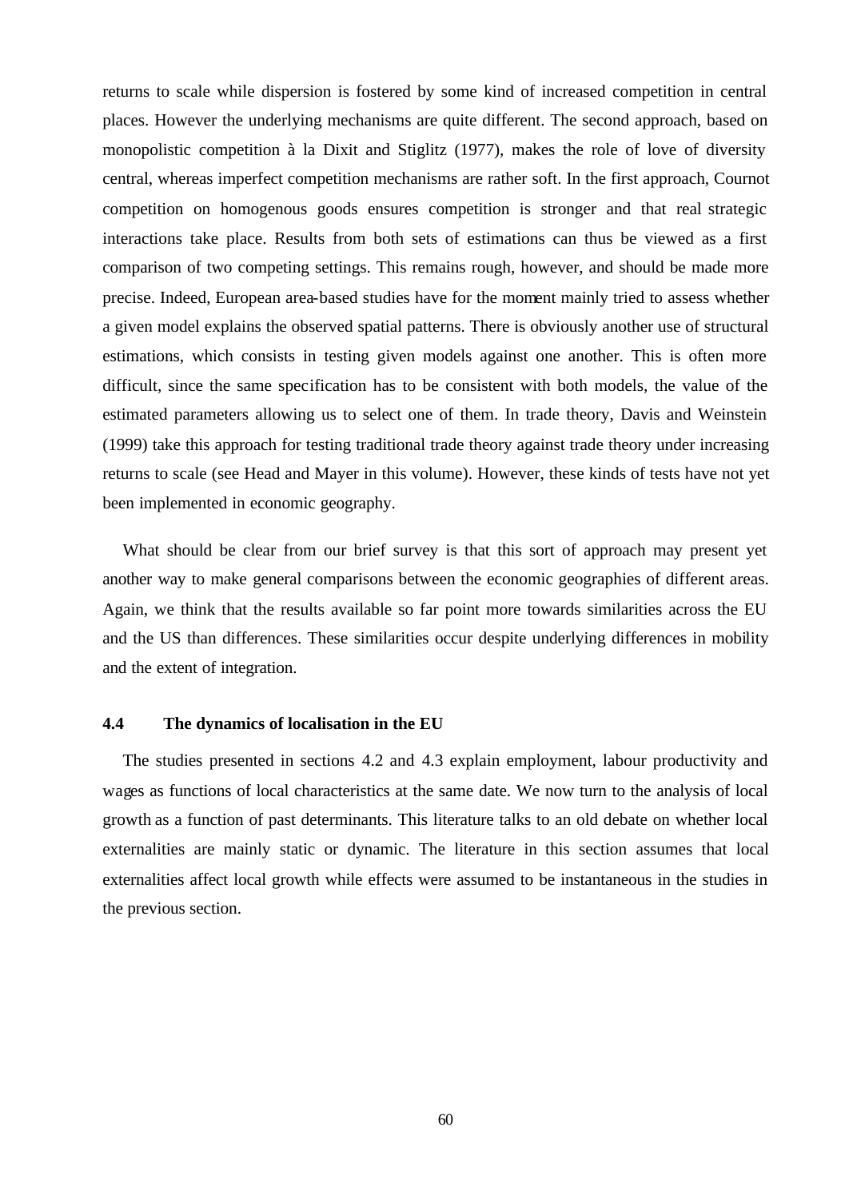returns to scale while dispersion is fostered by some kind of increased competition in central places. However the underlying mechanisms are quite different. The second approach, based on monopolistic competition à la Dixit and Stiglitz (1977), makes the role of love of diversity central, whereas imperfect competition mechanisms are rather soft. In the first approach, Cournot competition on homogenous goods ensures competition is stronger and that real strategic interactions take place. Results from both sets of estimations can thus be viewed as a first comparison of two competing settings. This remains rough, however, and should be made more precise. Indeed, European area-based studies have for the moment mainly tried to assess whether a given model explains the observed spatial patterns. There is obviously another use of structural estimations, which consists in testing given models against one another. This is often more difficult, since the same specification has to be consistent with both models, the value of the estimated parameters allowing us to select one of them. In trade theory, Davis and Weinstein (1999) take this approach for testing traditional trade theory against trade theory under increasing returns to scale (see Head and Mayer in this volume). However, these kinds of tests have not yet been implemented in economic geography.

What should be clear from our brief survey is that this sort of approach may present yet another way to make general comparisons between the economic geographies of different areas. Again, we think that the results available so far point more towards similarities across the EU and the US than differences. These similarities occur despite underlying differences in mobility and the extent of integration.

### 4.4 The dynamics of localisation in the EU

The studies presented in sections 4.2 and 4.3 explain employment, labour productivity and wages as functions of local characteristics at the same date. We now turn to the analysis of local growth as a function of past determinants. This literature talks to an old debate on whether local externalities are mainly static or dynamic. The literature in this section assumes that local externalities affect local growth while effects were assumed to be instantaneous in the studies in the previous section.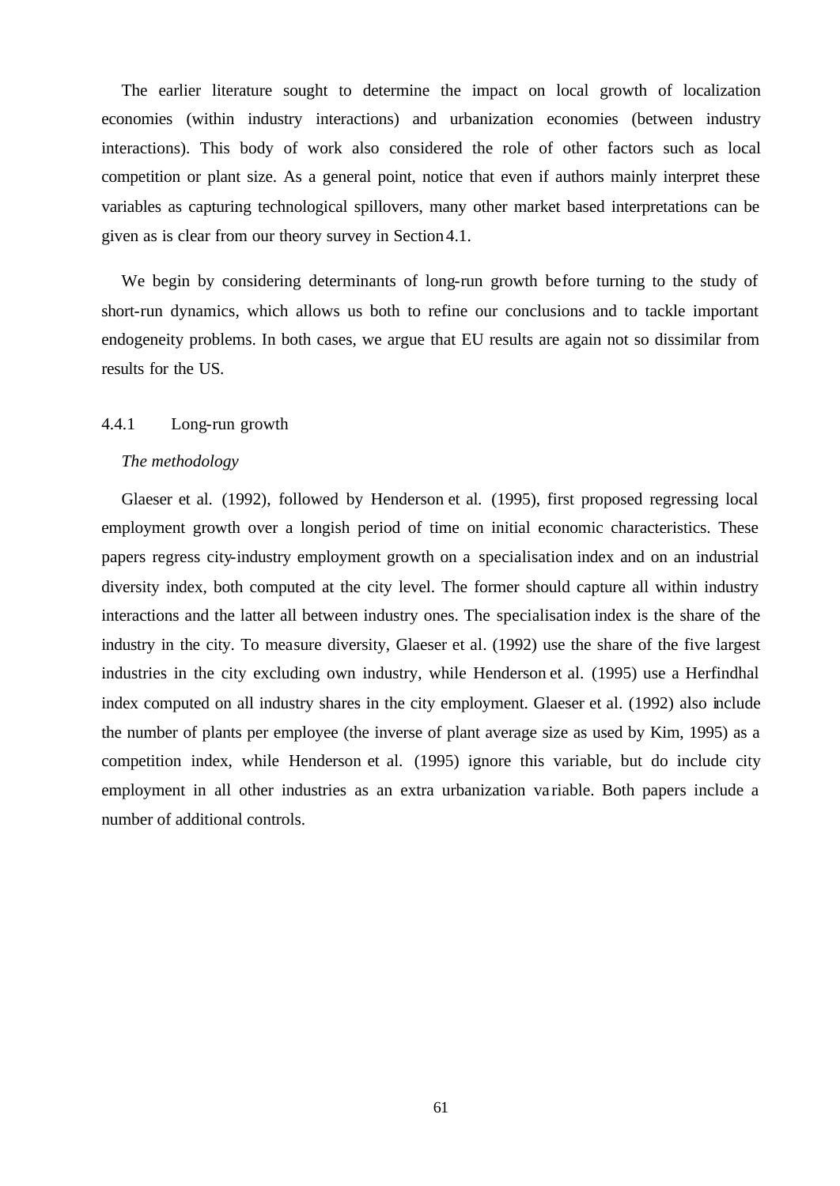The earlier literature sought to determine the impact on local growth of localization economies (within industry interactions) and urbanization economies (between industry interactions). This body of work also considered the role of other factors such as local competition or plant size. As a general point, notice that even if authors mainly interpret these variables as capturing technological spillovers, many other market based interpretations can be given as is clear from our theory survey in Section 4.1.

We begin by considering determinants of long-run growth before turning to the study of short-run dynamics, which allows us both to refine our conclusions and to tackle important endogeneity problems. In both cases, we argue that EU results are again not so dissimilar from results for the US.

### 4.4.1 Long-run growth

*The methodology*

Glaeser et al. (1992), followed by Henderson et al. (1995), first proposed regressing local employment growth over a longish period of time on initial economic characteristics. These papers regress city-industry employment growth on a specialisation index and on an industrial diversity index, both computed at the city level. The former should capture all within industry interactions and the latter all between industry ones. The specialisation index is the share of the industry in the city. To measure diversity, Glaeser et al. (1992) use the share of the five largest industries in the city excluding own industry, while Henderson et al. (1995) use a Herfindhal index computed on all industry shares in the city employment. Glaeser et al. (1992) also include the number of plants per employee (the inverse of plant average size as used by Kim, 1995) as a competition index, while Henderson et al. (1995) ignore this variable, but do include city employment in all other industries as an extra urbanization variable. Both papers include a number of additional controls.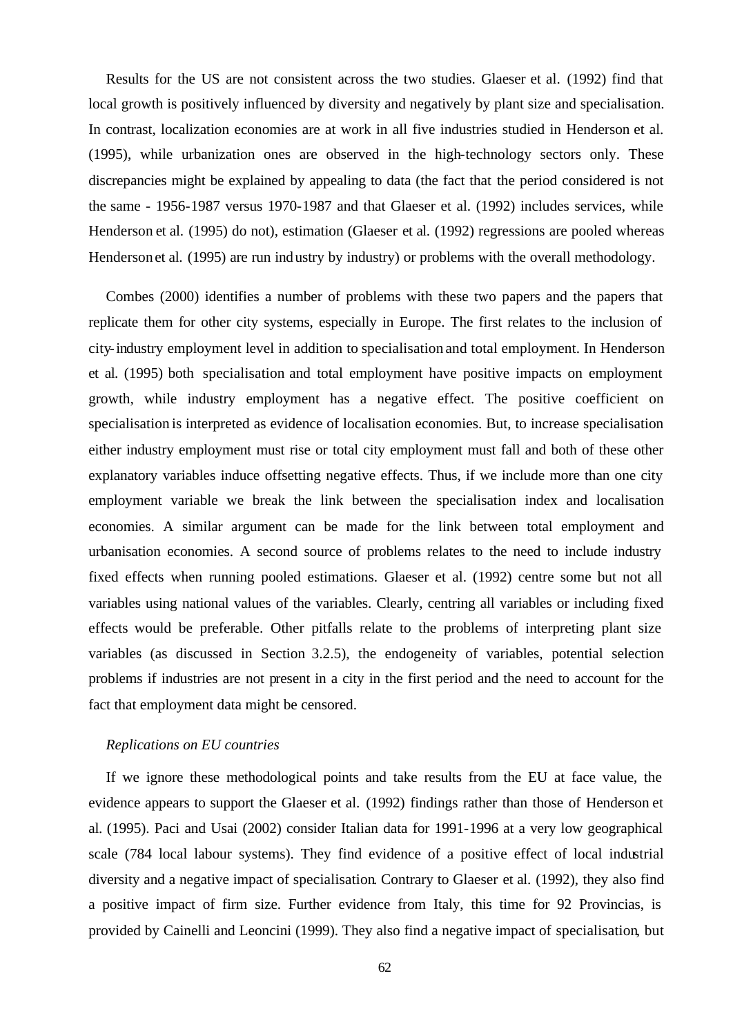Results for the US are not consistent across the two studies. Glaeser et al. (1992) find that local growth is positively influenced by diversity and negatively by plant size and specialisation. In contrast, localization economies are at work in all five industries studied in Henderson et al. (1995), while urbanization ones are observed in the high-technology sectors only. These discrepancies might be explained by appealing to data (the fact that the period considered is not the same - 1956-1987 versus 1970-1987 and that Glaeser et al. (1992) includes services, while Henderson et al. (1995) do not), estimation (Glaeser et al. (1992) regressions are pooled whereas Henderson et al. (1995) are run industry by industry) or problems with the overall methodology.

Combes (2000) identifies a number of problems with these two papers and the papers that replicate them for other city systems, especially in Europe. The first relates to the inclusion of city-industry employment level in addition to specialisation and total employment. In Henderson et al. (1995) both specialisation and total employment have positive impacts on employment growth, while industry employment has a negative effect. The positive coefficient on specialisation is interpreted as evidence of localisation economies. But, to increase specialisation either industry employment must rise or total city employment must fall and both of these other explanatory variables induce offsetting negative effects. Thus, if we include more than one city employment variable we break the link between the specialisation index and localisation economies. A similar argument can be made for the link between total employment and urbanisation economies. A second source of problems relates to the need to include industry fixed effects when running pooled estimations. Glaeser et al. (1992) centre some but not all variables using national values of the variables. Clearly, centring all variables or including fixed effects would be preferable. Other pitfalls relate to the problems of interpreting plant size variables (as discussed in Section 3.2.5), the endogeneity of variables, potential selection problems if industries are not present in a city in the first period and the need to account for the fact that employment data might be censored.

*Replications on EU countries*

If we ignore these methodological points and take results from the EU at face value, the evidence appears to support the Glaeser et al. (1992) findings rather than those of Henderson et al. (1995). Paci and Usai (2002) consider Italian data for 1991-1996 at a very low geographical scale (784 local labour systems). They find evidence of a positive effect of local industrial diversity and a negative impact of specialisation. Contrary to Glaeser et al. (1992), they also find a positive impact of firm size. Further evidence from Italy, this time for 92 Provincias, is provided by Cainelli and Leoncini (1999). They also find a negative impact of specialisation, but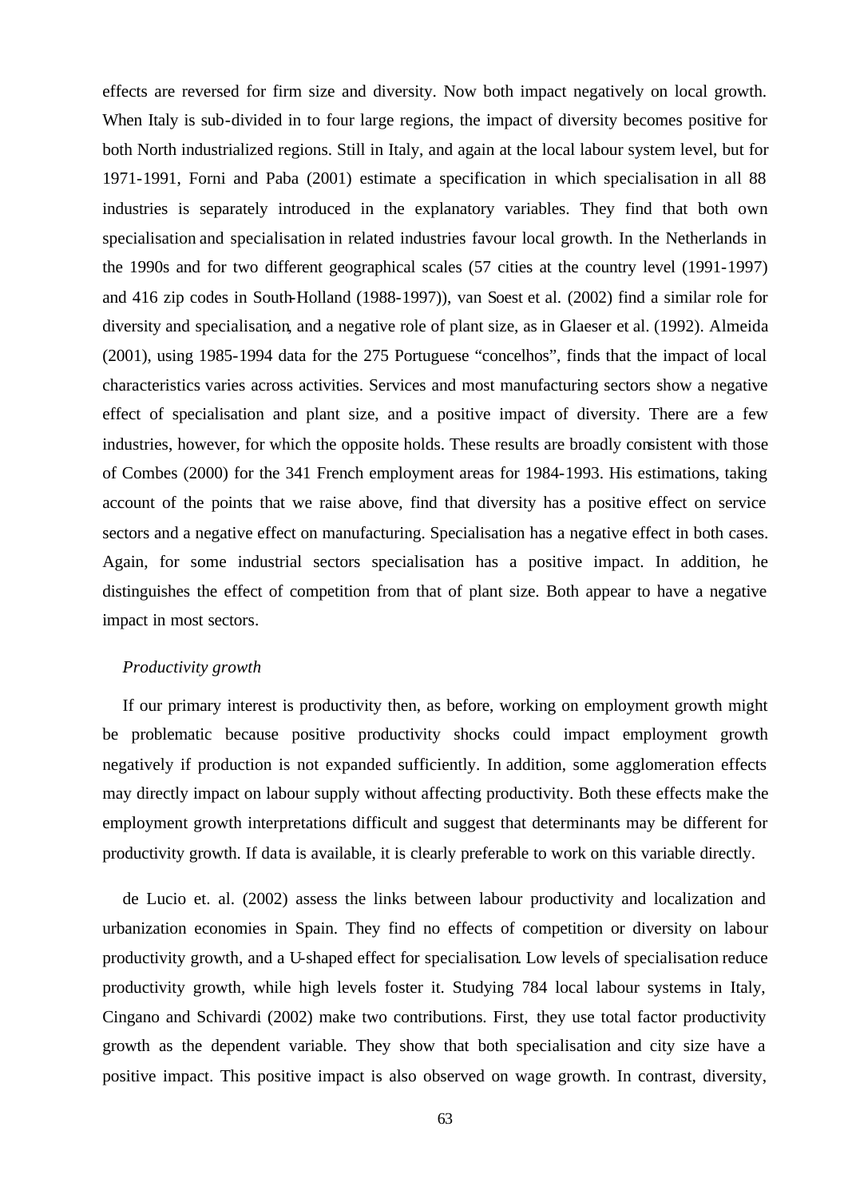effects are reversed for firm size and diversity. Now both impact negatively on local growth. When Italy is sub-divided in to four large regions, the impact of diversity becomes positive for both North industrialized regions. Still in Italy, and again at the local labour system level, but for 1971-1991, Forni and Paba (2001) estimate a specification in which specialisation in all 88 industries is separately introduced in the explanatory variables. They find that both own specialisation and specialisation in related industries favour local growth. In the Netherlands in the 1990s and for two different geographical scales (57 cities at the country level (1991-1997) and 416 zip codes in South-Holland (1988-1997)), van Soest et al. (2002) find a similar role for diversity and specialisation, and a negative role of plant size, as in Glaeser et al. (1992). Almeida (2001), using 1985-1994 data for the 275 Portuguese "concelhos", finds that the impact of local characteristics varies across activities. Services and most manufacturing sectors show a negative effect of specialisation and plant size, and a positive impact of diversity. There are a few industries, however, for which the opposite holds. These results are broadly consistent with those of Combes (2000) for the 341 French employment areas for 1984-1993. His estimations, taking account of the points that we raise above, find that diversity has a positive effect on service sectors and a negative effect on manufacturing. Specialisation has a negative effect in both cases. Again, for some industrial sectors specialisation has a positive impact. In addition, he distinguishes the effect of competition from that of plant size. Both appear to have a negative impact in most sectors.

*Productivity growth*

If our primary interest is productivity then, as before, working on employment growth might be problematic because positive productivity shocks could impact employment growth negatively if production is not expanded sufficiently. In addition, some agglomeration effects may directly impact on labour supply without affecting productivity. Both these effects make the employment growth interpretations difficult and suggest that determinants may be different for productivity growth. If data is available, it is clearly preferable to work on this variable directly.

de Lucio et. al. (2002) assess the links between labour productivity and localization and urbanization economies in Spain. They find no effects of competition or diversity on labour productivity growth, and a U-shaped effect for specialisation. Low levels of specialisation reduce productivity growth, while high levels foster it. Studying 784 local labour systems in Italy, Cingano and Schivardi (2002) make two contributions. First, they use total factor productivity growth as the dependent variable. They show that both specialisation and city size have a positive impact. This positive impact is also observed on wage growth. In contrast, diversity,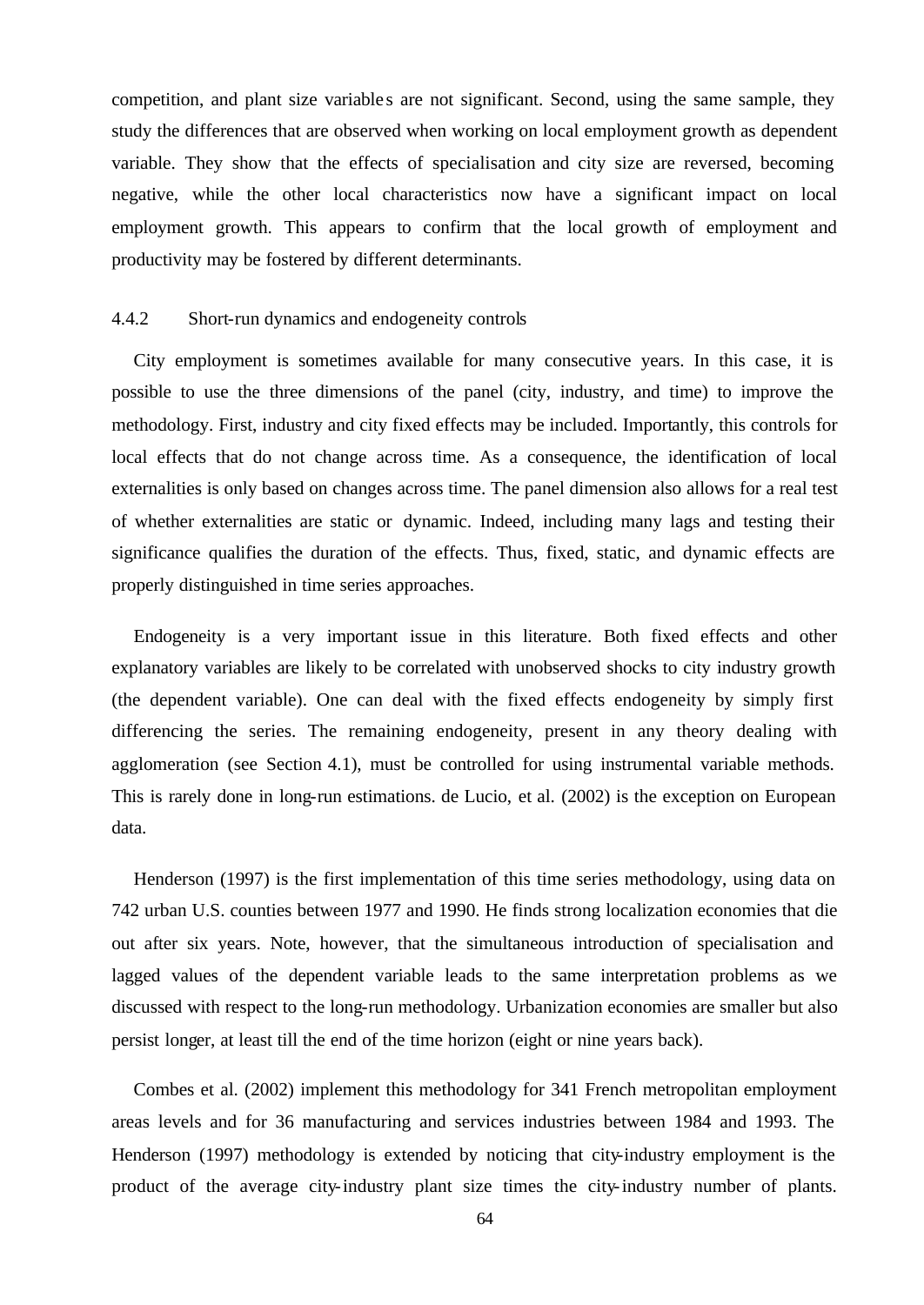competition, and plant size variables are not significant. Second, using the same sample, they study the differences that are observed when working on local employment growth as dependent variable. They show that the effects of specialisation and city size are reversed, becoming negative, while the other local characteristics now have a significant impact on local employment growth. This appears to confirm that the local growth of employment and productivity may be fostered by different determinants.

### 4.4.2 Short-run dynamics and endogeneity controls

City employment is sometimes available for many consecutive years. In this case, it is possible to use the three dimensions of the panel (city, industry, and time) to improve the methodology. First, industry and city fixed effects may be included. Importantly, this controls for local effects that do not change across time. As a consequence, the identification of local externalities is only based on changes across time. The panel dimension also allows for a real test of whether externalities are static or dynamic. Indeed, including many lags and testing their significance qualifies the duration of the effects. Thus, fixed, static, and dynamic effects are properly distinguished in time series approaches.

Endogeneity is a very important issue in this literature. Both fixed effects and other explanatory variables are likely to be correlated with unobserved shocks to city industry growth (the dependent variable). One can deal with the fixed effects endogeneity by simply first differencing the series. The remaining endogeneity, present in any theory dealing with agglomeration (see Section 4.1), must be controlled for using instrumental variable methods. This is rarely done in long-run estimations. de Lucio, et al. (2002) is the exception on European data.

Henderson (1997) is the first implementation of this time series methodology, using data on 742 urban U.S. counties between 1977 and 1990. He finds strong localization economies that die out after six years. Note, however, that the simultaneous introduction of specialisation and lagged values of the dependent variable leads to the same interpretation problems as we discussed with respect to the long-run methodology. Urbanization economies are smaller but also persist longer, at least till the end of the time horizon (eight or nine years back).

Combes et al. (2002) implement this methodology for 341 French metropolitan employment areas levels and for 36 manufacturing and services industries between 1984 and 1993. The Henderson (1997) methodology is extended by noticing that city-industry employment is the product of the average city-industry plant size times the city-industry number of plants.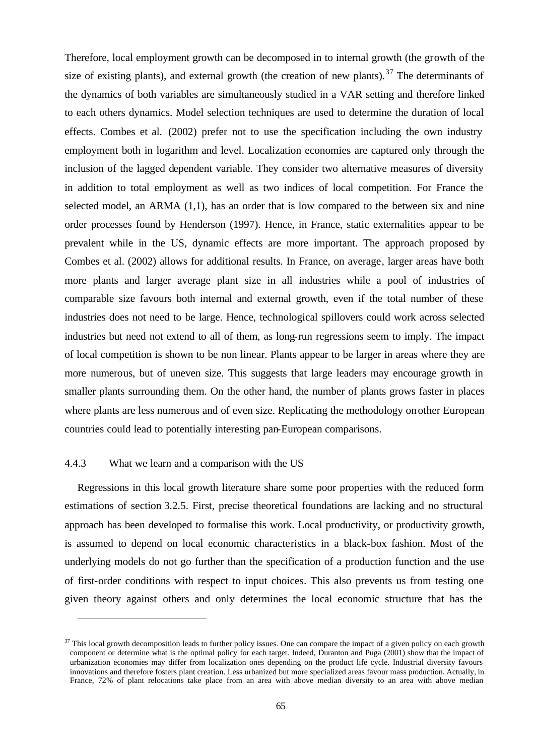Therefore, local employment growth can be decomposed in to internal growth (the growth of the size of existing plants), and external growth (the creation of new plants).[37] The determinants of the dynamics of both variables are simultaneously studied in a VAR setting and therefore linked to each others dynamics. Model selection techniques are used to determine the duration of local effects. Combes et al. (2002) prefer not to use the specification including the own industry employment both in logarithm and level. Localization economies are captured only through the inclusion of the lagged dependent variable. They consider two alternative measures of diversity in addition to total employment as well as two indices of local competition. For France the selected model, an ARMA (1,1), has an order that is low compared to the between six and nine order processes found by Henderson (1997). Hence, in France, static externalities appear to be prevalent while in the US, dynamic effects are more important. The approach proposed by Combes et al. (2002) allows for additional results. In France, on average, larger areas have both more plants and larger average plant size in all industries while a pool of industries of comparable size favours both internal and external growth, even if the total number of these industries does not need to be large. Hence, technological spillovers could work across selected industries but need not extend to all of them, as long-run regressions seem to imply. The impact of local competition is shown to be non linear. Plants appear to be larger in areas where they are more numerous, but of uneven size. This suggests that large leaders may encourage growth in smaller plants surrounding them. On the other hand, the number of plants grows faster in places where plants are less numerous and of even size. Replicating the methodology on other European countries could lead to potentially interesting pan-European comparisons.

### 4.4.3 What we learn and a comparison with the US

Regressions in this local growth literature share some poor properties with the reduced form estimations of section 3.2.5. First, precise theoretical foundations are lacking and no structural approach has been developed to formalise this work. Local productivity, or productivity growth, is assumed to depend on local economic characteristics in a black-box fashion. Most of the underlying models do not go further than the specification of a production function and the use of first-order conditions with respect to input choices. This also prevents us from testing one given theory against others and only determines the local economic structure that has the

[37] This local growth decomposition leads to further policy issues. One can compare the impact of a given policy on each growth component or determine what is the optimal policy for each target. Indeed, Duranton and Puga (2001) show that the impact of urbanization economies may differ from localization ones depending on the product life cycle. Industrial diversity favours innovations and therefore fosters plant creation. Less urbanized but more specialized areas favour mass production. Actually, in France, 72% of plant relocations take place from an area with above median diversity to an area with above median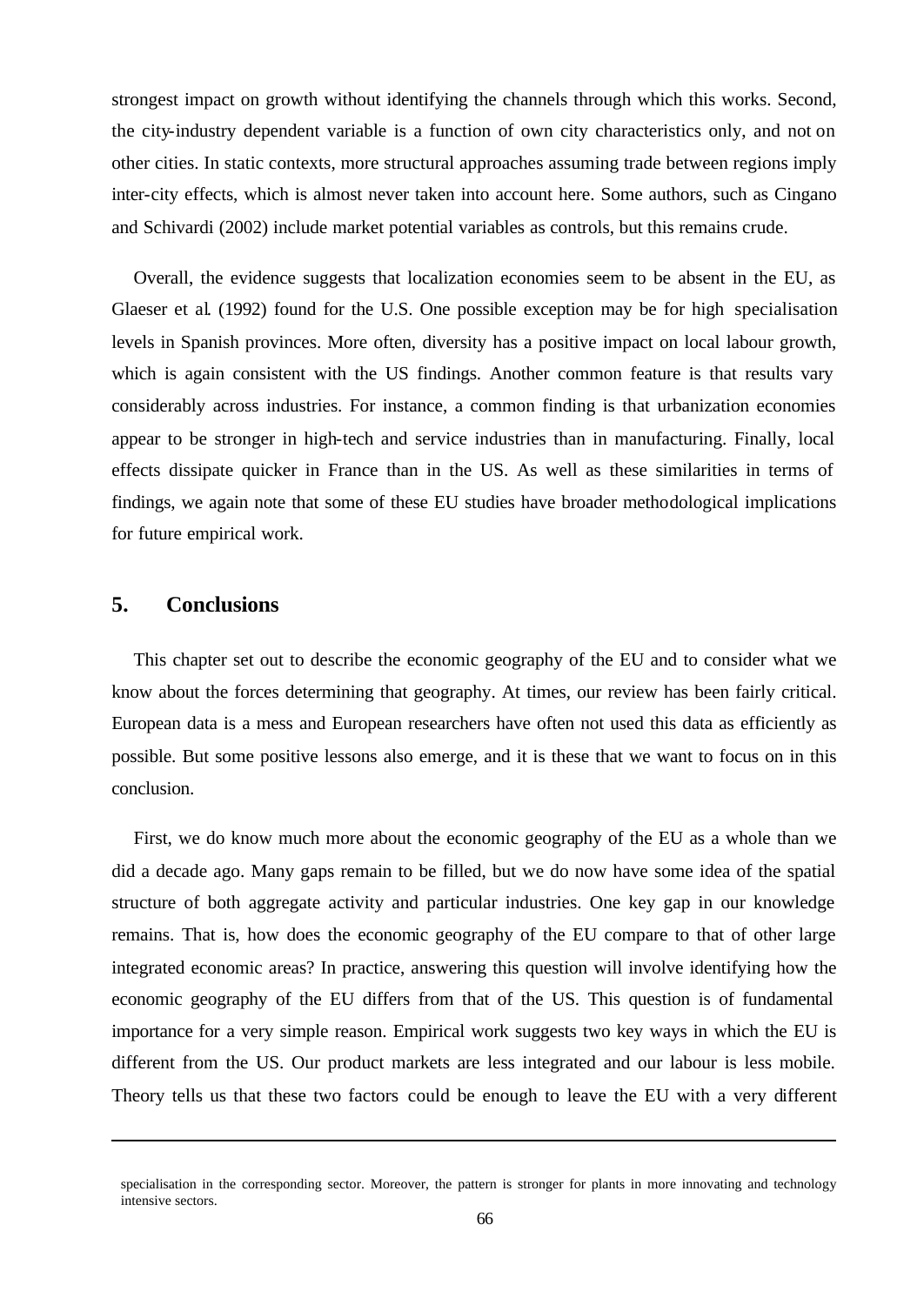strongest impact on growth without identifying the channels through which this works. Second, the city-industry dependent variable is a function of own city characteristics only, and not on other cities. In static contexts, more structural approaches assuming trade between regions imply inter-city effects, which is almost never taken into account here. Some authors, such as Cingano and Schivardi (2002) include market potential variables as controls, but this remains crude.

Overall, the evidence suggests that localization economies seem to be absent in the EU, as Glaeser et al. (1992) found for the U.S. One possible exception may be for high specialisation levels in Spanish provinces. More often, diversity has a positive impact on local labour growth, which is again consistent with the US findings. Another common feature is that results vary considerably across industries. For instance, a common finding is that urbanization economies appear to be stronger in high-tech and service industries than in manufacturing. Finally, local effects dissipate quicker in France than in the US. As well as these similarities in terms of findings, we again note that some of these EU studies have broader methodological implications for future empirical work.

## 5. Conclusions

This chapter set out to describe the economic geography of the EU and to consider what we know about the forces determining that geography. At times, our review has been fairly critical. European data is a mess and European researchers have often not used this data as efficiently as possible. But some positive lessons also emerge, and it is these that we want to focus on in this conclusion.

First, we do know much more about the economic geography of the EU as a whole than we did a decade ago. Many gaps remain to be filled, but we do now have some idea of the spatial structure of both aggregate activity and particular industries. One key gap in our knowledge remains. That is, how does the economic geography of the EU compare to that of other large integrated economic areas? In practice, answering this question will involve identifying how the economic geography of the EU differs from that of the US. This question is of fundamental importance for a very simple reason. Empirical work suggests two key ways in which the EU is different from the US. Our product markets are less integrated and our labour is less mobile. Theory tells us that these two factors could be enough to leave the EU with a very different

specialisation in the corresponding sector. Moreover, the pattern is stronger for plants in more innovating and technology intensive sectors.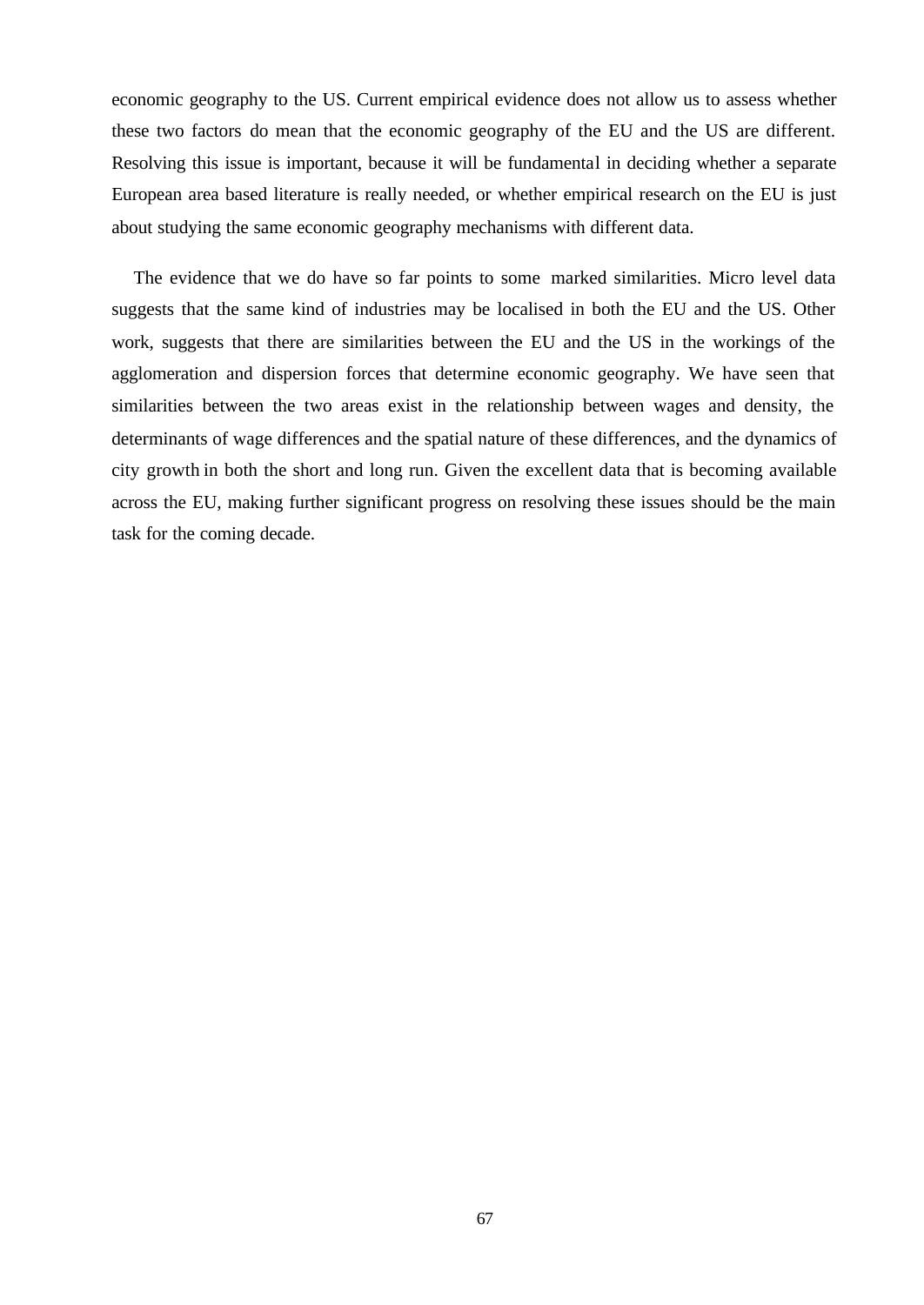economic geography to the US. Current empirical evidence does not allow us to assess whether these two factors do mean that the economic geography of the EU and the US are different. Resolving this issue is important, because it will be fundamental in deciding whether a separate European area based literature is really needed, or whether empirical research on the EU is just about studying the same economic geography mechanisms with different data.

The evidence that we do have so far points to some marked similarities. Micro level data suggests that the same kind of industries may be localised in both the EU and the US. Other work, suggests that there are similarities between the EU and the US in the workings of the agglomeration and dispersion forces that determine economic geography. We have seen that similarities between the two areas exist in the relationship between wages and density, the determinants of wage differences and the spatial nature of these differences, and the dynamics of city growth in both the short and long run. Given the excellent data that is becoming available across the EU, making further significant progress on resolving these issues should be the main task for the coming decade.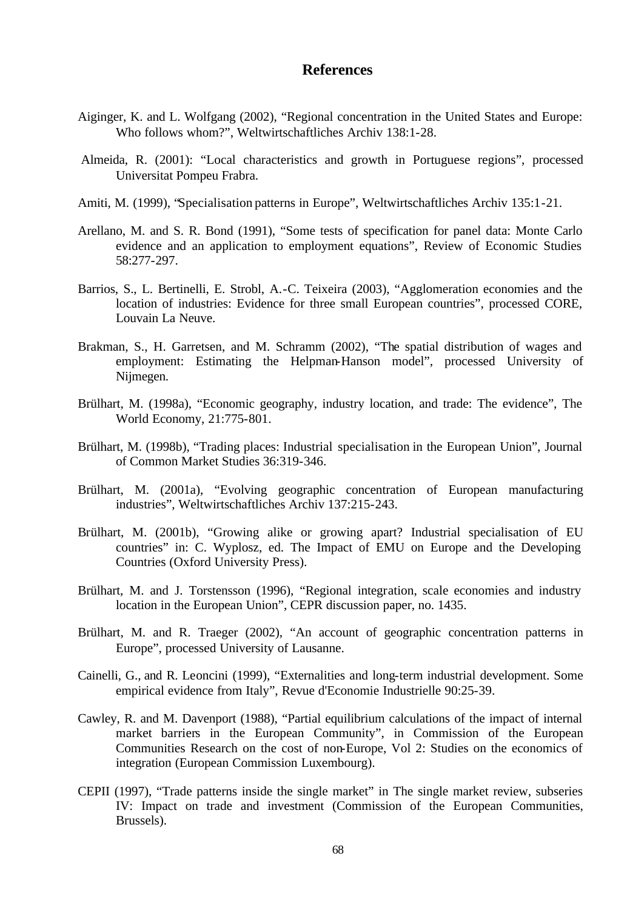# References

Aiginger, K. and L. Wolfgang (2002), "Regional concentration in the United States and Europe: Who follows whom?", Weltwirtschaftliches Archiv 138:1-28.

Almeida, R. (2001): "Local characteristics and growth in Portuguese regions", processed Universitat Pompeu Frabra.

Amiti, M. (1999), "Specialisation patterns in Europe", Weltwirtschaftliches Archiv 135:1-21.

Arellano, M. and S. R. Bond (1991), "Some tests of specification for panel data: Monte Carlo evidence and an application to employment equations", Review of Economic Studies 58:277-297.

Barrios, S., L. Bertinelli, E. Strobl, A.-C. Teixeira (2003), "Agglomeration economies and the location of industries: Evidence for three small European countries", processed CORE, Louvain La Neuve.

Brakman, S., H. Garretsen, and M. Schramm (2002), "The spatial distribution of wages and employment: Estimating the Helpman-Hanson model", processed University of Nijmegen.

Brülhart, M. (1998a), "Economic geography, industry location, and trade: The evidence", The World Economy, 21:775-801.

Brülhart, M. (1998b), "Trading places: Industrial specialisation in the European Union", Journal of Common Market Studies 36:319-346.

Brülhart, M. (2001a), "Evolving geographic concentration of European manufacturing industries", Weltwirtschaftliches Archiv 137:215-243.

Brülhart, M. (2001b), "Growing alike or growing apart? Industrial specialisation of EU countries" in: C. Wyplosz, ed. The Impact of EMU on Europe and the Developing Countries (Oxford University Press).

Brülhart, M. and J. Torstensson (1996), "Regional integration, scale economies and industry location in the European Union", CEPR discussion paper, no. 1435.

Brülhart, M. and R. Traeger (2002), "An account of geographic concentration patterns in Europe", processed University of Lausanne.

Cainelli, G., and R. Leoncini (1999), "Externalities and long-term industrial development. Some empirical evidence from Italy", Revue d'Economie Industrielle 90:25-39.

Cawley, R. and M. Davenport (1988), "Partial equilibrium calculations of the impact of internal market barriers in the European Community", in Commission of the European Communities Research on the cost of non-Europe, Vol 2: Studies on the economics of integration (European Commission Luxembourg).

CEPII (1997), "Trade patterns inside the single market" in The single market review, subseries IV: Impact on trade and investment (Commission of the European Communities, Brussels).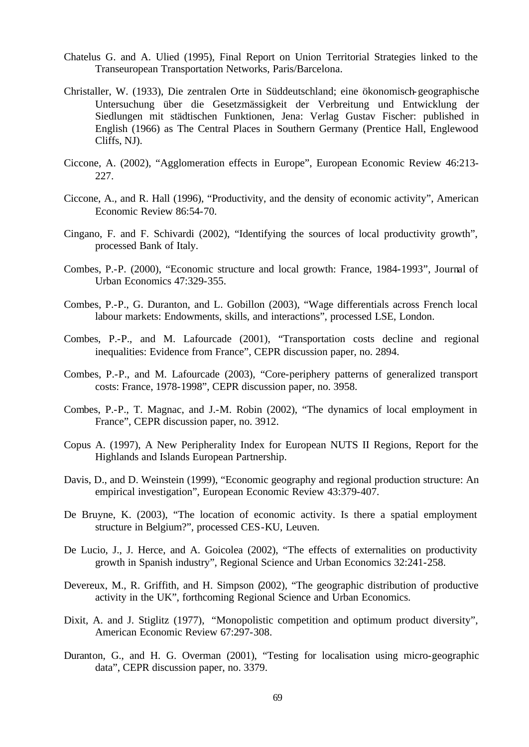Chatelus G. and A. Ulied (1995), Final Report on Union Territorial Strategies linked to the Transeuropean Transportation Networks, Paris/Barcelona.

Christaller, W. (1933), Die zentralen Orte in Süddeutschland; eine ökonomisch-geographische Untersuchung über die Gesetzmässigkeit der Verbreitung und Entwicklung der Siedlungen mit städtischen Funktionen, Jena: Verlag Gustav Fischer: published in English (1966) as The Central Places in Southern Germany (Prentice Hall, Englewood Cliffs, NJ).

Ciccone, A. (2002), "Agglomeration effects in Europe", European Economic Review 46:213-227.

Ciccone, A., and R. Hall (1996), "Productivity, and the density of economic activity", American Economic Review 86:54-70.

Cingano, F. and F. Schivardi (2002), "Identifying the sources of local productivity growth", processed Bank of Italy.

Combes, P.-P. (2000), "Economic structure and local growth: France, 1984-1993", Journal of Urban Economics 47:329-355.

Combes, P.-P., G. Duranton, and L. Gobillon (2003), "Wage differentials across French local labour markets: Endowments, skills, and interactions", processed LSE, London.

Combes, P.-P., and M. Lafourcade (2001), "Transportation costs decline and regional inequalities: Evidence from France", CEPR discussion paper, no. 2894.

Combes, P.-P., and M. Lafourcade (2003), "Core-periphery patterns of generalized transport costs: France, 1978-1998", CEPR discussion paper, no. 3958.

Combes, P.-P., T. Magnac, and J.-M. Robin (2002), "The dynamics of local employment in France", CEPR discussion paper, no. 3912.

Copus A. (1997), A New Peripherality Index for European NUTS II Regions, Report for the Highlands and Islands European Partnership.

Davis, D., and D. Weinstein (1999), "Economic geography and regional production structure: An empirical investigation", European Economic Review 43:379-407.

De Bruyne, K. (2003), "The location of economic activity. Is there a spatial employment structure in Belgium?", processed CES-KU, Leuven.

De Lucio, J., J. Herce, and A. Goicolea (2002), "The effects of externalities on productivity growth in Spanish industry", Regional Science and Urban Economics 32:241-258.

Devereux, M., R. Griffith, and H. Simpson (2002), "The geographic distribution of productive activity in the UK", forthcoming Regional Science and Urban Economics.

Dixit, A. and J. Stiglitz (1977), "Monopolistic competition and optimum product diversity", American Economic Review 67:297-308.

Duranton, G., and H. G. Overman (2001), "Testing for localisation using micro-geographic data", CEPR discussion paper, no. 3379.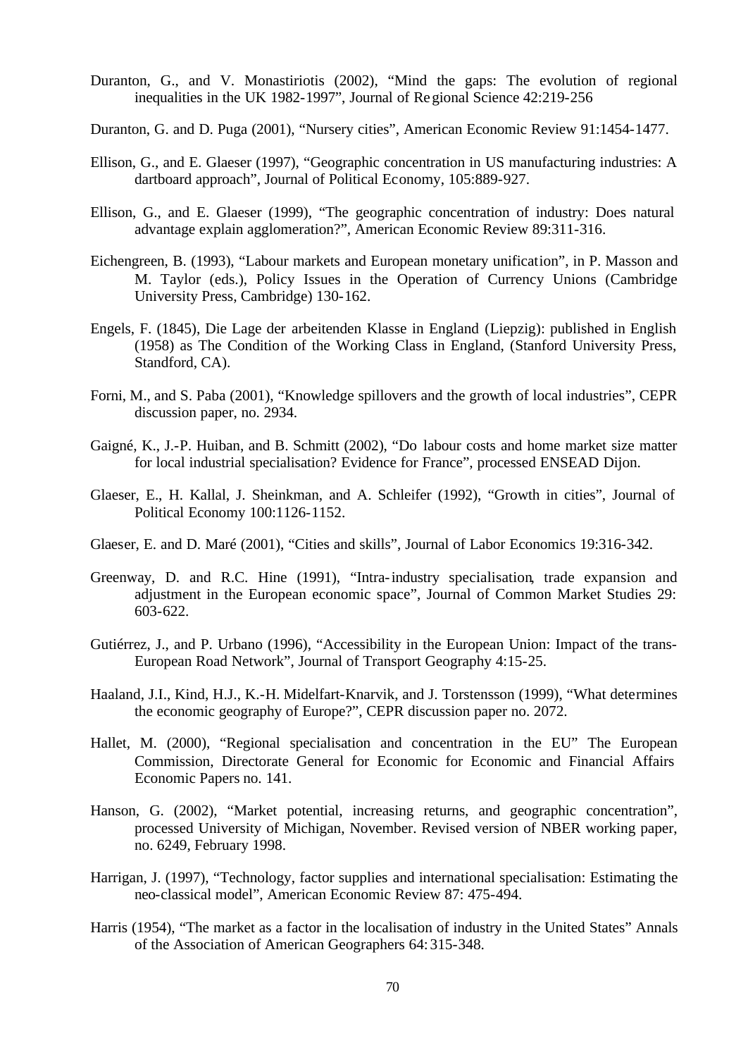Duranton, G., and V. Monastiriotis (2002), "Mind the gaps: The evolution of regional inequalities in the UK 1982-1997", Journal of Regional Science 42:219-256

Duranton, G. and D. Puga (2001), "Nursery cities", American Economic Review 91:1454-1477.

Ellison, G., and E. Glaeser (1997), "Geographic concentration in US manufacturing industries: A dartboard approach", Journal of Political Economy, 105:889-927.

Ellison, G., and E. Glaeser (1999), "The geographic concentration of industry: Does natural advantage explain agglomeration?", American Economic Review 89:311-316.

Eichengreen, B. (1993), "Labour markets and European monetary unification", in P. Masson and M. Taylor (eds.), Policy Issues in the Operation of Currency Unions (Cambridge University Press, Cambridge) 130-162.

Engels, F. (1845), Die Lage der arbeitenden Klasse in England (Liepzig): published in English (1958) as The Condition of the Working Class in England, (Stanford University Press, Standford, CA).

Forni, M., and S. Paba (2001), "Knowledge spillovers and the growth of local industries", CEPR discussion paper, no. 2934.

Gaigné, K., J.-P. Huiban, and B. Schmitt (2002), "Do labour costs and home market size matter for local industrial specialisation? Evidence for France", processed ENSEAD Dijon.

Glaeser, E., H. Kallal, J. Sheinkman, and A. Schleifer (1992), "Growth in cities", Journal of Political Economy 100:1126-1152.

Glaeser, E. and D. Maré (2001), "Cities and skills", Journal of Labor Economics 19:316-342.

Greenway, D. and R.C. Hine (1991), "Intra-industry specialisation, trade expansion and adjustment in the European economic space", Journal of Common Market Studies 29: 603-622.

Gutiérrez, J., and P. Urbano (1996), "Accessibility in the European Union: Impact of the trans-European Road Network", Journal of Transport Geography 4:15-25.

Haaland, J.I., Kind, H.J., K.-H. Midelfart-Knarvik, and J. Torstensson (1999), "What determines the economic geography of Europe?", CEPR discussion paper no. 2072.

Hallet, M. (2000), "Regional specialisation and concentration in the EU" The European Commission, Directorate General for Economic for Economic and Financial Affairs Economic Papers no. 141.

Hanson, G. (2002), "Market potential, increasing returns, and geographic concentration", processed University of Michigan, November. Revised version of NBER working paper, no. 6249, February 1998.

Harrigan, J. (1997), "Technology, factor supplies and international specialisation: Estimating the neo-classical model", American Economic Review 87: 475-494.

Harris (1954), "The market as a factor in the localisation of industry in the United States" Annals of the Association of American Geographers 64: 315-348.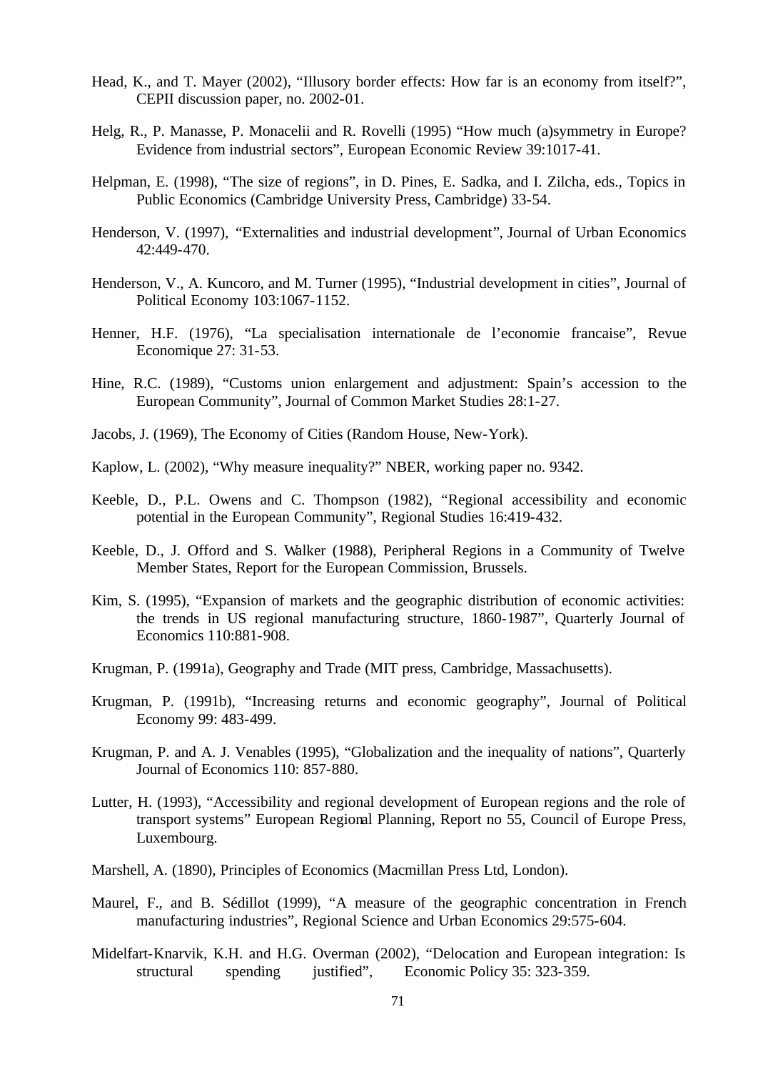Head, K., and T. Mayer (2002), "Illusory border effects: How far is an economy from itself?", CEPII discussion paper, no. 2002-01.

Helg, R., P. Manasse, P. Monacelii and R. Rovelli (1995) "How much (a)symmetry in Europe? Evidence from industrial sectors", European Economic Review 39:1017-41.

Helpman, E. (1998), "The size of regions", in D. Pines, E. Sadka, and I. Zilcha, eds., Topics in Public Economics (Cambridge University Press, Cambridge) 33-54.

Henderson, V. (1997), "Externalities and industrial development", Journal of Urban Economics 42:449-470.

Henderson, V., A. Kuncoro, and M. Turner (1995), "Industrial development in cities", Journal of Political Economy 103:1067-1152.

Henner, H.F. (1976), "La specialisation internationale de l'economie francaise", Revue Economique 27: 31-53.

Hine, R.C. (1989), "Customs union enlargement and adjustment: Spain's accession to the European Community", Journal of Common Market Studies 28:1-27.

Jacobs, J. (1969), The Economy of Cities (Random House, New-York).

Kaplow, L. (2002), "Why measure inequality?" NBER, working paper no. 9342.

Keeble, D., P.L. Owens and C. Thompson (1982), "Regional accessibility and economic potential in the European Community", Regional Studies 16:419-432.

Keeble, D., J. Offord and S. Walker (1988), Peripheral Regions in a Community of Twelve Member States, Report for the European Commission, Brussels.

Kim, S. (1995), "Expansion of markets and the geographic distribution of economic activities: the trends in US regional manufacturing structure, 1860-1987", Quarterly Journal of Economics 110:881-908.

Krugman, P. (1991a), Geography and Trade (MIT press, Cambridge, Massachusetts).

Krugman, P. (1991b), "Increasing returns and economic geography", Journal of Political Economy 99: 483-499.

Krugman, P. and A. J. Venables (1995), "Globalization and the inequality of nations", Quarterly Journal of Economics 110: 857-880.

Lutter, H. (1993), "Accessibility and regional development of European regions and the role of transport systems" European Regional Planning, Report no 55, Council of Europe Press, Luxembourg.

Marshell, A. (1890), Principles of Economics (Macmillan Press Ltd, London).

Maurel, F., and B. Sédillot (1999), "A measure of the geographic concentration in French manufacturing industries", Regional Science and Urban Economics 29:575-604.

Midelfart-Knarvik, K.H. and H.G. Overman (2002), "Delocation and European integration: Is structural spending justified", Economic Policy 35: 323-359.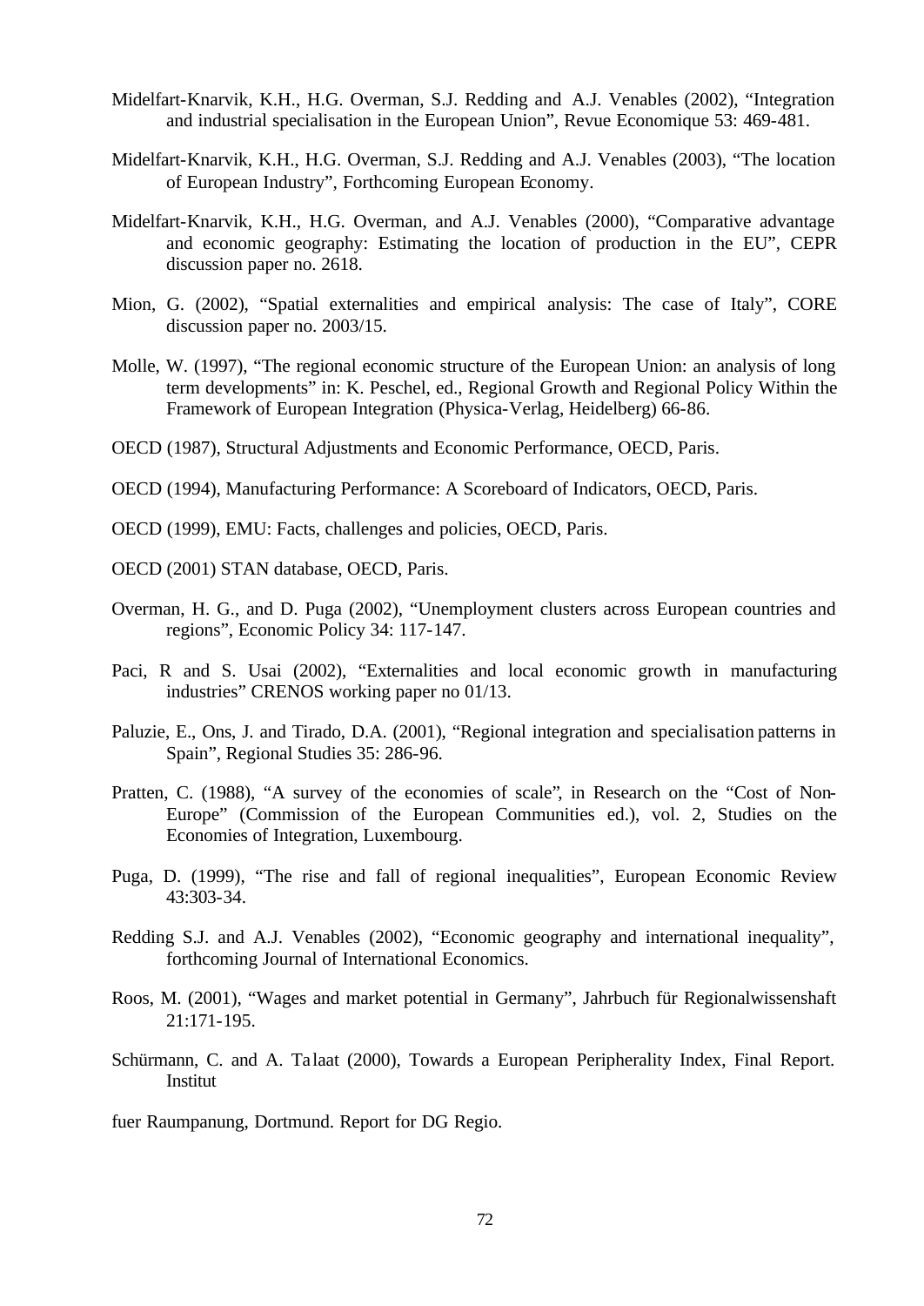Midelfart-Knarvik, K.H., H.G. Overman, S.J. Redding and A.J. Venables (2002), "Integration and industrial specialisation in the European Union", Revue Economique 53: 469-481.

Midelfart-Knarvik, K.H., H.G. Overman, S.J. Redding and A.J. Venables (2003), "The location of European Industry", Forthcoming European Economy.

Midelfart-Knarvik, K.H., H.G. Overman, and A.J. Venables (2000), "Comparative advantage and economic geography: Estimating the location of production in the EU", CEPR discussion paper no. 2618.

Mion, G. (2002), "Spatial externalities and empirical analysis: The case of Italy", CORE discussion paper no. 2003/15.

Molle, W. (1997), "The regional economic structure of the European Union: an analysis of long term developments" in: K. Peschel, ed., Regional Growth and Regional Policy Within the Framework of European Integration (Physica-Verlag, Heidelberg) 66-86.

OECD (1987), Structural Adjustments and Economic Performance, OECD, Paris.

OECD (1994), Manufacturing Performance: A Scoreboard of Indicators, OECD, Paris.

OECD (1999), EMU: Facts, challenges and policies, OECD, Paris.

OECD (2001) STAN database, OECD, Paris.

Overman, H. G., and D. Puga (2002), "Unemployment clusters across European countries and regions", Economic Policy 34: 117-147.

Paci, R and S. Usai (2002), "Externalities and local economic growth in manufacturing industries" CRENOS working paper no 01/13.

Paluzie, E., Ons, J. and Tirado, D.A. (2001), "Regional integration and specialisation patterns in Spain", Regional Studies 35: 286-96.

Pratten, C. (1988), "A survey of the economies of scale", in Research on the "Cost of Non-Europe" (Commission of the European Communities ed.), vol. 2, Studies on the Economies of Integration, Luxembourg.

Puga, D. (1999), "The rise and fall of regional inequalities", European Economic Review 43:303-34.

Redding S.J. and A.J. Venables (2002), "Economic geography and international inequality", forthcoming Journal of International Economics.

Roos, M. (2001), "Wages and market potential in Germany", Jahrbuch für Regionalwissenshaft 21:171-195.

Schürmann, C. and A. Talaat (2000), Towards a European Peripherality Index, Final Report. Institut

fuer Raumpanung, Dortmund. Report for DG Regio.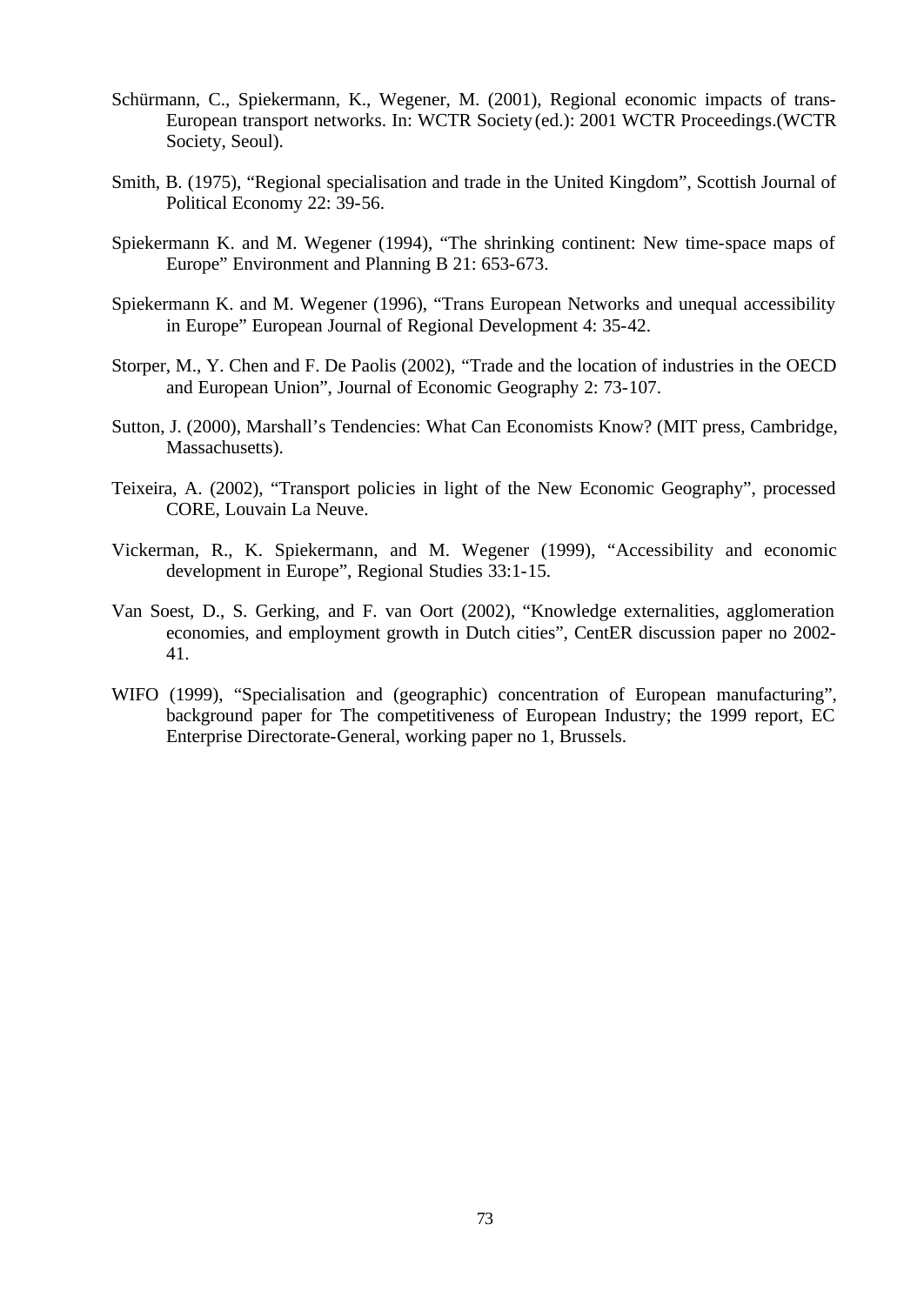Schürmann, C., Spiekermann, K., Wegener, M. (2001), Regional economic impacts of trans-European transport networks. In: WCTR Society (ed.): 2001 WCTR Proceedings.(WCTR Society, Seoul).

Smith, B. (1975), "Regional specialisation and trade in the United Kingdom", Scottish Journal of Political Economy 22: 39-56.

Spiekermann K. and M. Wegener (1994), "The shrinking continent: New time-space maps of Europe" Environment and Planning B 21: 653-673.

Spiekermann K. and M. Wegener (1996), "Trans European Networks and unequal accessibility in Europe" European Journal of Regional Development 4: 35-42.

Storper, M., Y. Chen and F. De Paolis (2002), "Trade and the location of industries in the OECD and European Union", Journal of Economic Geography 2: 73-107.

Sutton, J. (2000), Marshall's Tendencies: What Can Economists Know? (MIT press, Cambridge, Massachusetts).

Teixeira, A. (2002), "Transport policies in light of the New Economic Geography", processed CORE, Louvain La Neuve.

Vickerman, R., K. Spiekermann, and M. Wegener (1999), "Accessibility and economic development in Europe", Regional Studies 33:1-15.

Van Soest, D., S. Gerking, and F. van Oort (2002), "Knowledge externalities, agglomeration economies, and employment growth in Dutch cities", CentER discussion paper no 2002-41.

WIFO (1999), "Specialisation and (geographic) concentration of European manufacturing", background paper for The competitiveness of European Industry; the 1999 report, EC Enterprise Directorate-General, working paper no 1, Brussels.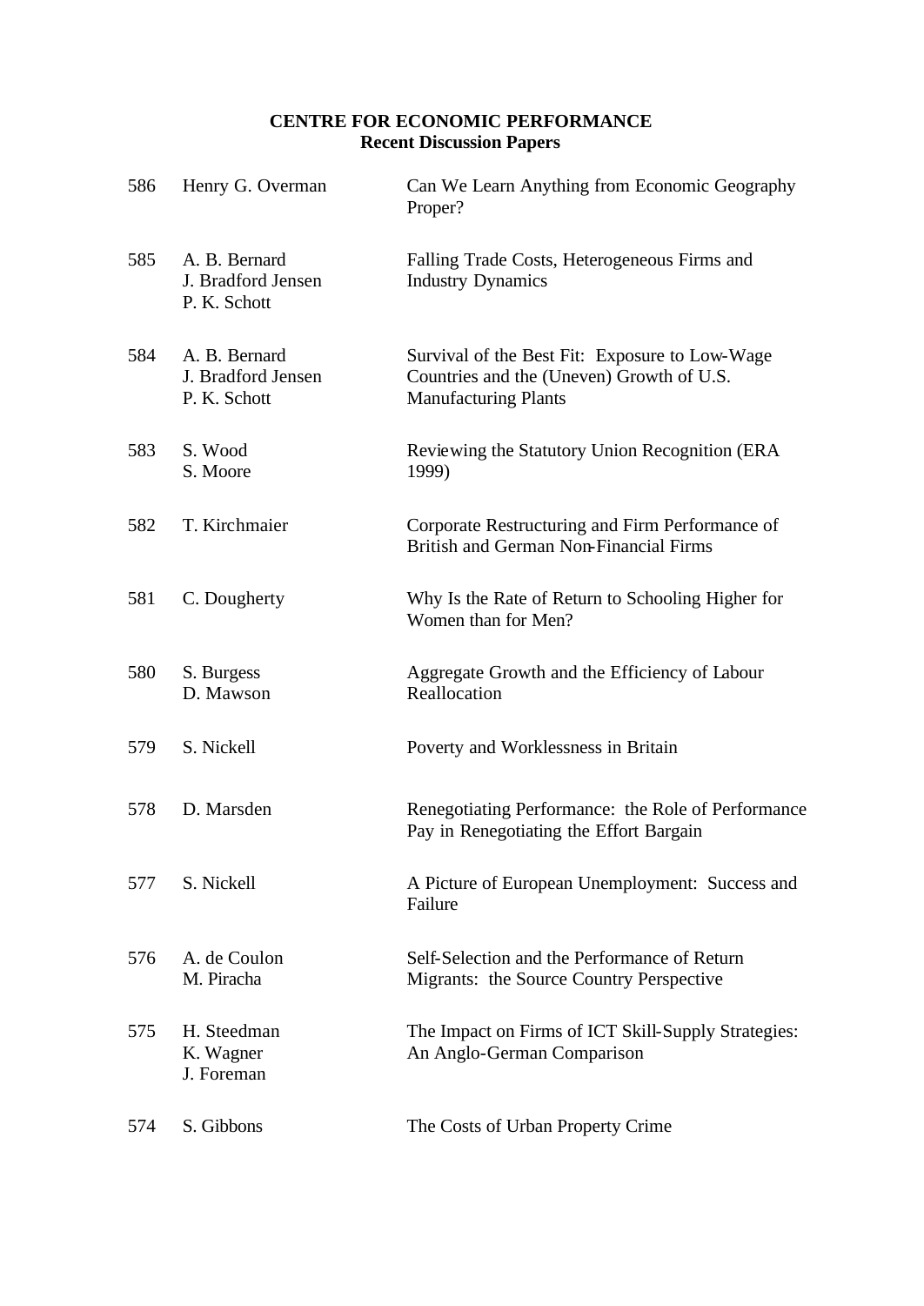**CENTRE FOR ECONOMIC PERFORMANCE**
**Recent Discussion Papers**

| | | |
|---|---|---|
| 586 | Henry G. Overman | Can We Learn Anything from Economic Geography Proper? |
| 585 | A. B. Bernard<br>J. Bradford Jensen<br>P. K. Schott | Falling Trade Costs, Heterogeneous Firms and Industry Dynamics |
| 584 | A. B. Bernard<br>J. Bradford Jensen<br>P. K. Schott | Survival of the Best Fit: Exposure to Low-Wage Countries and the (Uneven) Growth of U.S. Manufacturing Plants |
| 583 | S. Wood<br>S. Moore | Reviewing the Statutory Union Recognition (ERA 1999) |
| 582 | T. Kirchmaier | Corporate Restructuring and Firm Performance of British and German Non-Financial Firms |
| 581 | C. Dougherty | Why Is the Rate of Return to Schooling Higher for Women than for Men? |
| 580 | S. Burgess<br>D. Mawson | Aggregate Growth and the Efficiency of Labour Reallocation |
| 579 | S. Nickell | Poverty and Worklessness in Britain |
| 578 | D. Marsden | Renegotiating Performance: the Role of Performance Pay in Renegotiating the Effort Bargain |
| 577 | S. Nickell | A Picture of European Unemployment: Success and Failure |
| 576 | A. de Coulon<br>M. Piracha | Self-Selection and the Performance of Return Migrants: the Source Country Perspective |
| 575 | H. Steedman<br>K. Wagner<br>J. Foreman | The Impact on Firms of ICT Skill-Supply Strategies: An Anglo-German Comparison |
| 574 | S. Gibbons | The Costs of Urban Property Crime |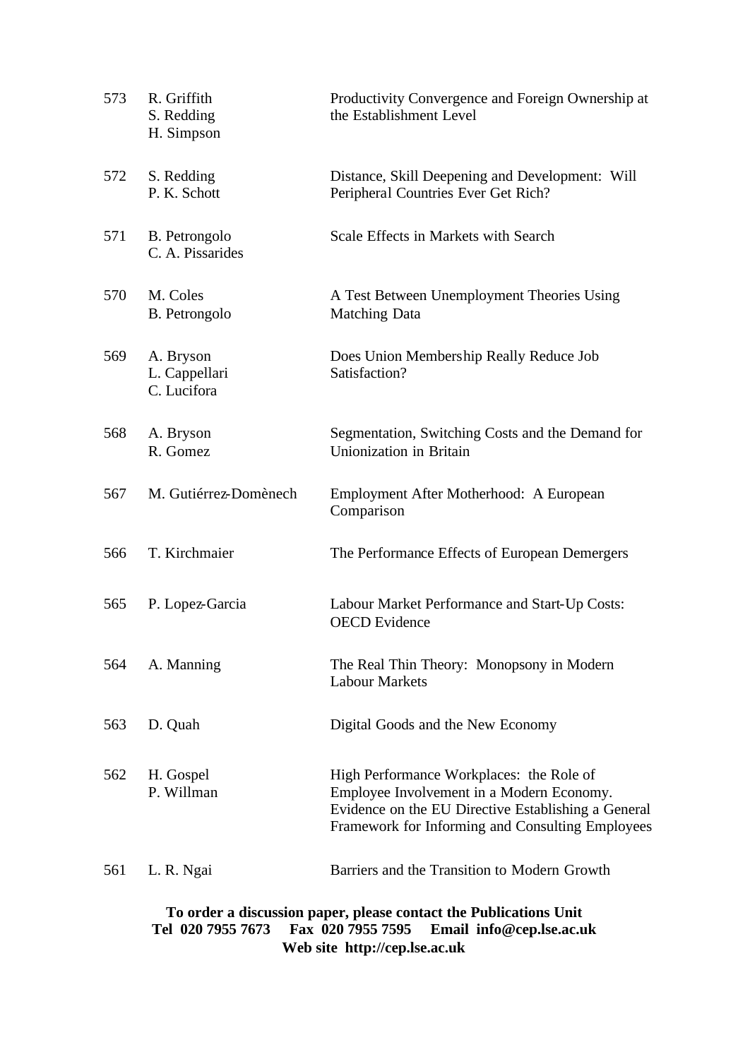| | | |
|---|---|---|
| 573 | R. Griffith<br>S. Redding<br>H. Simpson | Productivity Convergence and Foreign Ownership at the Establishment Level |
| 572 | S. Redding<br>P. K. Schott | Distance, Skill Deepening and Development: Will Peripheral Countries Ever Get Rich? |
| 571 | B. Petrongolo<br>C. A. Pissarides | Scale Effects in Markets with Search |
| 570 | M. Coles<br>B. Petrongolo | A Test Between Unemployment Theories Using Matching Data |
| 569 | A. Bryson<br>L. Cappellari<br>C. Lucifora | Does Union Membership Really Reduce Job Satisfaction? |
| 568 | A. Bryson<br>R. Gomez | Segmentation, Switching Costs and the Demand for Unionization in Britain |
| 567 | M. Gutiérrez-Domènech | Employment After Motherhood: A European Comparison |
| 566 | T. Kirchmaier | The Performance Effects of European Demergers |
| 565 | P. Lopez-Garcia | Labour Market Performance and Start-Up Costs: OECD Evidence |
| 564 | A. Manning | The Real Thin Theory: Monopsony in Modern Labour Markets |
| 563 | D. Quah | Digital Goods and the New Economy |
| 562 | H. Gospel<br>P. Willman | High Performance Workplaces: the Role of Employee Involvement in a Modern Economy. Evidence on the EU Directive Establishing a General Framework for Informing and Consulting Employees |
| 561 | L. R. Ngai | Barriers and the Transition to Modern Growth |

**To order a discussion paper, please contact the Publications Unit**
**Tel 020 7955 7673 Fax 020 7955 7595 Email info@cep.lse.ac.uk**
**Web site http://cep.lse.ac.uk**